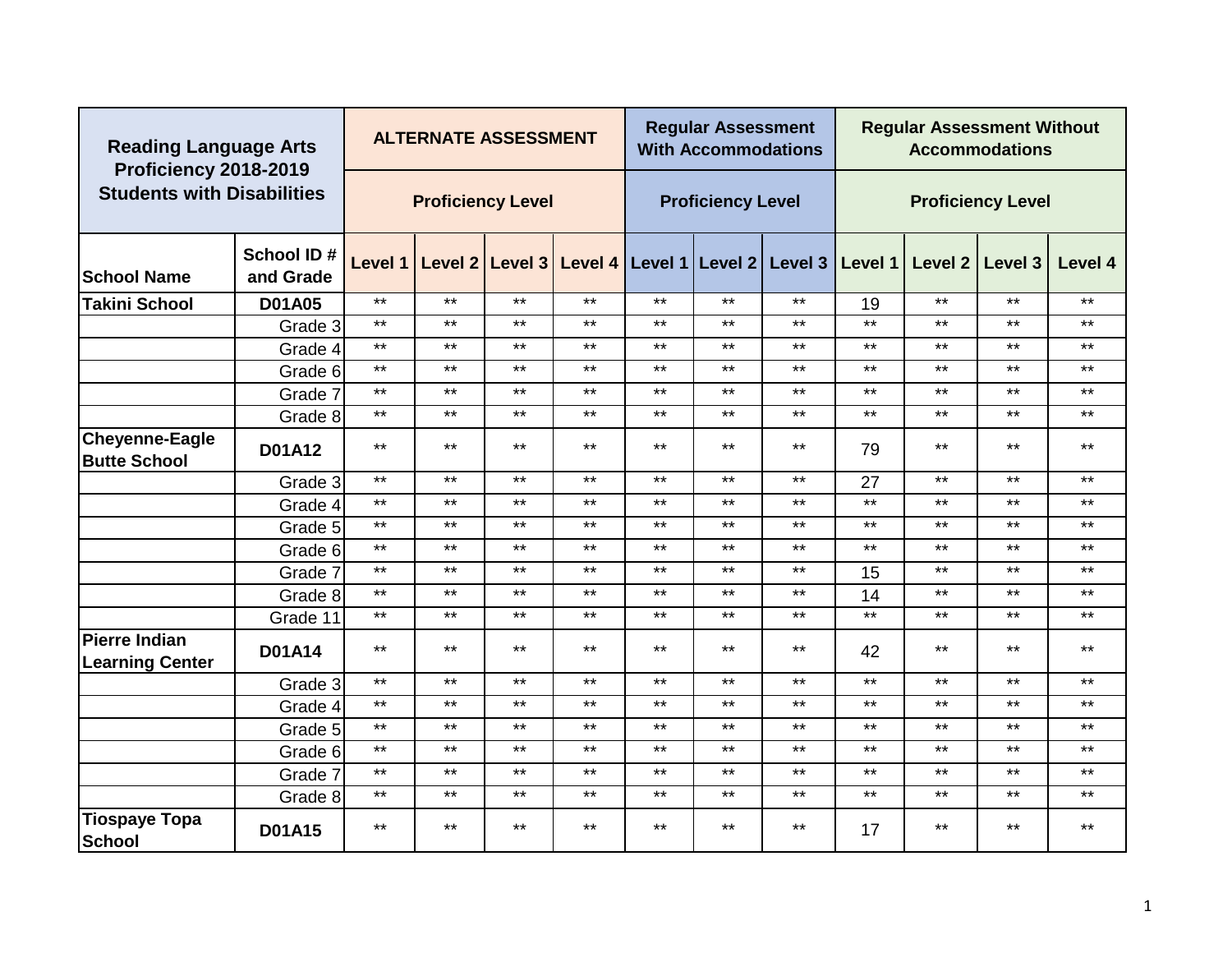| Reading Language Arts Proficiency 2018-2019 Students with Disabilities | | ALTERNATE ASSESSMENT | | | | Regular Assessment With Accommodations | | | Regular Assessment Without Accommodations | | | |
|---|---|---|---|---|---|---|---|---|---|---|---|---|
| | | Proficiency Level | | | | Proficiency Level | | | Proficiency Level | | | |
| School Name | School ID # and Grade | Level 1 | Level 2 | Level 3 | Level 4 | Level 1 | Level 2 | Level 3 | Level 1 | Level 2 | Level 3 | Level 4 |
| **Takini School** | **D01A05** | ** | ** | ** | ** | ** | ** | ** | 19 | ** | ** | ** |
| | Grade 3 | ** | ** | ** | ** | ** | ** | ** | ** | ** | ** | ** |
| | Grade 4 | ** | ** | ** | ** | ** | ** | ** | ** | ** | ** | ** |
| | Grade 6 | ** | ** | ** | ** | ** | ** | ** | ** | ** | ** | ** |
| | Grade 7 | ** | ** | ** | ** | ** | ** | ** | ** | ** | ** | ** |
| | Grade 8 | ** | ** | ** | ** | ** | ** | ** | ** | ** | ** | ** |
| **Cheyenne-Eagle Butte School** | **D01A12** | ** | ** | ** | ** | ** | ** | ** | 79 | ** | ** | ** |
| | Grade 3 | ** | ** | ** | ** | ** | ** | ** | 27 | ** | ** | ** |
| | Grade 4 | ** | ** | ** | ** | ** | ** | ** | ** | ** | ** | ** |
| | Grade 5 | ** | ** | ** | ** | ** | ** | ** | ** | ** | ** | ** |
| | Grade 6 | ** | ** | ** | ** | ** | ** | ** | ** | ** | ** | ** |
| | Grade 7 | ** | ** | ** | ** | ** | ** | ** | 15 | ** | ** | ** |
| | Grade 8 | ** | ** | ** | ** | ** | ** | ** | 14 | ** | ** | ** |
| | Grade 11 | ** | ** | ** | ** | ** | ** | ** | ** | ** | ** | ** |
| **Pierre Indian Learning Center** | **D01A14** | ** | ** | ** | ** | ** | ** | ** | 42 | ** | ** | ** |
| | Grade 3 | ** | ** | ** | ** | ** | ** | ** | ** | ** | ** | ** |
| | Grade 4 | ** | ** | ** | ** | ** | ** | ** | ** | ** | ** | ** |
| | Grade 5 | ** | ** | ** | ** | ** | ** | ** | ** | ** | ** | ** |
| | Grade 6 | ** | ** | ** | ** | ** | ** | ** | ** | ** | ** | ** |
| | Grade 7 | ** | ** | ** | ** | ** | ** | ** | ** | ** | ** | ** |
| | Grade 8 | ** | ** | ** | ** | ** | ** | ** | ** | ** | ** | ** |
| **Tiospaye Topa School** | **D01A15** | ** | ** | ** | ** | ** | ** | ** | 17 | ** | ** | ** |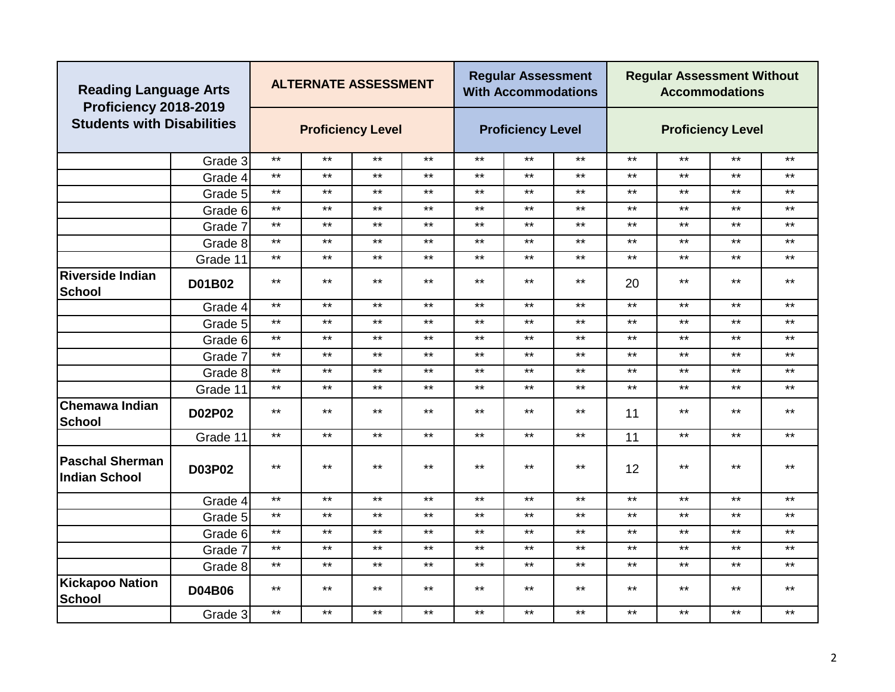| Reading Language Arts Proficiency 2018-2019 Students with Disabilities | | ALTERNATE ASSESSMENT | | | | Regular Assessment With Accommodations | | | Regular Assessment Without Accommodations | | | |
|---|---|---|---|---|---|---|---|---|---|---|---|---|
| | | Proficiency Level | | | | Proficiency Level | | | Proficiency Level | | | |
| | Grade 3 | ** | ** | ** | ** | ** | ** | ** | ** | ** | ** | ** |
| | Grade 4 | ** | ** | ** | ** | ** | ** | ** | ** | ** | ** | ** |
| | Grade 5 | ** | ** | ** | ** | ** | ** | ** | ** | ** | ** | ** |
| | Grade 6 | ** | ** | ** | ** | ** | ** | ** | ** | ** | ** | ** |
| | Grade 7 | ** | ** | ** | ** | ** | ** | ** | ** | ** | ** | ** |
| | Grade 8 | ** | ** | ** | ** | ** | ** | ** | ** | ** | ** | ** |
| | Grade 11 | ** | ** | ** | ** | ** | ** | ** | ** | ** | ** | ** |
| **Riverside Indian School** | **D01B02** | ** | ** | ** | ** | ** | ** | ** | 20 | ** | ** | ** |
| | Grade 4 | ** | ** | ** | ** | ** | ** | ** | ** | ** | ** | ** |
| | Grade 5 | ** | ** | ** | ** | ** | ** | ** | ** | ** | ** | ** |
| | Grade 6 | ** | ** | ** | ** | ** | ** | ** | ** | ** | ** | ** |
| | Grade 7 | ** | ** | ** | ** | ** | ** | ** | ** | ** | ** | ** |
| | Grade 8 | ** | ** | ** | ** | ** | ** | ** | ** | ** | ** | ** |
| | Grade 11 | ** | ** | ** | ** | ** | ** | ** | ** | ** | ** | ** |
| **Chemawa Indian School** | **D02P02** | ** | ** | ** | ** | ** | ** | ** | 11 | ** | ** | ** |
| | Grade 11 | ** | ** | ** | ** | ** | ** | ** | 11 | ** | ** | ** |
| **Paschal Sherman Indian School** | **D03P02** | ** | ** | ** | ** | ** | ** | ** | 12 | ** | ** | ** |
| | Grade 4 | ** | ** | ** | ** | ** | ** | ** | ** | ** | ** | ** |
| | Grade 5 | ** | ** | ** | ** | ** | ** | ** | ** | ** | ** | ** |
| | Grade 6 | ** | ** | ** | ** | ** | ** | ** | ** | ** | ** | ** |
| | Grade 7 | ** | ** | ** | ** | ** | ** | ** | ** | ** | ** | ** |
| | Grade 8 | ** | ** | ** | ** | ** | ** | ** | ** | ** | ** | ** |
| **Kickapoo Nation School** | **D04B06** | ** | ** | ** | ** | ** | ** | ** | ** | ** | ** | ** |
| | Grade 3 | ** | ** | ** | ** | ** | ** | ** | ** | ** | ** | ** |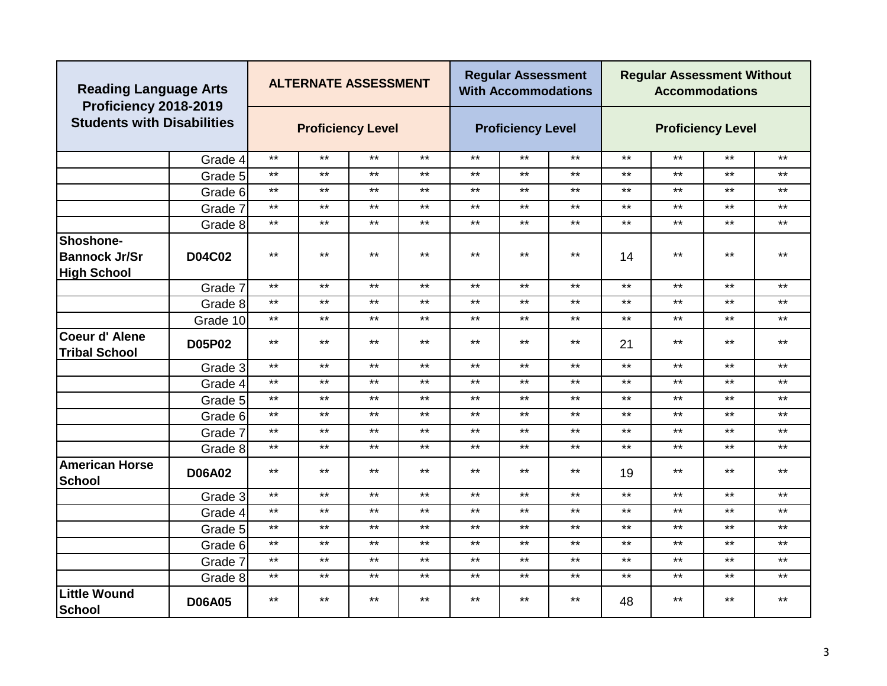| Reading Language Arts Proficiency 2018-2019 Students with Disabilities | | ALTERNATE ASSESSMENT | | | | Regular Assessment With Accommodations | | | Regular Assessment Without Accommodations | | | |
|---|---|---|---|---|---|---|---|---|---|---|---|---|
| | | Proficiency Level | | | | Proficiency Level | | | Proficiency Level | | | |
| | Grade 4 | ** | ** | ** | ** | ** | ** | ** | ** | ** | ** | ** |
| | Grade 5 | ** | ** | ** | ** | ** | ** | ** | ** | ** | ** | ** |
| | Grade 6 | ** | ** | ** | ** | ** | ** | ** | ** | ** | ** | ** |
| | Grade 7 | ** | ** | ** | ** | ** | ** | ** | ** | ** | ** | ** |
| | Grade 8 | ** | ** | ** | ** | ** | ** | ** | ** | ** | ** | ** |
| **Shoshone-Bannock Jr/Sr High School** | **D04C02** | ** | ** | ** | ** | ** | ** | ** | 14 | ** | ** | ** |
| | Grade 7 | ** | ** | ** | ** | ** | ** | ** | ** | ** | ** | ** |
| | Grade 8 | ** | ** | ** | ** | ** | ** | ** | ** | ** | ** | ** |
| | Grade 10 | ** | ** | ** | ** | ** | ** | ** | ** | ** | ** | ** |
| **Coeur d' Alene Tribal School** | **D05P02** | ** | ** | ** | ** | ** | ** | ** | 21 | ** | ** | ** |
| | Grade 3 | ** | ** | ** | ** | ** | ** | ** | ** | ** | ** | ** |
| | Grade 4 | ** | ** | ** | ** | ** | ** | ** | ** | ** | ** | ** |
| | Grade 5 | ** | ** | ** | ** | ** | ** | ** | ** | ** | ** | ** |
| | Grade 6 | ** | ** | ** | ** | ** | ** | ** | ** | ** | ** | ** |
| | Grade 7 | ** | ** | ** | ** | ** | ** | ** | ** | ** | ** | ** |
| | Grade 8 | ** | ** | ** | ** | ** | ** | ** | ** | ** | ** | ** |
| **American Horse School** | **D06A02** | ** | ** | ** | ** | ** | ** | ** | 19 | ** | ** | ** |
| | Grade 3 | ** | ** | ** | ** | ** | ** | ** | ** | ** | ** | ** |
| | Grade 4 | ** | ** | ** | ** | ** | ** | ** | ** | ** | ** | ** |
| | Grade 5 | ** | ** | ** | ** | ** | ** | ** | ** | ** | ** | ** |
| | Grade 6 | ** | ** | ** | ** | ** | ** | ** | ** | ** | ** | ** |
| | Grade 7 | ** | ** | ** | ** | ** | ** | ** | ** | ** | ** | ** |
| | Grade 8 | ** | ** | ** | ** | ** | ** | ** | ** | ** | ** | ** |
| **Little Wound School** | **D06A05** | ** | ** | ** | ** | ** | ** | ** | 48 | ** | ** | ** |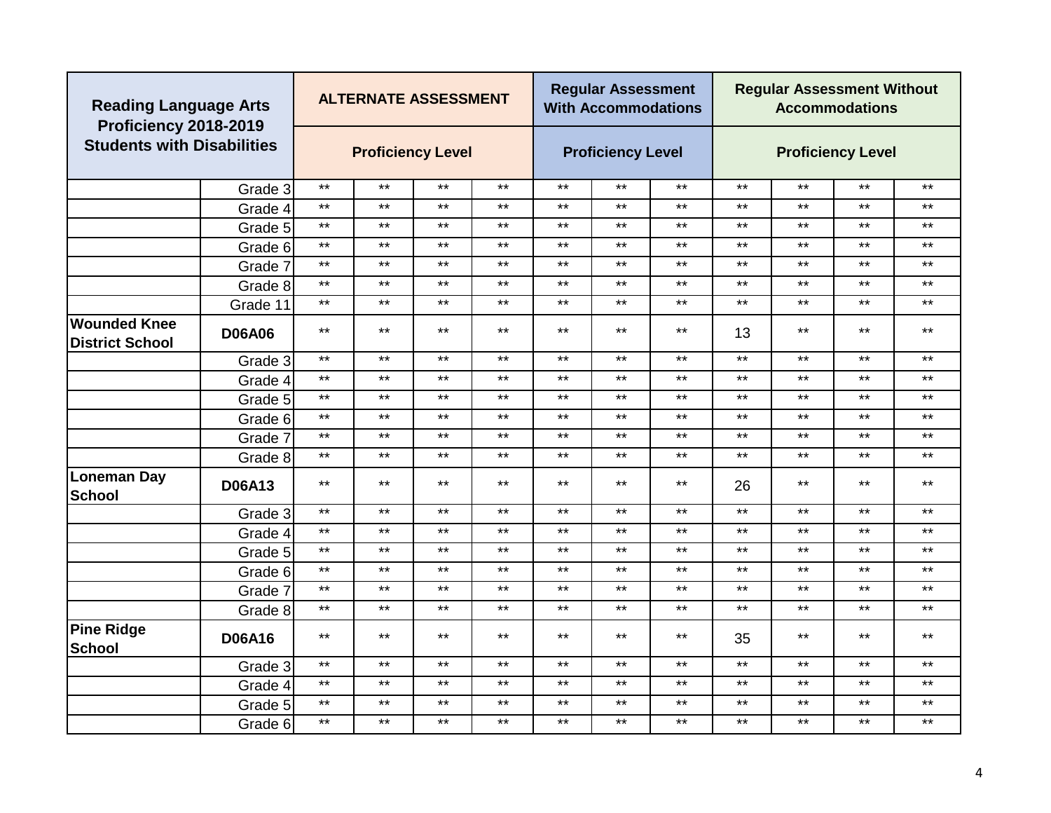| Reading Language Arts Proficiency 2018-2019 Students with Disabilities | | ALTERNATE ASSESSMENT | | | | Regular Assessment With Accommodations | | | Regular Assessment Without Accommodations | | | |
|---|---|---|---|---|---|---|---|---|---|---|---|---|
| | | Proficiency Level | | | | Proficiency Level | | | Proficiency Level | | | |
| | Grade 3 | ** | ** | ** | ** | ** | ** | ** | ** | ** | ** | ** |
| | Grade 4 | ** | ** | ** | ** | ** | ** | ** | ** | ** | ** | ** |
| | Grade 5 | ** | ** | ** | ** | ** | ** | ** | ** | ** | ** | ** |
| | Grade 6 | ** | ** | ** | ** | ** | ** | ** | ** | ** | ** | ** |
| | Grade 7 | ** | ** | ** | ** | ** | ** | ** | ** | ** | ** | ** |
| | Grade 8 | ** | ** | ** | ** | ** | ** | ** | ** | ** | ** | ** |
| | Grade 11 | ** | ** | ** | ** | ** | ** | ** | ** | ** | ** | ** |
| **Wounded Knee District School** | **D06A06** | ** | ** | ** | ** | ** | ** | ** | 13 | ** | ** | ** |
| | Grade 3 | ** | ** | ** | ** | ** | ** | ** | ** | ** | ** | ** |
| | Grade 4 | ** | ** | ** | ** | ** | ** | ** | ** | ** | ** | ** |
| | Grade 5 | ** | ** | ** | ** | ** | ** | ** | ** | ** | ** | ** |
| | Grade 6 | ** | ** | ** | ** | ** | ** | ** | ** | ** | ** | ** |
| | Grade 7 | ** | ** | ** | ** | ** | ** | ** | ** | ** | ** | ** |
| | Grade 8 | ** | ** | ** | ** | ** | ** | ** | ** | ** | ** | ** |
| **Loneman Day School** | **D06A13** | ** | ** | ** | ** | ** | ** | ** | 26 | ** | ** | ** |
| | Grade 3 | ** | ** | ** | ** | ** | ** | ** | ** | ** | ** | ** |
| | Grade 4 | ** | ** | ** | ** | ** | ** | ** | ** | ** | ** | ** |
| | Grade 5 | ** | ** | ** | ** | ** | ** | ** | ** | ** | ** | ** |
| | Grade 6 | ** | ** | ** | ** | ** | ** | ** | ** | ** | ** | ** |
| | Grade 7 | ** | ** | ** | ** | ** | ** | ** | ** | ** | ** | ** |
| | Grade 8 | ** | ** | ** | ** | ** | ** | ** | ** | ** | ** | ** |
| **Pine Ridge School** | **D06A16** | ** | ** | ** | ** | ** | ** | ** | 35 | ** | ** | ** |
| | Grade 3 | ** | ** | ** | ** | ** | ** | ** | ** | ** | ** | ** |
| | Grade 4 | ** | ** | ** | ** | ** | ** | ** | ** | ** | ** | ** |
| | Grade 5 | ** | ** | ** | ** | ** | ** | ** | ** | ** | ** | ** |
| | Grade 6 | ** | ** | ** | ** | ** | ** | ** | ** | ** | ** | ** |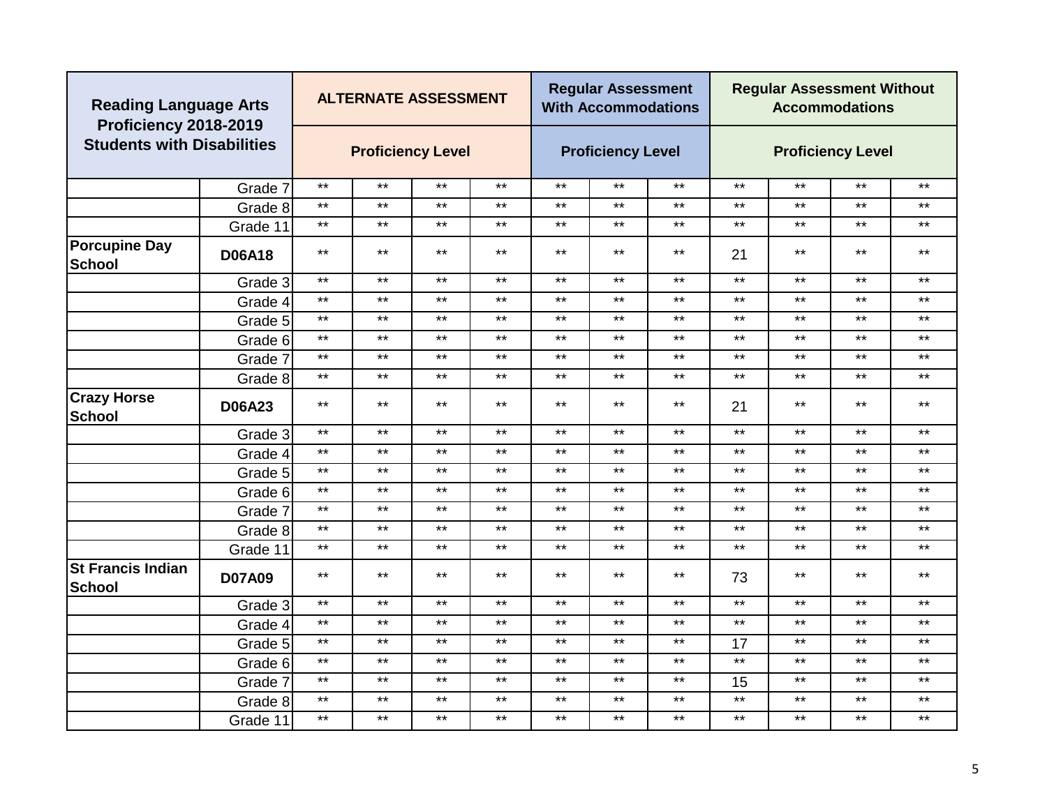| Reading Language Arts Proficiency 2018-2019 Students with Disabilities | | ALTERNATE ASSESSMENT | | | | Regular Assessment With Accommodations | | | Regular Assessment Without Accommodations | | | |
|---|---|---|---|---|---|---|---|---|---|---|---|---|
| | | Proficiency Level | | | | Proficiency Level | | | Proficiency Level | | | |
| | Grade 7 | ** | ** | ** | ** | ** | ** | ** | ** | ** | ** | ** |
| | Grade 8 | ** | ** | ** | ** | ** | ** | ** | ** | ** | ** | ** |
| | Grade 11 | ** | ** | ** | ** | ** | ** | ** | ** | ** | ** | ** |
| **Porcupine Day School** | **D06A18** | ** | ** | ** | ** | ** | ** | ** | 21 | ** | ** | ** |
| | Grade 3 | ** | ** | ** | ** | ** | ** | ** | ** | ** | ** | ** |
| | Grade 4 | ** | ** | ** | ** | ** | ** | ** | ** | ** | ** | ** |
| | Grade 5 | ** | ** | ** | ** | ** | ** | ** | ** | ** | ** | ** |
| | Grade 6 | ** | ** | ** | ** | ** | ** | ** | ** | ** | ** | ** |
| | Grade 7 | ** | ** | ** | ** | ** | ** | ** | ** | ** | ** | ** |
| | Grade 8 | ** | ** | ** | ** | ** | ** | ** | ** | ** | ** | ** |
| **Crazy Horse School** | **D06A23** | ** | ** | ** | ** | ** | ** | ** | 21 | ** | ** | ** |
| | Grade 3 | ** | ** | ** | ** | ** | ** | ** | ** | ** | ** | ** |
| | Grade 4 | ** | ** | ** | ** | ** | ** | ** | ** | ** | ** | ** |
| | Grade 5 | ** | ** | ** | ** | ** | ** | ** | ** | ** | ** | ** |
| | Grade 6 | ** | ** | ** | ** | ** | ** | ** | ** | ** | ** | ** |
| | Grade 7 | ** | ** | ** | ** | ** | ** | ** | ** | ** | ** | ** |
| | Grade 8 | ** | ** | ** | ** | ** | ** | ** | ** | ** | ** | ** |
| | Grade 11 | ** | ** | ** | ** | ** | ** | ** | ** | ** | ** | ** |
| **St Francis Indian School** | **D07A09** | ** | ** | ** | ** | ** | ** | ** | 73 | ** | ** | ** |
| | Grade 3 | ** | ** | ** | ** | ** | ** | ** | ** | ** | ** | ** |
| | Grade 4 | ** | ** | ** | ** | ** | ** | ** | ** | ** | ** | ** |
| | Grade 5 | ** | ** | ** | ** | ** | ** | ** | 17 | ** | ** | ** |
| | Grade 6 | ** | ** | ** | ** | ** | ** | ** | ** | ** | ** | ** |
| | Grade 7 | ** | ** | ** | ** | ** | ** | ** | 15 | ** | ** | ** |
| | Grade 8 | ** | ** | ** | ** | ** | ** | ** | ** | ** | ** | ** |
| | Grade 11 | ** | ** | ** | ** | ** | ** | ** | ** | ** | ** | ** |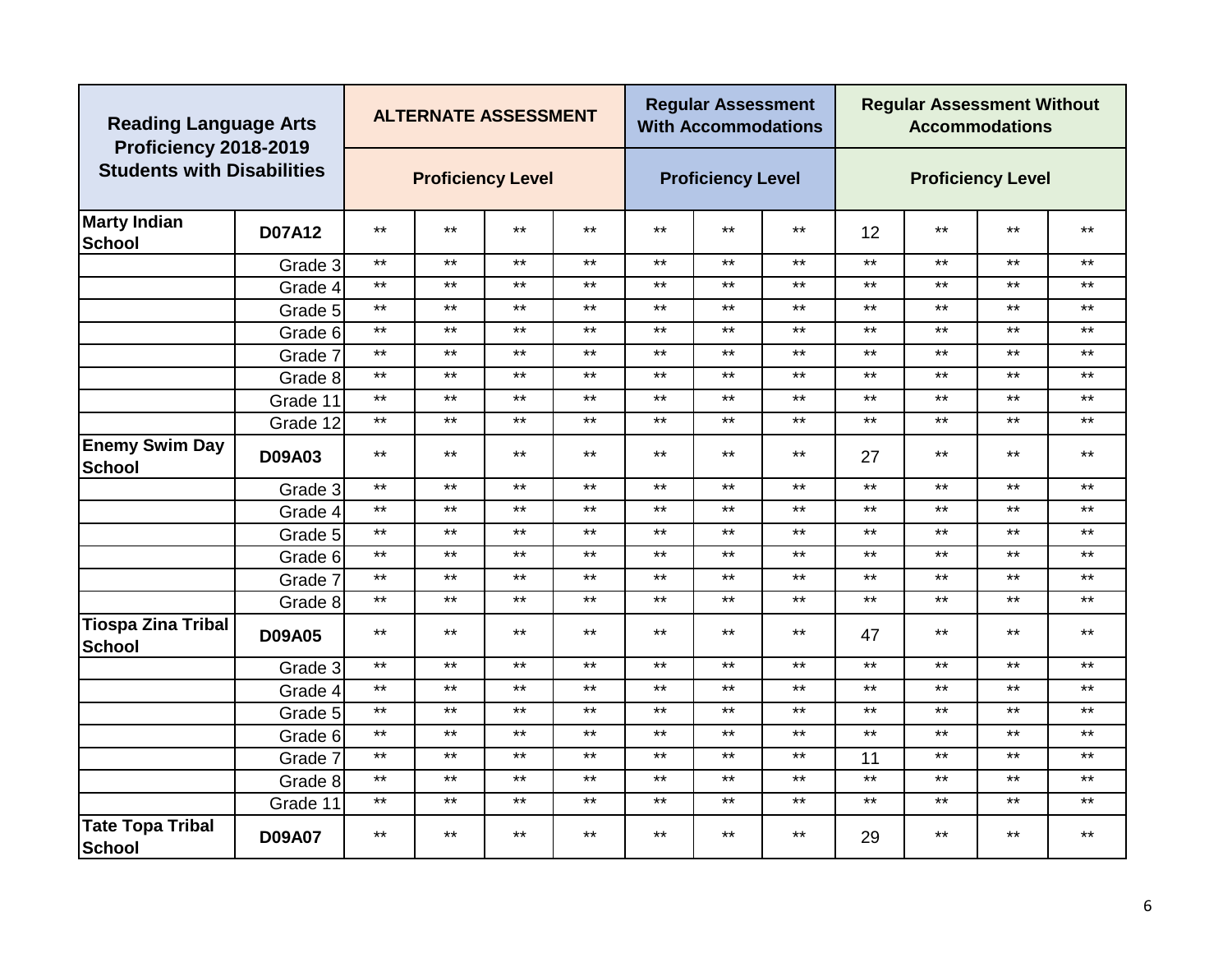| Reading Language Arts Proficiency 2018-2019 Students with Disabilities | | ALTERNATE ASSESSMENT | | | | Regular Assessment With Accommodations | | | Regular Assessment Without Accommodations | | | |
|---|---|---|---|---|---|---|---|---|---|---|---|---|
| | | Proficiency Level | | | | Proficiency Level | | | Proficiency Level | | | |
| **Marty Indian School** | **D07A12** | ** | ** | ** | ** | ** | ** | ** | 12 | ** | ** | ** |
| | Grade 3 | ** | ** | ** | ** | ** | ** | ** | ** | ** | ** | ** |
| | Grade 4 | ** | ** | ** | ** | ** | ** | ** | ** | ** | ** | ** |
| | Grade 5 | ** | ** | ** | ** | ** | ** | ** | ** | ** | ** | ** |
| | Grade 6 | ** | ** | ** | ** | ** | ** | ** | ** | ** | ** | ** |
| | Grade 7 | ** | ** | ** | ** | ** | ** | ** | ** | ** | ** | ** |
| | Grade 8 | ** | ** | ** | ** | ** | ** | ** | ** | ** | ** | ** |
| | Grade 11 | ** | ** | ** | ** | ** | ** | ** | ** | ** | ** | ** |
| | Grade 12 | ** | ** | ** | ** | ** | ** | ** | ** | ** | ** | ** |
| **Enemy Swim Day School** | **D09A03** | ** | ** | ** | ** | ** | ** | ** | 27 | ** | ** | ** |
| | Grade 3 | ** | ** | ** | ** | ** | ** | ** | ** | ** | ** | ** |
| | Grade 4 | ** | ** | ** | ** | ** | ** | ** | ** | ** | ** | ** |
| | Grade 5 | ** | ** | ** | ** | ** | ** | ** | ** | ** | ** | ** |
| | Grade 6 | ** | ** | ** | ** | ** | ** | ** | ** | ** | ** | ** |
| | Grade 7 | ** | ** | ** | ** | ** | ** | ** | ** | ** | ** | ** |
| | Grade 8 | ** | ** | ** | ** | ** | ** | ** | ** | ** | ** | ** |
| **Tiospa Zina Tribal School** | **D09A05** | ** | ** | ** | ** | ** | ** | ** | 47 | ** | ** | ** |
| | Grade 3 | ** | ** | ** | ** | ** | ** | ** | ** | ** | ** | ** |
| | Grade 4 | ** | ** | ** | ** | ** | ** | ** | ** | ** | ** | ** |
| | Grade 5 | ** | ** | ** | ** | ** | ** | ** | ** | ** | ** | ** |
| | Grade 6 | ** | ** | ** | ** | ** | ** | ** | ** | ** | ** | ** |
| | Grade 7 | ** | ** | ** | ** | ** | ** | ** | 11 | ** | ** | ** |
| | Grade 8 | ** | ** | ** | ** | ** | ** | ** | ** | ** | ** | ** |
| | Grade 11 | ** | ** | ** | ** | ** | ** | ** | ** | ** | ** | ** |
| **Tate Topa Tribal School** | **D09A07** | ** | ** | ** | ** | ** | ** | ** | 29 | ** | ** | ** |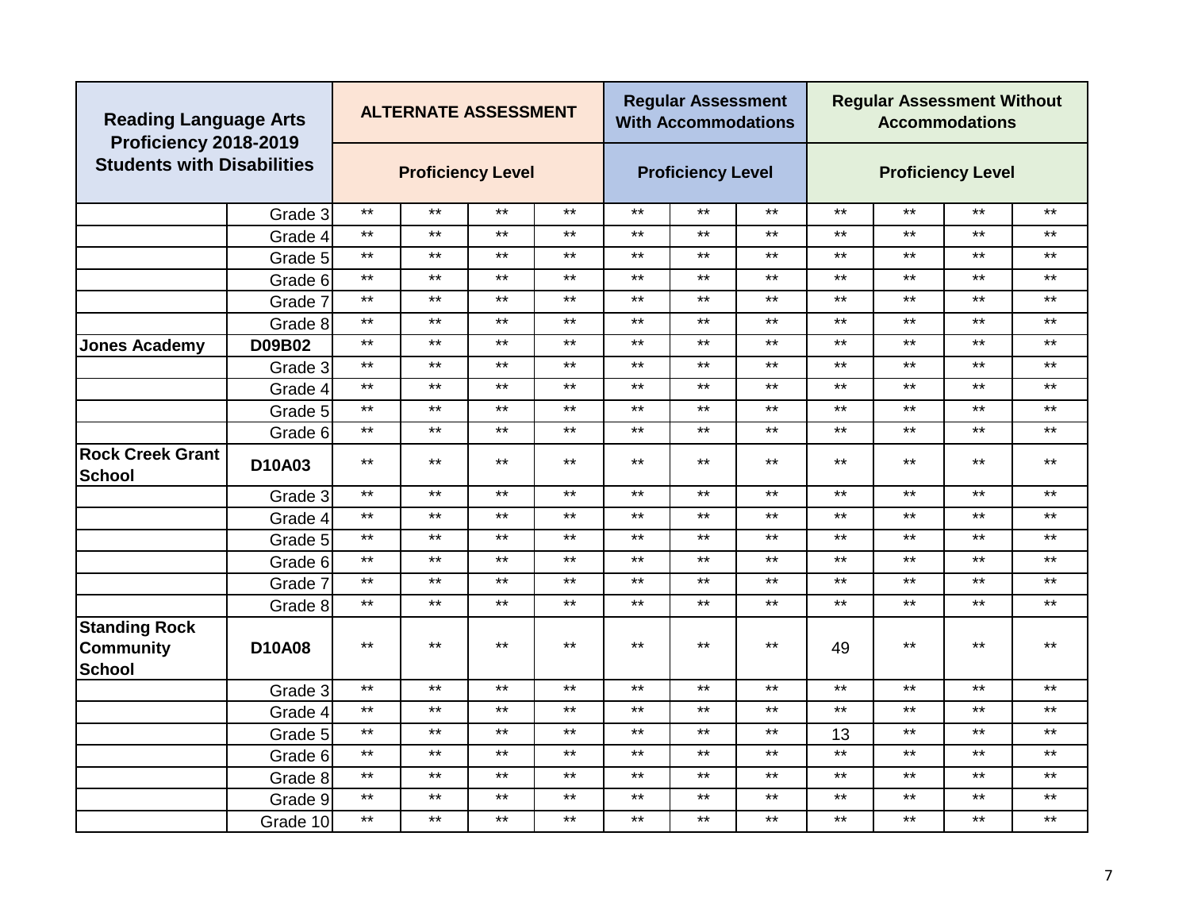| Reading Language Arts Proficiency 2018-2019 Students with Disabilities | | ALTERNATE ASSESSMENT | | | | Regular Assessment With Accommodations | | | Regular Assessment Without Accommodations | | | |
|---|---|---|---|---|---|---|---|---|---|---|---|---|
| | | Proficiency Level | | | | Proficiency Level | | | Proficiency Level | | | |
| | Grade 3 | ** | ** | ** | ** | ** | ** | ** | ** | ** | ** | ** |
| | Grade 4 | ** | ** | ** | ** | ** | ** | ** | ** | ** | ** | ** |
| | Grade 5 | ** | ** | ** | ** | ** | ** | ** | ** | ** | ** | ** |
| | Grade 6 | ** | ** | ** | ** | ** | ** | ** | ** | ** | ** | ** |
| | Grade 7 | ** | ** | ** | ** | ** | ** | ** | ** | ** | ** | ** |
| | Grade 8 | ** | ** | ** | ** | ** | ** | ** | ** | ** | ** | ** |
| **Jones Academy** | **D09B02** | ** | ** | ** | ** | ** | ** | ** | ** | ** | ** | ** |
| | Grade 3 | ** | ** | ** | ** | ** | ** | ** | ** | ** | ** | ** |
| | Grade 4 | ** | ** | ** | ** | ** | ** | ** | ** | ** | ** | ** |
| | Grade 5 | ** | ** | ** | ** | ** | ** | ** | ** | ** | ** | ** |
| | Grade 6 | ** | ** | ** | ** | ** | ** | ** | ** | ** | ** | ** |
| **Rock Creek Grant School** | **D10A03** | ** | ** | ** | ** | ** | ** | ** | ** | ** | ** | ** |
| | Grade 3 | ** | ** | ** | ** | ** | ** | ** | ** | ** | ** | ** |
| | Grade 4 | ** | ** | ** | ** | ** | ** | ** | ** | ** | ** | ** |
| | Grade 5 | ** | ** | ** | ** | ** | ** | ** | ** | ** | ** | ** |
| | Grade 6 | ** | ** | ** | ** | ** | ** | ** | ** | ** | ** | ** |
| | Grade 7 | ** | ** | ** | ** | ** | ** | ** | ** | ** | ** | ** |
| | Grade 8 | ** | ** | ** | ** | ** | ** | ** | ** | ** | ** | ** |
| **Standing Rock Community School** | **D10A08** | ** | ** | ** | ** | ** | ** | ** | 49 | ** | ** | ** |
| | Grade 3 | ** | ** | ** | ** | ** | ** | ** | ** | ** | ** | ** |
| | Grade 4 | ** | ** | ** | ** | ** | ** | ** | ** | ** | ** | ** |
| | Grade 5 | ** | ** | ** | ** | ** | ** | ** | 13 | ** | ** | ** |
| | Grade 6 | ** | ** | ** | ** | ** | ** | ** | ** | ** | ** | ** |
| | Grade 8 | ** | ** | ** | ** | ** | ** | ** | ** | ** | ** | ** |
| | Grade 9 | ** | ** | ** | ** | ** | ** | ** | ** | ** | ** | ** |
| | Grade 10 | ** | ** | ** | ** | ** | ** | ** | ** | ** | ** | ** |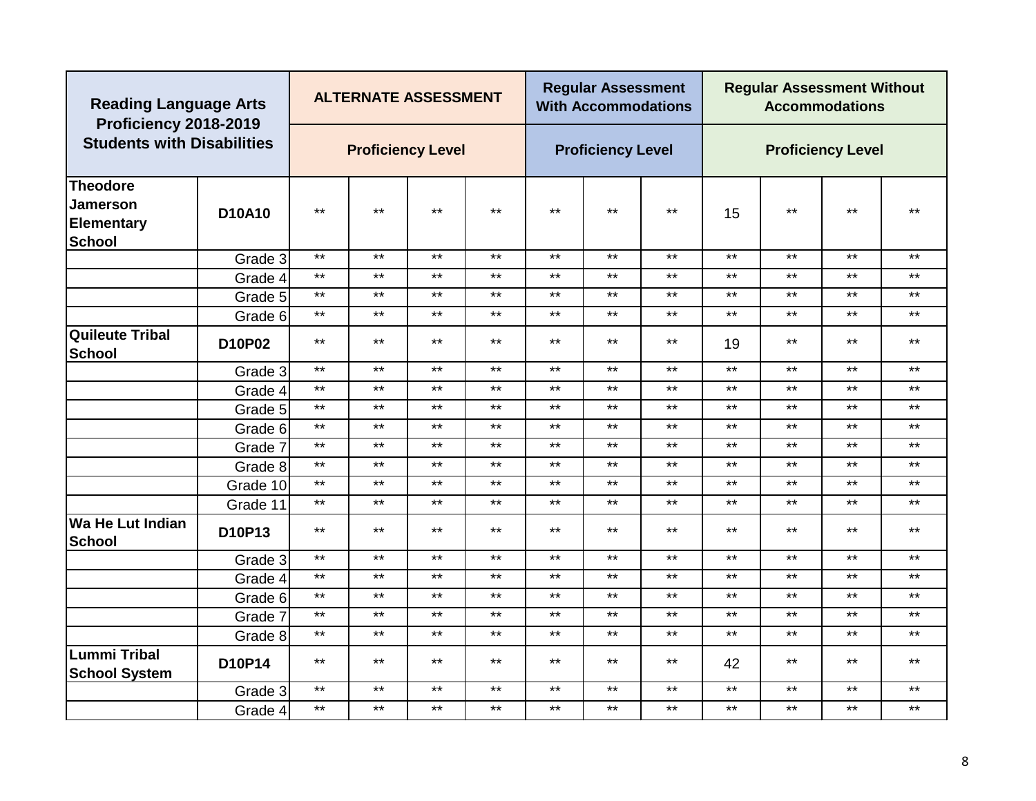| Reading Language Arts Proficiency 2018-2019 Students with Disabilities | | ALTERNATE ASSESSMENT | | | | Regular Assessment With Accommodations | | | Regular Assessment Without Accommodations | | | |
|---|---|---|---|---|---|---|---|---|---|---|---|---|
| | | Proficiency Level | | | | Proficiency Level | | | Proficiency Level | | | |
| **Theodore Jamerson Elementary School** | **D10A10** | ** | ** | ** | ** | ** | ** | ** | 15 | ** | ** | ** |
| | Grade 3 | ** | ** | ** | ** | ** | ** | ** | ** | ** | ** | ** |
| | Grade 4 | ** | ** | ** | ** | ** | ** | ** | ** | ** | ** | ** |
| | Grade 5 | ** | ** | ** | ** | ** | ** | ** | ** | ** | ** | ** |
| | Grade 6 | ** | ** | ** | ** | ** | ** | ** | ** | ** | ** | ** |
| **Quileute Tribal School** | **D10P02** | ** | ** | ** | ** | ** | ** | ** | 19 | ** | ** | ** |
| | Grade 3 | ** | ** | ** | ** | ** | ** | ** | ** | ** | ** | ** |
| | Grade 4 | ** | ** | ** | ** | ** | ** | ** | ** | ** | ** | ** |
| | Grade 5 | ** | ** | ** | ** | ** | ** | ** | ** | ** | ** | ** |
| | Grade 6 | ** | ** | ** | ** | ** | ** | ** | ** | ** | ** | ** |
| | Grade 7 | ** | ** | ** | ** | ** | ** | ** | ** | ** | ** | ** |
| | Grade 8 | ** | ** | ** | ** | ** | ** | ** | ** | ** | ** | ** |
| | Grade 10 | ** | ** | ** | ** | ** | ** | ** | ** | ** | ** | ** |
| | Grade 11 | ** | ** | ** | ** | ** | ** | ** | ** | ** | ** | ** |
| **Wa He Lut Indian School** | **D10P13** | ** | ** | ** | ** | ** | ** | ** | ** | ** | ** | ** |
| | Grade 3 | ** | ** | ** | ** | ** | ** | ** | ** | ** | ** | ** |
| | Grade 4 | ** | ** | ** | ** | ** | ** | ** | ** | ** | ** | ** |
| | Grade 6 | ** | ** | ** | ** | ** | ** | ** | ** | ** | ** | ** |
| | Grade 7 | ** | ** | ** | ** | ** | ** | ** | ** | ** | ** | ** |
| | Grade 8 | ** | ** | ** | ** | ** | ** | ** | ** | ** | ** | ** |
| **Lummi Tribal School System** | **D10P14** | ** | ** | ** | ** | ** | ** | ** | 42 | ** | ** | ** |
| | Grade 3 | ** | ** | ** | ** | ** | ** | ** | ** | ** | ** | ** |
| | Grade 4 | ** | ** | ** | ** | ** | ** | ** | ** | ** | ** | ** |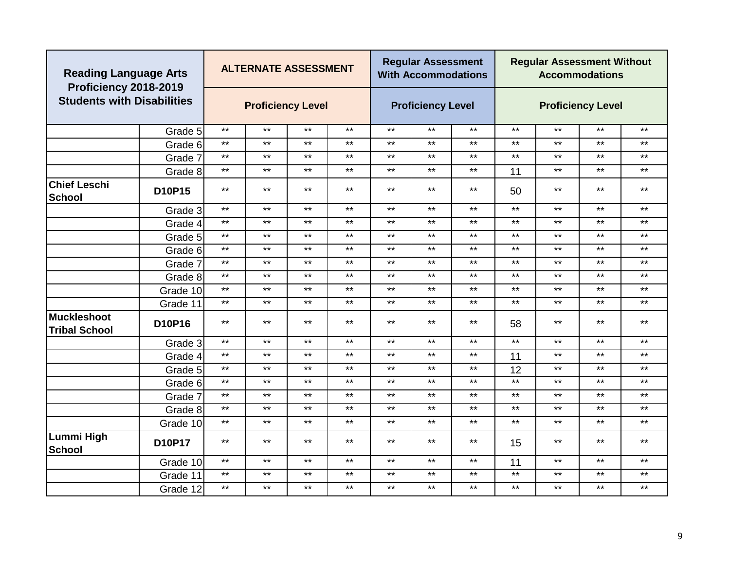| Reading Language Arts Proficiency 2018-2019 Students with Disabilities | | ALTERNATE ASSESSMENT | | | | Regular Assessment With Accommodations | | | Regular Assessment Without Accommodations | | | |
|---|---|---|---|---|---|---|---|---|---|---|---|---|
| | | Proficiency Level | | | | Proficiency Level | | | Proficiency Level | | | |
| | Grade 5 | ** | ** | ** | ** | ** | ** | ** | ** | ** | ** | ** |
| | Grade 6 | ** | ** | ** | ** | ** | ** | ** | ** | ** | ** | ** |
| | Grade 7 | ** | ** | ** | ** | ** | ** | ** | ** | ** | ** | ** |
| | Grade 8 | ** | ** | ** | ** | ** | ** | ** | 11 | ** | ** | ** |
| **Chief Leschi School** | **D10P15** | ** | ** | ** | ** | ** | ** | ** | 50 | ** | ** | ** |
| | Grade 3 | ** | ** | ** | ** | ** | ** | ** | ** | ** | ** | ** |
| | Grade 4 | ** | ** | ** | ** | ** | ** | ** | ** | ** | ** | ** |
| | Grade 5 | ** | ** | ** | ** | ** | ** | ** | ** | ** | ** | ** |
| | Grade 6 | ** | ** | ** | ** | ** | ** | ** | ** | ** | ** | ** |
| | Grade 7 | ** | ** | ** | ** | ** | ** | ** | ** | ** | ** | ** |
| | Grade 8 | ** | ** | ** | ** | ** | ** | ** | ** | ** | ** | ** |
| | Grade 10 | ** | ** | ** | ** | ** | ** | ** | ** | ** | ** | ** |
| | Grade 11 | ** | ** | ** | ** | ** | ** | ** | ** | ** | ** | ** |
| **Muckleshoot Tribal School** | **D10P16** | ** | ** | ** | ** | ** | ** | ** | 58 | ** | ** | ** |
| | Grade 3 | ** | ** | ** | ** | ** | ** | ** | ** | ** | ** | ** |
| | Grade 4 | ** | ** | ** | ** | ** | ** | ** | 11 | ** | ** | ** |
| | Grade 5 | ** | ** | ** | ** | ** | ** | ** | 12 | ** | ** | ** |
| | Grade 6 | ** | ** | ** | ** | ** | ** | ** | ** | ** | ** | ** |
| | Grade 7 | ** | ** | ** | ** | ** | ** | ** | ** | ** | ** | ** |
| | Grade 8 | ** | ** | ** | ** | ** | ** | ** | ** | ** | ** | ** |
| | Grade 10 | ** | ** | ** | ** | ** | ** | ** | ** | ** | ** | ** |
| **Lummi High School** | **D10P17** | ** | ** | ** | ** | ** | ** | ** | 15 | ** | ** | ** |
| | Grade 10 | ** | ** | ** | ** | ** | ** | ** | 11 | ** | ** | ** |
| | Grade 11 | ** | ** | ** | ** | ** | ** | ** | ** | ** | ** | ** |
| | Grade 12 | ** | ** | ** | ** | ** | ** | ** | ** | ** | ** | ** |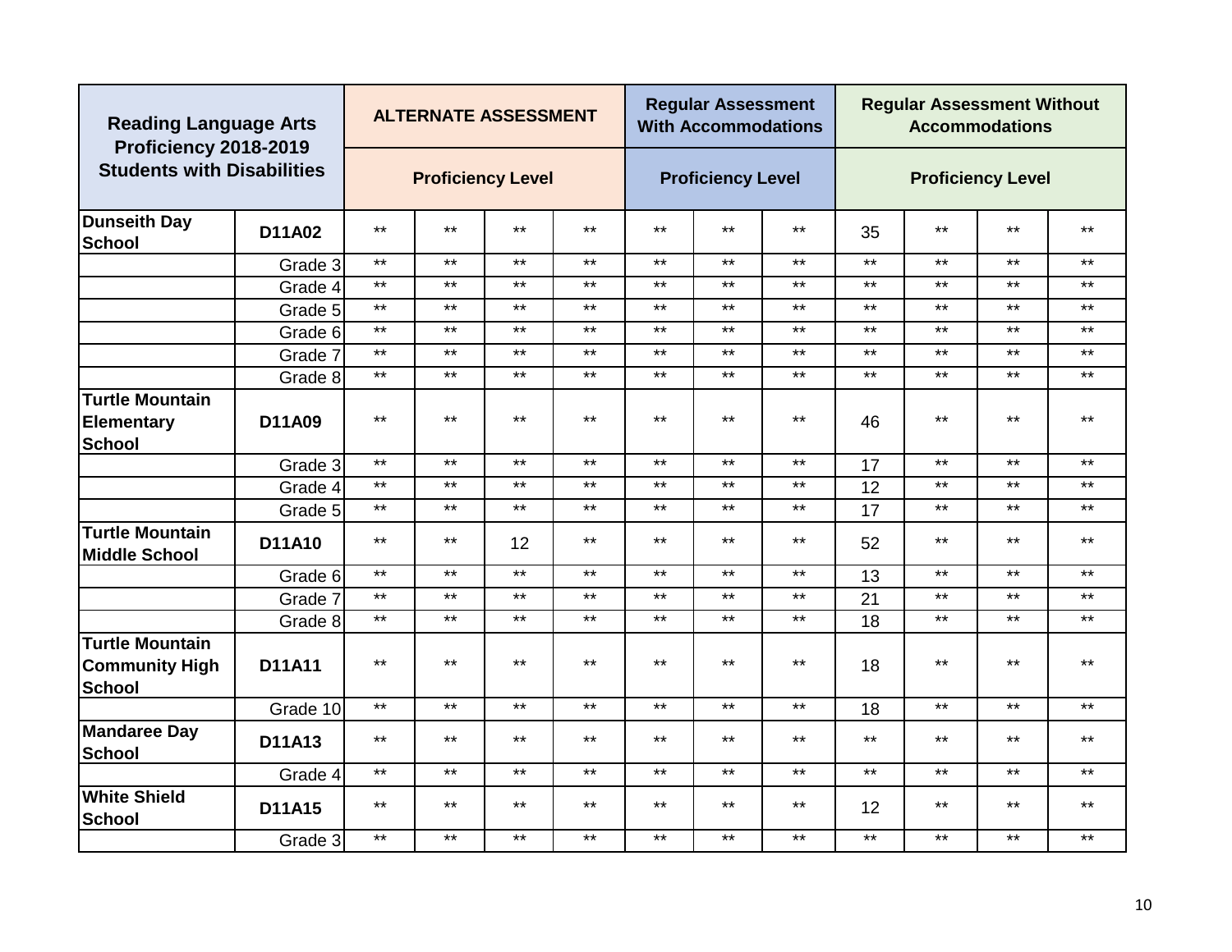| Reading Language Arts Proficiency 2018-2019 Students with Disabilities | | ALTERNATE ASSESSMENT | | | | Regular Assessment With Accommodations | | | Regular Assessment Without Accommodations | | | |
|---|---|---|---|---|---|---|---|---|---|---|---|---|
| | | Proficiency Level | | | | Proficiency Level | | | Proficiency Level | | | |
| **Dunseith Day School** | **D11A02** | ** | ** | ** | ** | ** | ** | ** | 35 | ** | ** | ** |
| | Grade 3 | ** | ** | ** | ** | ** | ** | ** | ** | ** | ** | ** |
| | Grade 4 | ** | ** | ** | ** | ** | ** | ** | ** | ** | ** | ** |
| | Grade 5 | ** | ** | ** | ** | ** | ** | ** | ** | ** | ** | ** |
| | Grade 6 | ** | ** | ** | ** | ** | ** | ** | ** | ** | ** | ** |
| | Grade 7 | ** | ** | ** | ** | ** | ** | ** | ** | ** | ** | ** |
| | Grade 8 | ** | ** | ** | ** | ** | ** | ** | ** | ** | ** | ** |
| **Turtle Mountain Elementary School** | **D11A09** | ** | ** | ** | ** | ** | ** | ** | 46 | ** | ** | ** |
| | Grade 3 | ** | ** | ** | ** | ** | ** | ** | 17 | ** | ** | ** |
| | Grade 4 | ** | ** | ** | ** | ** | ** | ** | 12 | ** | ** | ** |
| | Grade 5 | ** | ** | ** | ** | ** | ** | ** | 17 | ** | ** | ** |
| **Turtle Mountain Middle School** | **D11A10** | ** | ** | 12 | ** | ** | ** | ** | 52 | ** | ** | ** |
| | Grade 6 | ** | ** | ** | ** | ** | ** | ** | 13 | ** | ** | ** |
| | Grade 7 | ** | ** | ** | ** | ** | ** | ** | 21 | ** | ** | ** |
| | Grade 8 | ** | ** | ** | ** | ** | ** | ** | 18 | ** | ** | ** |
| **Turtle Mountain Community High School** | **D11A11** | ** | ** | ** | ** | ** | ** | ** | 18 | ** | ** | ** |
| | Grade 10 | ** | ** | ** | ** | ** | ** | ** | 18 | ** | ** | ** |
| **Mandaree Day School** | **D11A13** | ** | ** | ** | ** | ** | ** | ** | ** | ** | ** | ** |
| | Grade 4 | ** | ** | ** | ** | ** | ** | ** | ** | ** | ** | ** |
| **White Shield School** | **D11A15** | ** | ** | ** | ** | ** | ** | ** | 12 | ** | ** | ** |
| | Grade 3 | ** | ** | ** | ** | ** | ** | ** | ** | ** | ** | ** |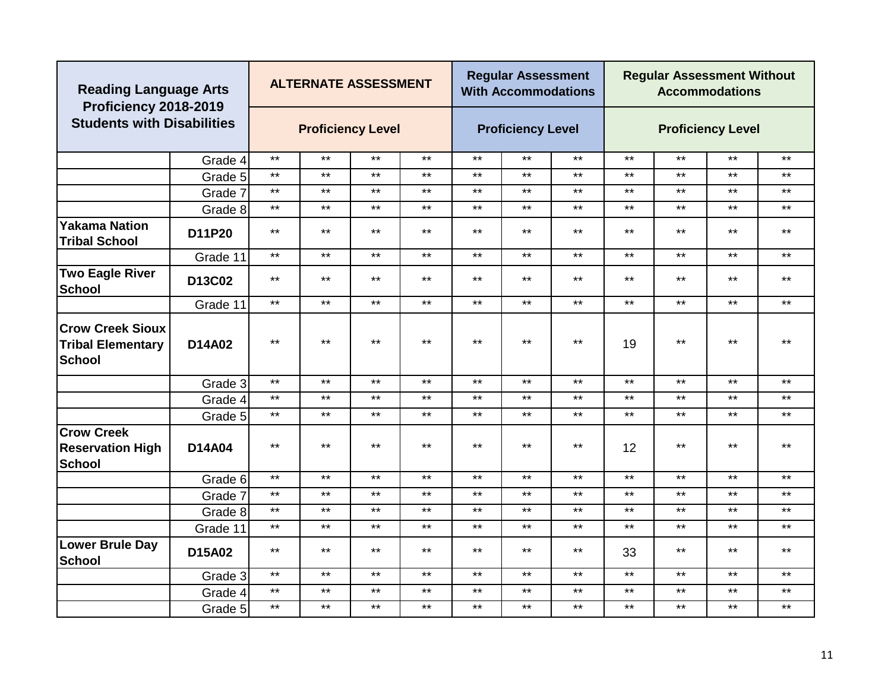| Reading Language Arts Proficiency 2018-2019 Students with Disabilities | | ALTERNATE ASSESSMENT | | | | Regular Assessment With Accommodations | | | Regular Assessment Without Accommodations | | | |
|---|---|---|---|---|---|---|---|---|---|---|---|---|
| | | Proficiency Level | | | | Proficiency Level | | | Proficiency Level | | | |
| | Grade 4 | ** | ** | ** | ** | ** | ** | ** | ** | ** | ** | ** |
| | Grade 5 | ** | ** | ** | ** | ** | ** | ** | ** | ** | ** | ** |
| | Grade 7 | ** | ** | ** | ** | ** | ** | ** | ** | ** | ** | ** |
| | Grade 8 | ** | ** | ** | ** | ** | ** | ** | ** | ** | ** | ** |
| **Yakama Nation Tribal School** | **D11P20** | ** | ** | ** | ** | ** | ** | ** | ** | ** | ** | ** |
| | Grade 11 | ** | ** | ** | ** | ** | ** | ** | ** | ** | ** | ** |
| **Two Eagle River School** | **D13C02** | ** | ** | ** | ** | ** | ** | ** | ** | ** | ** | ** |
| | Grade 11 | ** | ** | ** | ** | ** | ** | ** | ** | ** | ** | ** |
| **Crow Creek Sioux Tribal Elementary School** | **D14A02** | ** | ** | ** | ** | ** | ** | ** | 19 | ** | ** | ** |
| | Grade 3 | ** | ** | ** | ** | ** | ** | ** | ** | ** | ** | ** |
| | Grade 4 | ** | ** | ** | ** | ** | ** | ** | ** | ** | ** | ** |
| | Grade 5 | ** | ** | ** | ** | ** | ** | ** | ** | ** | ** | ** |
| **Crow Creek Reservation High School** | **D14A04** | ** | ** | ** | ** | ** | ** | ** | 12 | ** | ** | ** |
| | Grade 6 | ** | ** | ** | ** | ** | ** | ** | ** | ** | ** | ** |
| | Grade 7 | ** | ** | ** | ** | ** | ** | ** | ** | ** | ** | ** |
| | Grade 8 | ** | ** | ** | ** | ** | ** | ** | ** | ** | ** | ** |
| | Grade 11 | ** | ** | ** | ** | ** | ** | ** | ** | ** | ** | ** |
| **Lower Brule Day School** | **D15A02** | ** | ** | ** | ** | ** | ** | ** | 33 | ** | ** | ** |
| | Grade 3 | ** | ** | ** | ** | ** | ** | ** | ** | ** | ** | ** |
| | Grade 4 | ** | ** | ** | ** | ** | ** | ** | ** | ** | ** | ** |
| | Grade 5 | ** | ** | ** | ** | ** | ** | ** | ** | ** | ** | ** |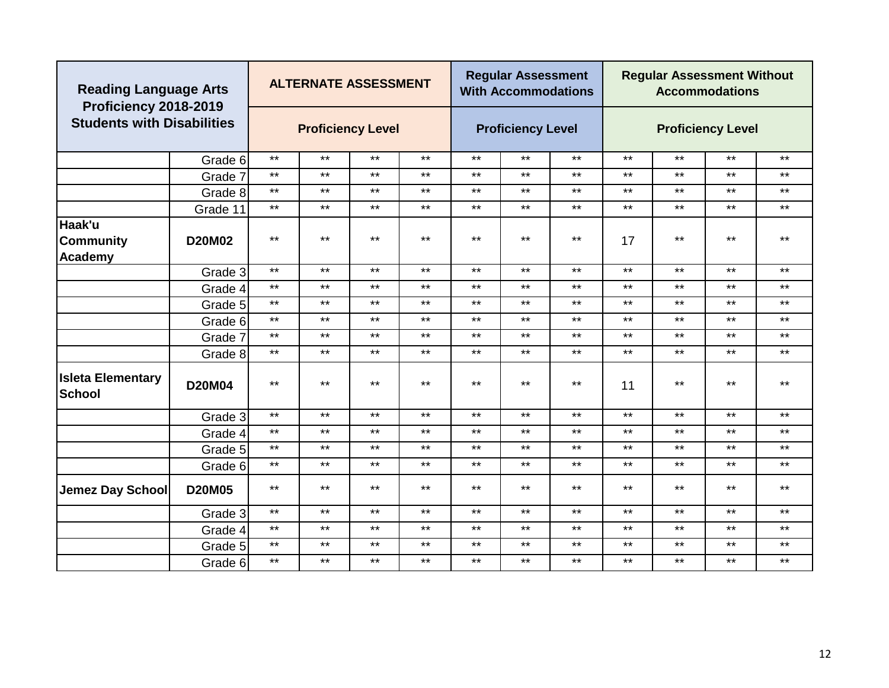| Reading Language Arts Proficiency 2018-2019 Students with Disabilities | | ALTERNATE ASSESSMENT | | | | Regular Assessment With Accommodations | | | Regular Assessment Without Accommodations | | | |
|---|---|---|---|---|---|---|---|---|---|---|---|---|
| | | Proficiency Level | | | | Proficiency Level | | | Proficiency Level | | | |
| | Grade 6 | ** | ** | ** | ** | ** | ** | ** | ** | ** | ** | ** |
| | Grade 7 | ** | ** | ** | ** | ** | ** | ** | ** | ** | ** | ** |
| | Grade 8 | ** | ** | ** | ** | ** | ** | ** | ** | ** | ** | ** |
| | Grade 11 | ** | ** | ** | ** | ** | ** | ** | ** | ** | ** | ** |
| **Haak'u Community Academy** | **D20M02** | ** | ** | ** | ** | ** | ** | ** | 17 | ** | ** | ** |
| | Grade 3 | ** | ** | ** | ** | ** | ** | ** | ** | ** | ** | ** |
| | Grade 4 | ** | ** | ** | ** | ** | ** | ** | ** | ** | ** | ** |
| | Grade 5 | ** | ** | ** | ** | ** | ** | ** | ** | ** | ** | ** |
| | Grade 6 | ** | ** | ** | ** | ** | ** | ** | ** | ** | ** | ** |
| | Grade 7 | ** | ** | ** | ** | ** | ** | ** | ** | ** | ** | ** |
| | Grade 8 | ** | ** | ** | ** | ** | ** | ** | ** | ** | ** | ** |
| **Isleta Elementary School** | **D20M04** | ** | ** | ** | ** | ** | ** | ** | 11 | ** | ** | ** |
| | Grade 3 | ** | ** | ** | ** | ** | ** | ** | ** | ** | ** | ** |
| | Grade 4 | ** | ** | ** | ** | ** | ** | ** | ** | ** | ** | ** |
| | Grade 5 | ** | ** | ** | ** | ** | ** | ** | ** | ** | ** | ** |
| | Grade 6 | ** | ** | ** | ** | ** | ** | ** | ** | ** | ** | ** |
| **Jemez Day School** | **D20M05** | ** | ** | ** | ** | ** | ** | ** | ** | ** | ** | ** |
| | Grade 3 | ** | ** | ** | ** | ** | ** | ** | ** | ** | ** | ** |
| | Grade 4 | ** | ** | ** | ** | ** | ** | ** | ** | ** | ** | ** |
| | Grade 5 | ** | ** | ** | ** | ** | ** | ** | ** | ** | ** | ** |
| | Grade 6 | ** | ** | ** | ** | ** | ** | ** | ** | ** | ** | ** |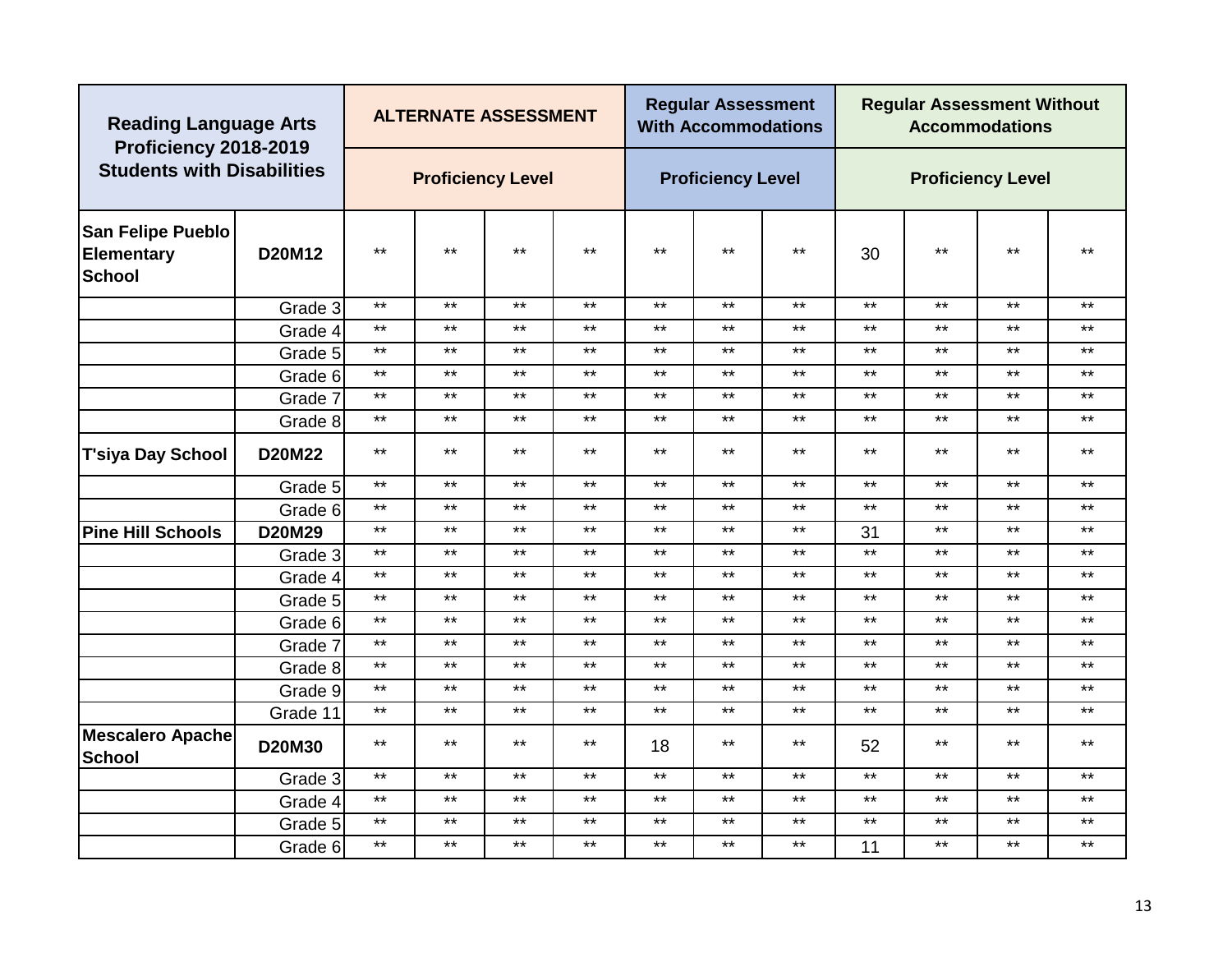| Reading Language Arts Proficiency 2018-2019 Students with Disabilities | | ALTERNATE ASSESSMENT | | | | Regular Assessment With Accommodations | | | Regular Assessment Without Accommodations | | | |
|---|---|---|---|---|---|---|---|---|---|---|---|---|
| | | Proficiency Level | | | | Proficiency Level | | | Proficiency Level | | | |
| **San Felipe Pueblo Elementary School** | **D20M12** | ** | ** | ** | ** | ** | ** | ** | 30 | ** | ** | ** |
| | Grade 3 | ** | ** | ** | ** | ** | ** | ** | ** | ** | ** | ** |
| | Grade 4 | ** | ** | ** | ** | ** | ** | ** | ** | ** | ** | ** |
| | Grade 5 | ** | ** | ** | ** | ** | ** | ** | ** | ** | ** | ** |
| | Grade 6 | ** | ** | ** | ** | ** | ** | ** | ** | ** | ** | ** |
| | Grade 7 | ** | ** | ** | ** | ** | ** | ** | ** | ** | ** | ** |
| | Grade 8 | ** | ** | ** | ** | ** | ** | ** | ** | ** | ** | ** |
| **T'siya Day School** | **D20M22** | ** | ** | ** | ** | ** | ** | ** | ** | ** | ** | ** |
| | Grade 5 | ** | ** | ** | ** | ** | ** | ** | ** | ** | ** | ** |
| | Grade 6 | ** | ** | ** | ** | ** | ** | ** | ** | ** | ** | ** |
| **Pine Hill Schools** | **D20M29** | ** | ** | ** | ** | ** | ** | ** | 31 | ** | ** | ** |
| | Grade 3 | ** | ** | ** | ** | ** | ** | ** | ** | ** | ** | ** |
| | Grade 4 | ** | ** | ** | ** | ** | ** | ** | ** | ** | ** | ** |
| | Grade 5 | ** | ** | ** | ** | ** | ** | ** | ** | ** | ** | ** |
| | Grade 6 | ** | ** | ** | ** | ** | ** | ** | ** | ** | ** | ** |
| | Grade 7 | ** | ** | ** | ** | ** | ** | ** | ** | ** | ** | ** |
| | Grade 8 | ** | ** | ** | ** | ** | ** | ** | ** | ** | ** | ** |
| | Grade 9 | ** | ** | ** | ** | ** | ** | ** | ** | ** | ** | ** |
| | Grade 11 | ** | ** | ** | ** | ** | ** | ** | ** | ** | ** | ** |
| **Mescalero Apache School** | **D20M30** | ** | ** | ** | ** | 18 | ** | ** | 52 | ** | ** | ** |
| | Grade 3 | ** | ** | ** | ** | ** | ** | ** | ** | ** | ** | ** |
| | Grade 4 | ** | ** | ** | ** | ** | ** | ** | ** | ** | ** | ** |
| | Grade 5 | ** | ** | ** | ** | ** | ** | ** | ** | ** | ** | ** |
| | Grade 6 | ** | ** | ** | ** | ** | ** | ** | 11 | ** | ** | ** |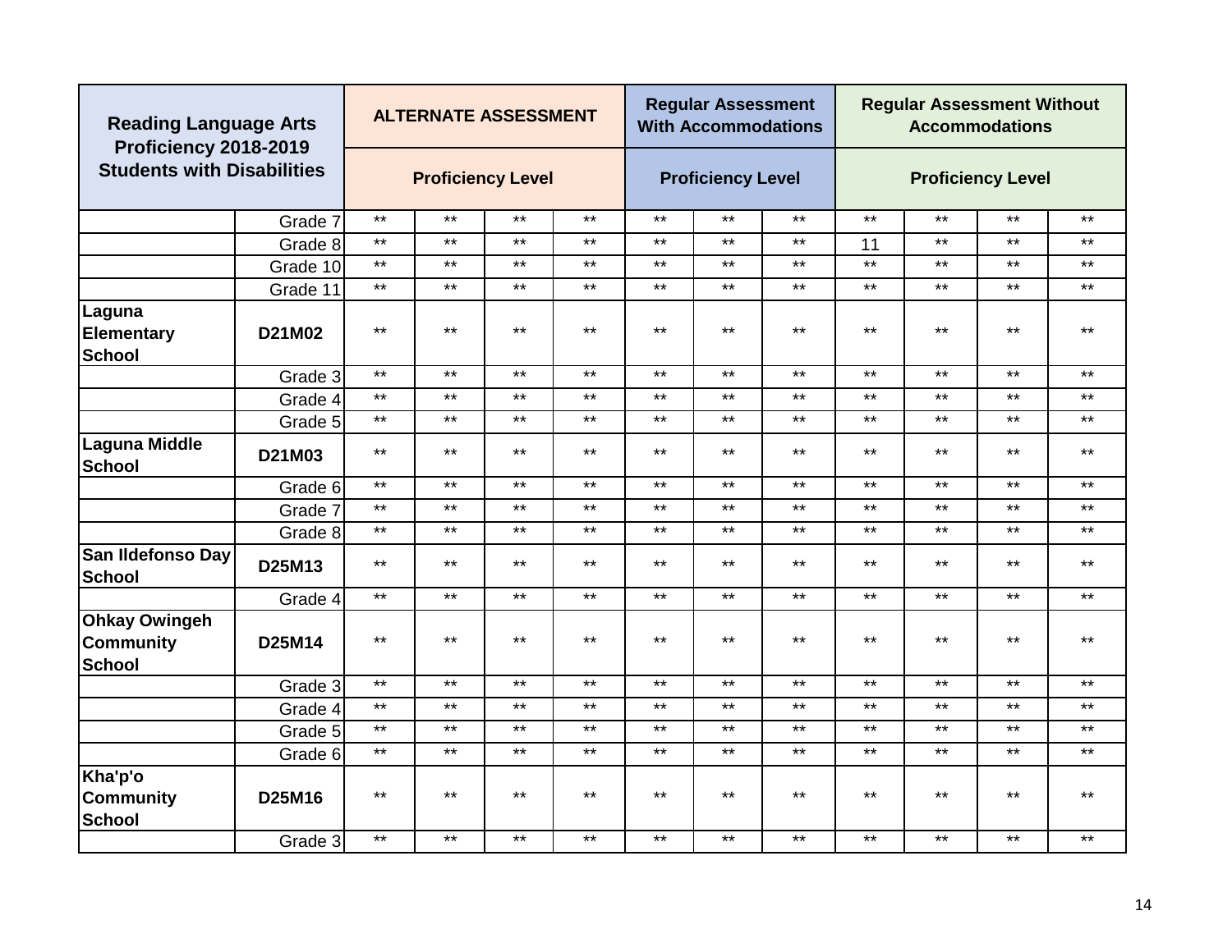| Reading Language Arts Proficiency 2018-2019 Students with Disabilities | | ALTERNATE ASSESSMENT | | | | Regular Assessment With Accommodations | | | Regular Assessment Without Accommodations | | | |
|---|---|---|---|---|---|---|---|---|---|---|---|---|
| | | Proficiency Level | | | | Proficiency Level | | | Proficiency Level | | | |
| | Grade 7 | ** | ** | ** | ** | ** | ** | ** | ** | ** | ** | ** |
| | Grade 8 | ** | ** | ** | ** | ** | ** | ** | 11 | ** | ** | ** |
| | Grade 10 | ** | ** | ** | ** | ** | ** | ** | ** | ** | ** | ** |
| | Grade 11 | ** | ** | ** | ** | ** | ** | ** | ** | ** | ** | ** |
| **Laguna Elementary School** | **D21M02** | ** | ** | ** | ** | ** | ** | ** | ** | ** | ** | ** |
| | Grade 3 | ** | ** | ** | ** | ** | ** | ** | ** | ** | ** | ** |
| | Grade 4 | ** | ** | ** | ** | ** | ** | ** | ** | ** | ** | ** |
| | Grade 5 | ** | ** | ** | ** | ** | ** | ** | ** | ** | ** | ** |
| **Laguna Middle School** | **D21M03** | ** | ** | ** | ** | ** | ** | ** | ** | ** | ** | ** |
| | Grade 6 | ** | ** | ** | ** | ** | ** | ** | ** | ** | ** | ** |
| | Grade 7 | ** | ** | ** | ** | ** | ** | ** | ** | ** | ** | ** |
| | Grade 8 | ** | ** | ** | ** | ** | ** | ** | ** | ** | ** | ** |
| **San Ildefonso Day School** | **D25M13** | ** | ** | ** | ** | ** | ** | ** | ** | ** | ** | ** |
| | Grade 4 | ** | ** | ** | ** | ** | ** | ** | ** | ** | ** | ** |
| **Ohkay Owingeh Community School** | **D25M14** | ** | ** | ** | ** | ** | ** | ** | ** | ** | ** | ** |
| | Grade 3 | ** | ** | ** | ** | ** | ** | ** | ** | ** | ** | ** |
| | Grade 4 | ** | ** | ** | ** | ** | ** | ** | ** | ** | ** | ** |
| | Grade 5 | ** | ** | ** | ** | ** | ** | ** | ** | ** | ** | ** |
| | Grade 6 | ** | ** | ** | ** | ** | ** | ** | ** | ** | ** | ** |
| **Kha'p'o Community School** | **D25M16** | ** | ** | ** | ** | ** | ** | ** | ** | ** | ** | ** |
| | Grade 3 | ** | ** | ** | ** | ** | ** | ** | ** | ** | ** | ** |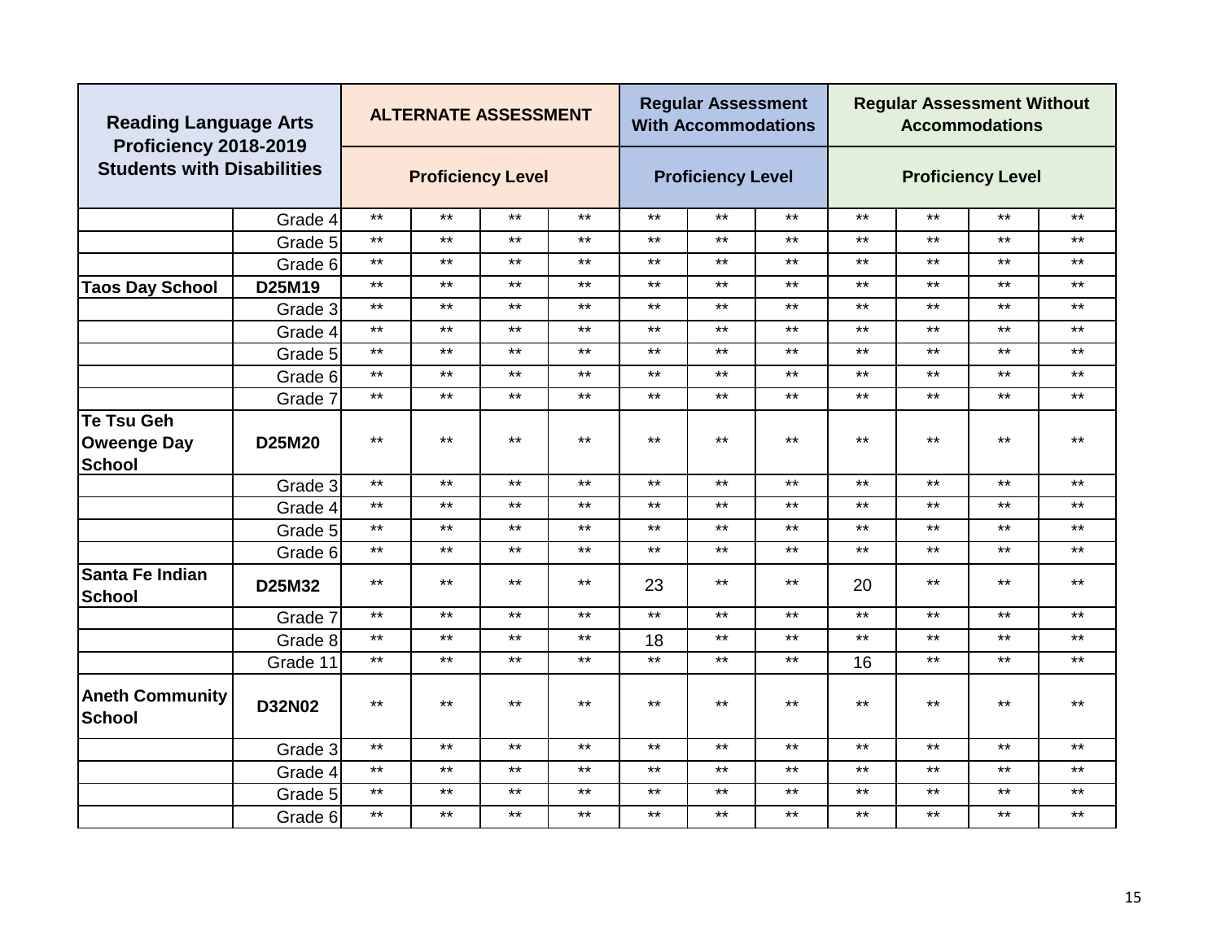| Reading Language Arts Proficiency 2018-2019 Students with Disabilities | | ALTERNATE ASSESSMENT | | | | Regular Assessment With Accommodations | | | Regular Assessment Without Accommodations | | | |
|---|---|---|---|---|---|---|---|---|---|---|---|---|
| | | Proficiency Level | | | | Proficiency Level | | | Proficiency Level | | | |
| | Grade 4 | ** | ** | ** | ** | ** | ** | ** | ** | ** | ** | ** |
| | Grade 5 | ** | ** | ** | ** | ** | ** | ** | ** | ** | ** | ** |
| | Grade 6 | ** | ** | ** | ** | ** | ** | ** | ** | ** | ** | ** |
| **Taos Day School** | **D25M19** | ** | ** | ** | ** | ** | ** | ** | ** | ** | ** | ** |
| | Grade 3 | ** | ** | ** | ** | ** | ** | ** | ** | ** | ** | ** |
| | Grade 4 | ** | ** | ** | ** | ** | ** | ** | ** | ** | ** | ** |
| | Grade 5 | ** | ** | ** | ** | ** | ** | ** | ** | ** | ** | ** |
| | Grade 6 | ** | ** | ** | ** | ** | ** | ** | ** | ** | ** | ** |
| | Grade 7 | ** | ** | ** | ** | ** | ** | ** | ** | ** | ** | ** |
| **Te Tsu Geh Oweenge Day School** | **D25M20** | ** | ** | ** | ** | ** | ** | ** | ** | ** | ** | ** |
| | Grade 3 | ** | ** | ** | ** | ** | ** | ** | ** | ** | ** | ** |
| | Grade 4 | ** | ** | ** | ** | ** | ** | ** | ** | ** | ** | ** |
| | Grade 5 | ** | ** | ** | ** | ** | ** | ** | ** | ** | ** | ** |
| | Grade 6 | ** | ** | ** | ** | ** | ** | ** | ** | ** | ** | ** |
| **Santa Fe Indian School** | **D25M32** | ** | ** | ** | ** | 23 | ** | ** | 20 | ** | ** | ** |
| | Grade 7 | ** | ** | ** | ** | ** | ** | ** | ** | ** | ** | ** |
| | Grade 8 | ** | ** | ** | ** | 18 | ** | ** | ** | ** | ** | ** |
| | Grade 11 | ** | ** | ** | ** | ** | ** | ** | 16 | ** | ** | ** |
| **Aneth Community School** | **D32N02** | ** | ** | ** | ** | ** | ** | ** | ** | ** | ** | ** |
| | Grade 3 | ** | ** | ** | ** | ** | ** | ** | ** | ** | ** | ** |
| | Grade 4 | ** | ** | ** | ** | ** | ** | ** | ** | ** | ** | ** |
| | Grade 5 | ** | ** | ** | ** | ** | ** | ** | ** | ** | ** | ** |
| | Grade 6 | ** | ** | ** | ** | ** | ** | ** | ** | ** | ** | ** |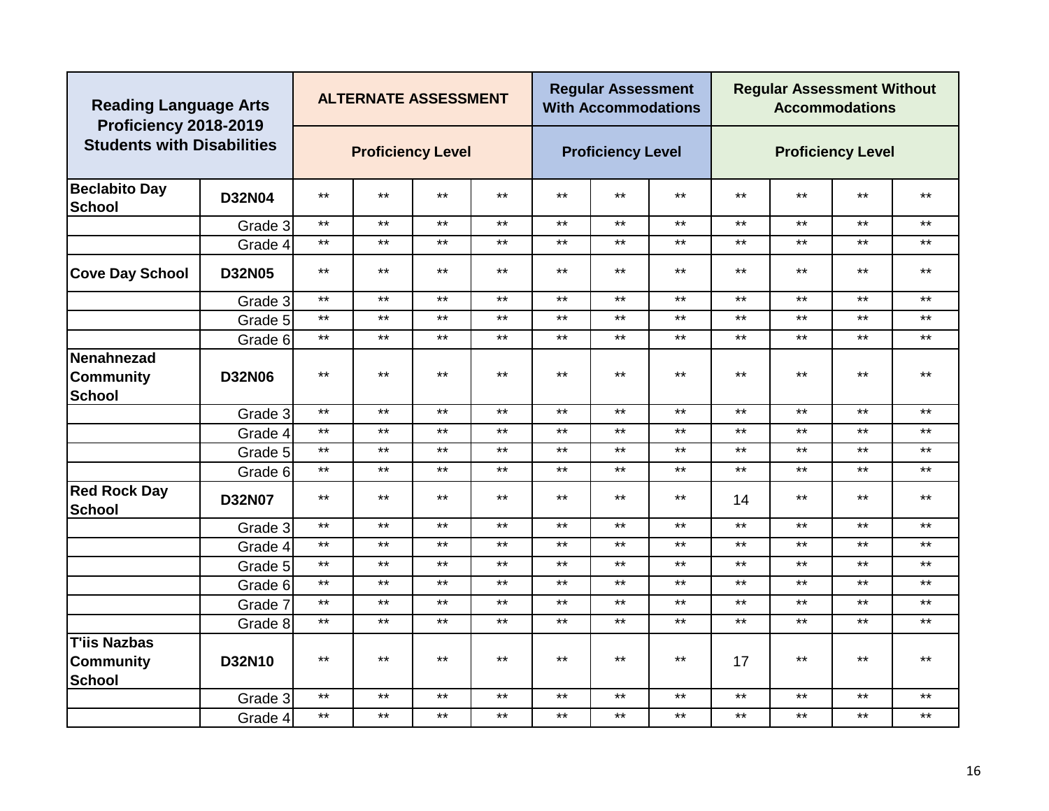| Reading Language Arts Proficiency 2018-2019 Students with Disabilities | | ALTERNATE ASSESSMENT | | | | Regular Assessment With Accommodations | | | Regular Assessment Without Accommodations | | | |
|---|---|---|---|---|---|---|---|---|---|---|---|---|
| | | Proficiency Level | | | | Proficiency Level | | | Proficiency Level | | | |
| **Beclabito Day School** | **D32N04** | ** | ** | ** | ** | ** | ** | ** | ** | ** | ** | ** |
| | Grade 3 | ** | ** | ** | ** | ** | ** | ** | ** | ** | ** | ** |
| | Grade 4 | ** | ** | ** | ** | ** | ** | ** | ** | ** | ** | ** |
| **Cove Day School** | **D32N05** | ** | ** | ** | ** | ** | ** | ** | ** | ** | ** | ** |
| | Grade 3 | ** | ** | ** | ** | ** | ** | ** | ** | ** | ** | ** |
| | Grade 5 | ** | ** | ** | ** | ** | ** | ** | ** | ** | ** | ** |
| | Grade 6 | ** | ** | ** | ** | ** | ** | ** | ** | ** | ** | ** |
| **Nenahnezad Community School** | **D32N06** | ** | ** | ** | ** | ** | ** | ** | ** | ** | ** | ** |
| | Grade 3 | ** | ** | ** | ** | ** | ** | ** | ** | ** | ** | ** |
| | Grade 4 | ** | ** | ** | ** | ** | ** | ** | ** | ** | ** | ** |
| | Grade 5 | ** | ** | ** | ** | ** | ** | ** | ** | ** | ** | ** |
| | Grade 6 | ** | ** | ** | ** | ** | ** | ** | ** | ** | ** | ** |
| **Red Rock Day School** | **D32N07** | ** | ** | ** | ** | ** | ** | ** | 14 | ** | ** | ** |
| | Grade 3 | ** | ** | ** | ** | ** | ** | ** | ** | ** | ** | ** |
| | Grade 4 | ** | ** | ** | ** | ** | ** | ** | ** | ** | ** | ** |
| | Grade 5 | ** | ** | ** | ** | ** | ** | ** | ** | ** | ** | ** |
| | Grade 6 | ** | ** | ** | ** | ** | ** | ** | ** | ** | ** | ** |
| | Grade 7 | ** | ** | ** | ** | ** | ** | ** | ** | ** | ** | ** |
| | Grade 8 | ** | ** | ** | ** | ** | ** | ** | ** | ** | ** | ** |
| **T'iis Nazbas Community School** | **D32N10** | ** | ** | ** | ** | ** | ** | ** | 17 | ** | ** | ** |
| | Grade 3 | ** | ** | ** | ** | ** | ** | ** | ** | ** | ** | ** |
| | Grade 4 | ** | ** | ** | ** | ** | ** | ** | ** | ** | ** | ** |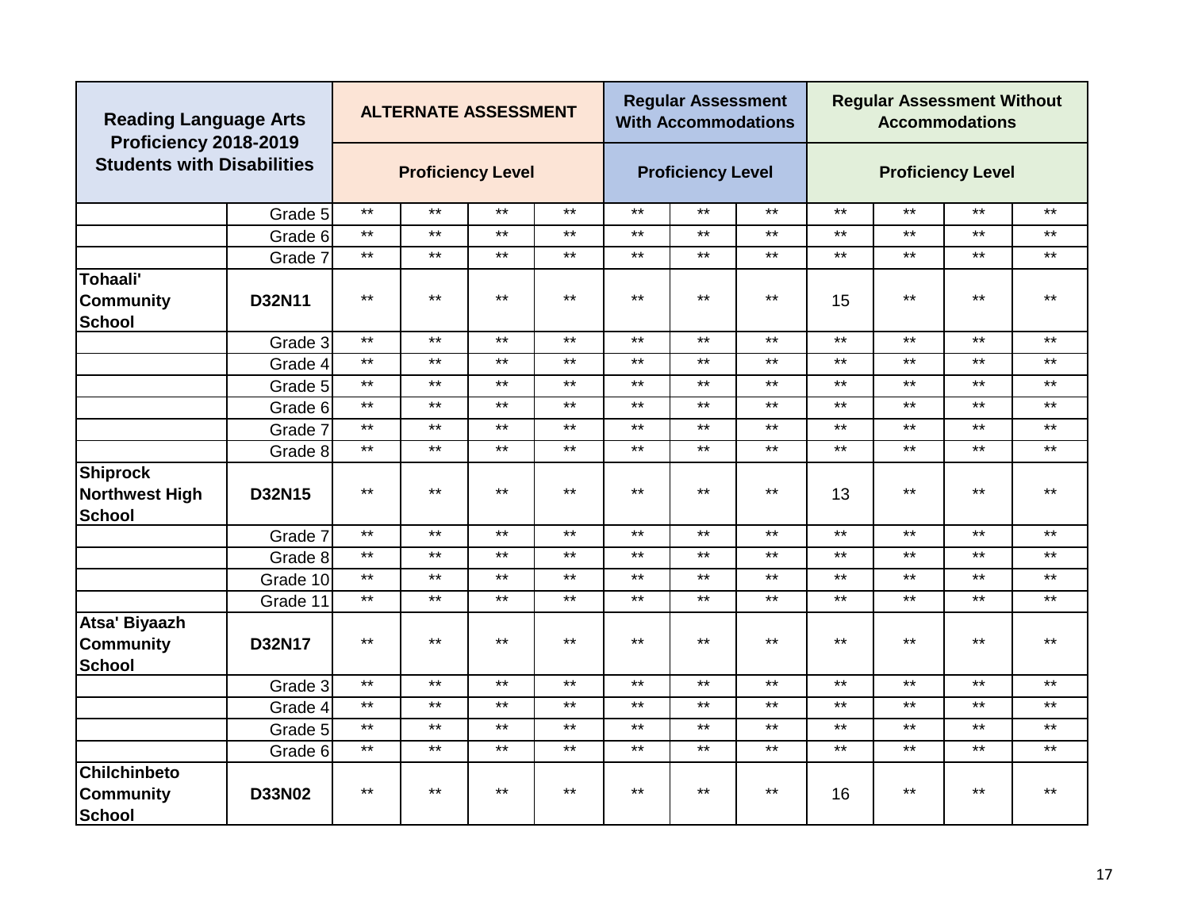| Reading Language Arts Proficiency 2018-2019 Students with Disabilities | | ALTERNATE ASSESSMENT | | | | Regular Assessment With Accommodations | | | Regular Assessment Without Accommodations | | | |
|---|---|---|---|---|---|---|---|---|---|---|---|---|
| | | Proficiency Level | | | | Proficiency Level | | | Proficiency Level | | | |
| | Grade 5 | ** | ** | ** | ** | ** | ** | ** | ** | ** | ** | ** |
| | Grade 6 | ** | ** | ** | ** | ** | ** | ** | ** | ** | ** | ** |
| | Grade 7 | ** | ** | ** | ** | ** | ** | ** | ** | ** | ** | ** |
| **Tohaali' Community School** | **D32N11** | ** | ** | ** | ** | ** | ** | ** | 15 | ** | ** | ** |
| | Grade 3 | ** | ** | ** | ** | ** | ** | ** | ** | ** | ** | ** |
| | Grade 4 | ** | ** | ** | ** | ** | ** | ** | ** | ** | ** | ** |
| | Grade 5 | ** | ** | ** | ** | ** | ** | ** | ** | ** | ** | ** |
| | Grade 6 | ** | ** | ** | ** | ** | ** | ** | ** | ** | ** | ** |
| | Grade 7 | ** | ** | ** | ** | ** | ** | ** | ** | ** | ** | ** |
| | Grade 8 | ** | ** | ** | ** | ** | ** | ** | ** | ** | ** | ** |
| **Shiprock Northwest High School** | **D32N15** | ** | ** | ** | ** | ** | ** | ** | 13 | ** | ** | ** |
| | Grade 7 | ** | ** | ** | ** | ** | ** | ** | ** | ** | ** | ** |
| | Grade 8 | ** | ** | ** | ** | ** | ** | ** | ** | ** | ** | ** |
| | Grade 10 | ** | ** | ** | ** | ** | ** | ** | ** | ** | ** | ** |
| | Grade 11 | ** | ** | ** | ** | ** | ** | ** | ** | ** | ** | ** |
| **Atsa' Biyaazh Community School** | **D32N17** | ** | ** | ** | ** | ** | ** | ** | ** | ** | ** | ** |
| | Grade 3 | ** | ** | ** | ** | ** | ** | ** | ** | ** | ** | ** |
| | Grade 4 | ** | ** | ** | ** | ** | ** | ** | ** | ** | ** | ** |
| | Grade 5 | ** | ** | ** | ** | ** | ** | ** | ** | ** | ** | ** |
| | Grade 6 | ** | ** | ** | ** | ** | ** | ** | ** | ** | ** | ** |
| **Chilchinbeto Community School** | **D33N02** | ** | ** | ** | ** | ** | ** | ** | 16 | ** | ** | ** |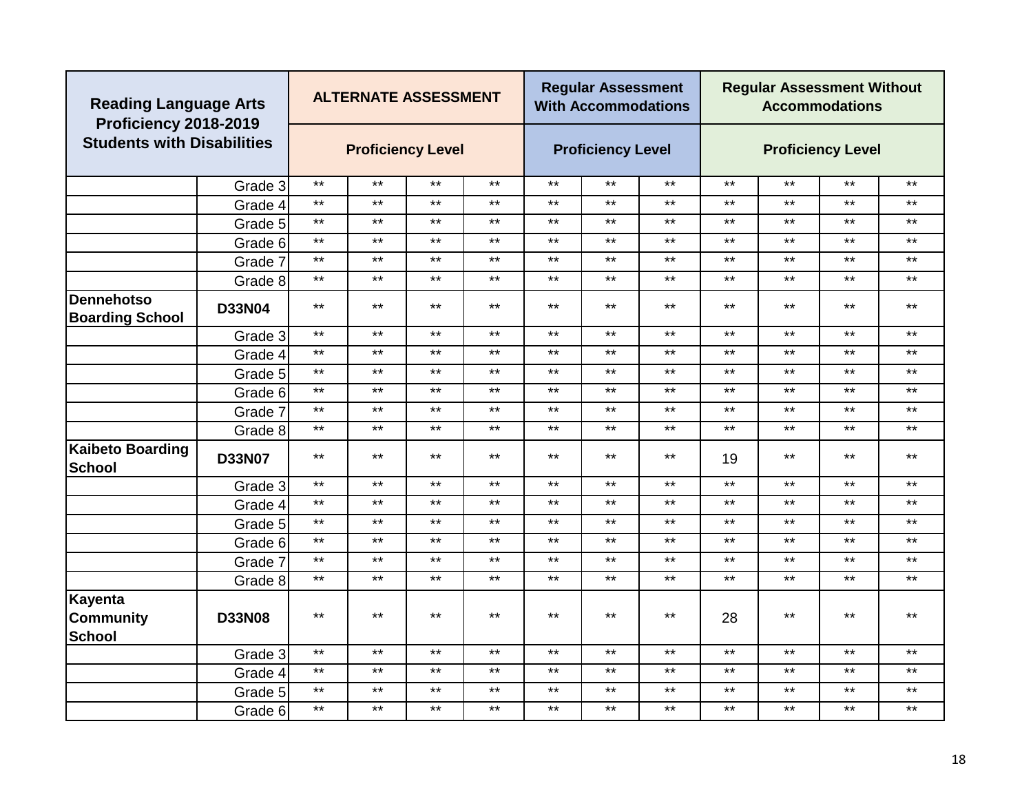| Reading Language Arts Proficiency 2018-2019 Students with Disabilities | | ALTERNATE ASSESSMENT | | | | Regular Assessment With Accommodations | | | Regular Assessment Without Accommodations | | | |
|---|---|---|---|---|---|---|---|---|---|---|---|---|
| | | Proficiency Level | | | | Proficiency Level | | | Proficiency Level | | | |
| | Grade 3 | ** | ** | ** | ** | ** | ** | ** | ** | ** | ** | ** |
| | Grade 4 | ** | ** | ** | ** | ** | ** | ** | ** | ** | ** | ** |
| | Grade 5 | ** | ** | ** | ** | ** | ** | ** | ** | ** | ** | ** |
| | Grade 6 | ** | ** | ** | ** | ** | ** | ** | ** | ** | ** | ** |
| | Grade 7 | ** | ** | ** | ** | ** | ** | ** | ** | ** | ** | ** |
| | Grade 8 | ** | ** | ** | ** | ** | ** | ** | ** | ** | ** | ** |
| **Dennehotso Boarding School** | **D33N04** | ** | ** | ** | ** | ** | ** | ** | ** | ** | ** | ** |
| | Grade 3 | ** | ** | ** | ** | ** | ** | ** | ** | ** | ** | ** |
| | Grade 4 | ** | ** | ** | ** | ** | ** | ** | ** | ** | ** | ** |
| | Grade 5 | ** | ** | ** | ** | ** | ** | ** | ** | ** | ** | ** |
| | Grade 6 | ** | ** | ** | ** | ** | ** | ** | ** | ** | ** | ** |
| | Grade 7 | ** | ** | ** | ** | ** | ** | ** | ** | ** | ** | ** |
| | Grade 8 | ** | ** | ** | ** | ** | ** | ** | ** | ** | ** | ** |
| **Kaibeto Boarding School** | **D33N07** | ** | ** | ** | ** | ** | ** | ** | 19 | ** | ** | ** |
| | Grade 3 | ** | ** | ** | ** | ** | ** | ** | ** | ** | ** | ** |
| | Grade 4 | ** | ** | ** | ** | ** | ** | ** | ** | ** | ** | ** |
| | Grade 5 | ** | ** | ** | ** | ** | ** | ** | ** | ** | ** | ** |
| | Grade 6 | ** | ** | ** | ** | ** | ** | ** | ** | ** | ** | ** |
| | Grade 7 | ** | ** | ** | ** | ** | ** | ** | ** | ** | ** | ** |
| | Grade 8 | ** | ** | ** | ** | ** | ** | ** | ** | ** | ** | ** |
| **Kayenta Community School** | **D33N08** | ** | ** | ** | ** | ** | ** | ** | 28 | ** | ** | ** |
| | Grade 3 | ** | ** | ** | ** | ** | ** | ** | ** | ** | ** | ** |
| | Grade 4 | ** | ** | ** | ** | ** | ** | ** | ** | ** | ** | ** |
| | Grade 5 | ** | ** | ** | ** | ** | ** | ** | ** | ** | ** | ** |
| | Grade 6 | ** | ** | ** | ** | ** | ** | ** | ** | ** | ** | ** |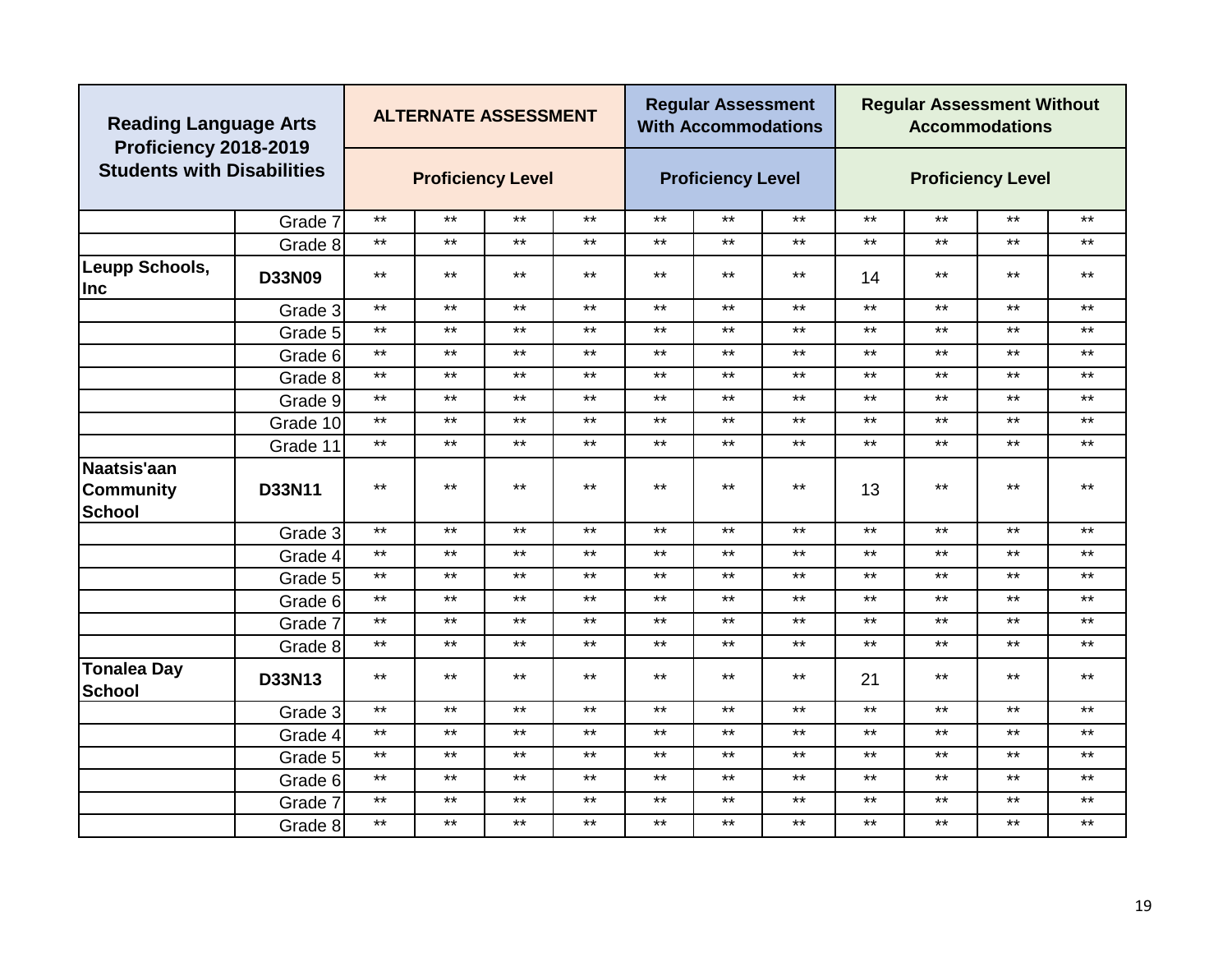| Reading Language Arts Proficiency 2018-2019 Students with Disabilities | | ALTERNATE ASSESSMENT | | | | Regular Assessment With Accommodations | | | Regular Assessment Without Accommodations | | | |
|---|---|---|---|---|---|---|---|---|---|---|---|---|
| | | Proficiency Level | | | | Proficiency Level | | | Proficiency Level | | | |
| | Grade 7 | ** | ** | ** | ** | ** | ** | ** | ** | ** | ** | ** |
| | Grade 8 | ** | ** | ** | ** | ** | ** | ** | ** | ** | ** | ** |
| **Leupp Schools, Inc** | **D33N09** | ** | ** | ** | ** | ** | ** | ** | 14 | ** | ** | ** |
| | Grade 3 | ** | ** | ** | ** | ** | ** | ** | ** | ** | ** | ** |
| | Grade 5 | ** | ** | ** | ** | ** | ** | ** | ** | ** | ** | ** |
| | Grade 6 | ** | ** | ** | ** | ** | ** | ** | ** | ** | ** | ** |
| | Grade 8 | ** | ** | ** | ** | ** | ** | ** | ** | ** | ** | ** |
| | Grade 9 | ** | ** | ** | ** | ** | ** | ** | ** | ** | ** | ** |
| | Grade 10 | ** | ** | ** | ** | ** | ** | ** | ** | ** | ** | ** |
| | Grade 11 | ** | ** | ** | ** | ** | ** | ** | ** | ** | ** | ** |
| **Naatsis'aan Community School** | **D33N11** | ** | ** | ** | ** | ** | ** | ** | 13 | ** | ** | ** |
| | Grade 3 | ** | ** | ** | ** | ** | ** | ** | ** | ** | ** | ** |
| | Grade 4 | ** | ** | ** | ** | ** | ** | ** | ** | ** | ** | ** |
| | Grade 5 | ** | ** | ** | ** | ** | ** | ** | ** | ** | ** | ** |
| | Grade 6 | ** | ** | ** | ** | ** | ** | ** | ** | ** | ** | ** |
| | Grade 7 | ** | ** | ** | ** | ** | ** | ** | ** | ** | ** | ** |
| | Grade 8 | ** | ** | ** | ** | ** | ** | ** | ** | ** | ** | ** |
| **Tonalea Day School** | **D33N13** | ** | ** | ** | ** | ** | ** | ** | 21 | ** | ** | ** |
| | Grade 3 | ** | ** | ** | ** | ** | ** | ** | ** | ** | ** | ** |
| | Grade 4 | ** | ** | ** | ** | ** | ** | ** | ** | ** | ** | ** |
| | Grade 5 | ** | ** | ** | ** | ** | ** | ** | ** | ** | ** | ** |
| | Grade 6 | ** | ** | ** | ** | ** | ** | ** | ** | ** | ** | ** |
| | Grade 7 | ** | ** | ** | ** | ** | ** | ** | ** | ** | ** | ** |
| | Grade 8 | ** | ** | ** | ** | ** | ** | ** | ** | ** | ** | ** |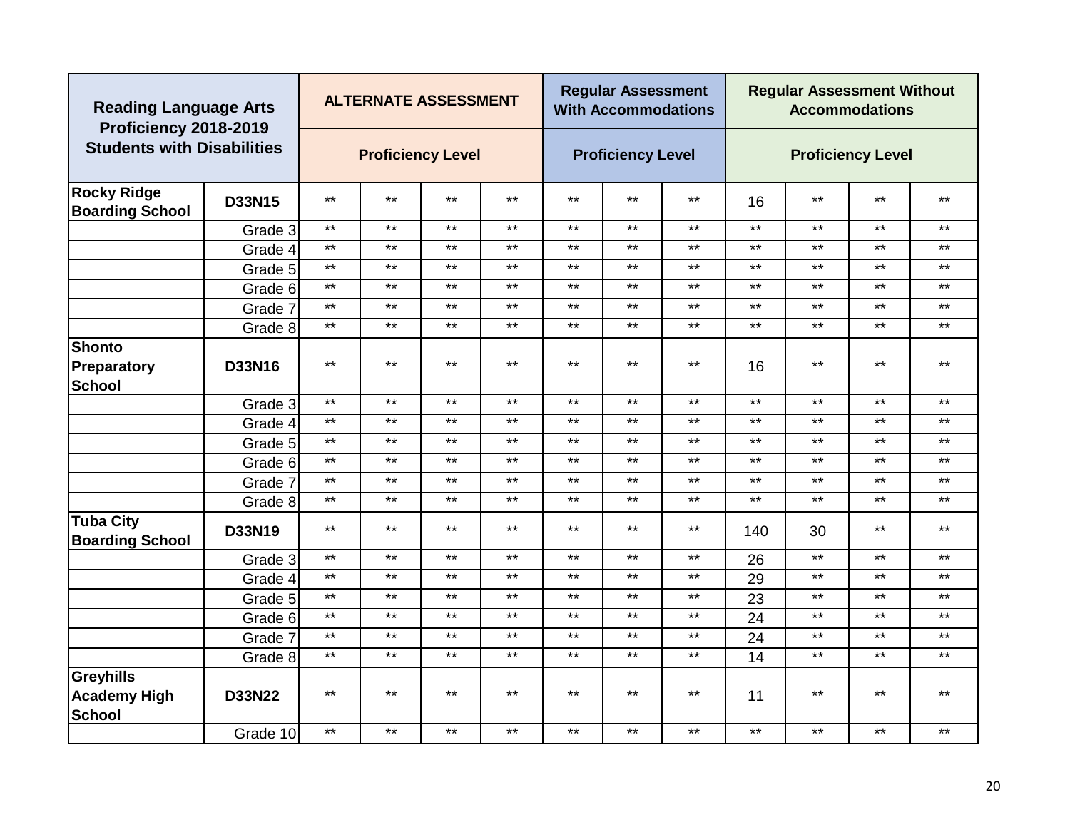| Reading Language Arts Proficiency 2018-2019 Students with Disabilities | | ALTERNATE ASSESSMENT | | | | Regular Assessment With Accommodations | | | Regular Assessment Without Accommodations | | | |
|---|---|---|---|---|---|---|---|---|---|---|---|---|
| | | Proficiency Level | | | | Proficiency Level | | | Proficiency Level | | | |
| **Rocky Ridge Boarding School** | **D33N15** | ** | ** | ** | ** | ** | ** | ** | 16 | ** | ** | ** |
| | Grade 3 | ** | ** | ** | ** | ** | ** | ** | ** | ** | ** | ** |
| | Grade 4 | ** | ** | ** | ** | ** | ** | ** | ** | ** | ** | ** |
| | Grade 5 | ** | ** | ** | ** | ** | ** | ** | ** | ** | ** | ** |
| | Grade 6 | ** | ** | ** | ** | ** | ** | ** | ** | ** | ** | ** |
| | Grade 7 | ** | ** | ** | ** | ** | ** | ** | ** | ** | ** | ** |
| | Grade 8 | ** | ** | ** | ** | ** | ** | ** | ** | ** | ** | ** |
| **Shonto Preparatory School** | **D33N16** | ** | ** | ** | ** | ** | ** | ** | 16 | ** | ** | ** |
| | Grade 3 | ** | ** | ** | ** | ** | ** | ** | ** | ** | ** | ** |
| | Grade 4 | ** | ** | ** | ** | ** | ** | ** | ** | ** | ** | ** |
| | Grade 5 | ** | ** | ** | ** | ** | ** | ** | ** | ** | ** | ** |
| | Grade 6 | ** | ** | ** | ** | ** | ** | ** | ** | ** | ** | ** |
| | Grade 7 | ** | ** | ** | ** | ** | ** | ** | ** | ** | ** | ** |
| | Grade 8 | ** | ** | ** | ** | ** | ** | ** | ** | ** | ** | ** |
| **Tuba City Boarding School** | **D33N19** | ** | ** | ** | ** | ** | ** | ** | 140 | 30 | ** | ** |
| | Grade 3 | ** | ** | ** | ** | ** | ** | ** | 26 | ** | ** | ** |
| | Grade 4 | ** | ** | ** | ** | ** | ** | ** | 29 | ** | ** | ** |
| | Grade 5 | ** | ** | ** | ** | ** | ** | ** | 23 | ** | ** | ** |
| | Grade 6 | ** | ** | ** | ** | ** | ** | ** | 24 | ** | ** | ** |
| | Grade 7 | ** | ** | ** | ** | ** | ** | ** | 24 | ** | ** | ** |
| | Grade 8 | ** | ** | ** | ** | ** | ** | ** | 14 | ** | ** | ** |
| **Greyhills Academy High School** | **D33N22** | ** | ** | ** | ** | ** | ** | ** | 11 | ** | ** | ** |
| | Grade 10 | ** | ** | ** | ** | ** | ** | ** | ** | ** | ** | ** |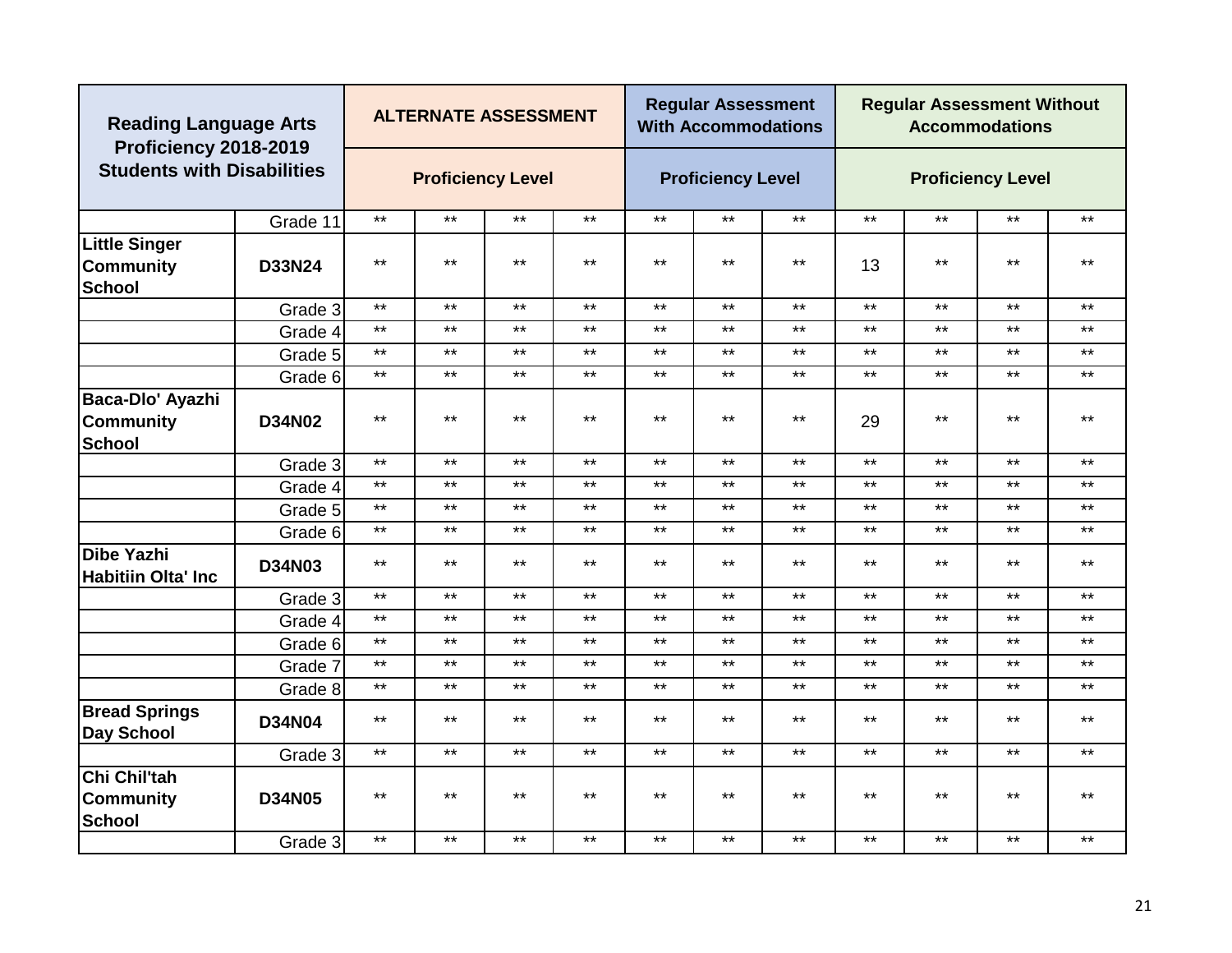| Reading Language Arts Proficiency 2018-2019 Students with Disabilities | | ALTERNATE ASSESSMENT | | | | Regular Assessment With Accommodations | | | Regular Assessment Without Accommodations | | | |
|---|---|---|---|---|---|---|---|---|---|---|---|---|
| | | Proficiency Level | | | | Proficiency Level | | | Proficiency Level | | | |
| | Grade 11 | ** | ** | ** | ** | ** | ** | ** | ** | ** | ** | ** |
| **Little Singer Community School** | **D33N24** | ** | ** | ** | ** | ** | ** | ** | 13 | ** | ** | ** |
| | Grade 3 | ** | ** | ** | ** | ** | ** | ** | ** | ** | ** | ** |
| | Grade 4 | ** | ** | ** | ** | ** | ** | ** | ** | ** | ** | ** |
| | Grade 5 | ** | ** | ** | ** | ** | ** | ** | ** | ** | ** | ** |
| | Grade 6 | ** | ** | ** | ** | ** | ** | ** | ** | ** | ** | ** |
| **Baca-Dlo' Ayazhi Community School** | **D34N02** | ** | ** | ** | ** | ** | ** | ** | 29 | ** | ** | ** |
| | Grade 3 | ** | ** | ** | ** | ** | ** | ** | ** | ** | ** | ** |
| | Grade 4 | ** | ** | ** | ** | ** | ** | ** | ** | ** | ** | ** |
| | Grade 5 | ** | ** | ** | ** | ** | ** | ** | ** | ** | ** | ** |
| | Grade 6 | ** | ** | ** | ** | ** | ** | ** | ** | ** | ** | ** |
| **Dibe Yazhi Habitiin Olta' Inc** | **D34N03** | ** | ** | ** | ** | ** | ** | ** | ** | ** | ** | ** |
| | Grade 3 | ** | ** | ** | ** | ** | ** | ** | ** | ** | ** | ** |
| | Grade 4 | ** | ** | ** | ** | ** | ** | ** | ** | ** | ** | ** |
| | Grade 6 | ** | ** | ** | ** | ** | ** | ** | ** | ** | ** | ** |
| | Grade 7 | ** | ** | ** | ** | ** | ** | ** | ** | ** | ** | ** |
| | Grade 8 | ** | ** | ** | ** | ** | ** | ** | ** | ** | ** | ** |
| **Bread Springs Day School** | **D34N04** | ** | ** | ** | ** | ** | ** | ** | ** | ** | ** | ** |
| | Grade 3 | ** | ** | ** | ** | ** | ** | ** | ** | ** | ** | ** |
| **Chi Chil'tah Community School** | **D34N05** | ** | ** | ** | ** | ** | ** | ** | ** | ** | ** | ** |
| | Grade 3 | ** | ** | ** | ** | ** | ** | ** | ** | ** | ** | ** |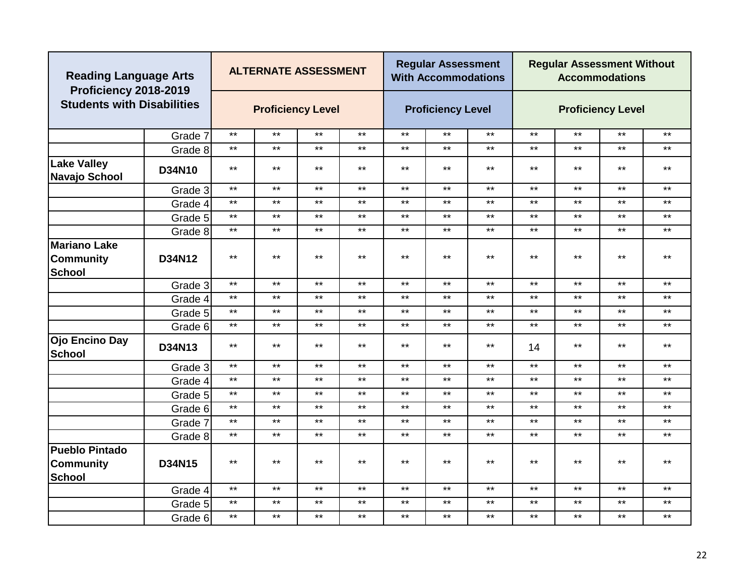| Reading Language Arts Proficiency 2018-2019 Students with Disabilities | | ALTERNATE ASSESSMENT | | | | Regular Assessment With Accommodations | | | Regular Assessment Without Accommodations | | | |
|---|---|---|---|---|---|---|---|---|---|---|---|---|
| | | Proficiency Level | | | | Proficiency Level | | | Proficiency Level | | | |
| | Grade 7 | ** | ** | ** | ** | ** | ** | ** | ** | ** | ** | ** |
| | Grade 8 | ** | ** | ** | ** | ** | ** | ** | ** | ** | ** | ** |
| **Lake Valley Navajo School** | **D34N10** | ** | ** | ** | ** | ** | ** | ** | ** | ** | ** | ** |
| | Grade 3 | ** | ** | ** | ** | ** | ** | ** | ** | ** | ** | ** |
| | Grade 4 | ** | ** | ** | ** | ** | ** | ** | ** | ** | ** | ** |
| | Grade 5 | ** | ** | ** | ** | ** | ** | ** | ** | ** | ** | ** |
| | Grade 8 | ** | ** | ** | ** | ** | ** | ** | ** | ** | ** | ** |
| **Mariano Lake Community School** | **D34N12** | ** | ** | ** | ** | ** | ** | ** | ** | ** | ** | ** |
| | Grade 3 | ** | ** | ** | ** | ** | ** | ** | ** | ** | ** | ** |
| | Grade 4 | ** | ** | ** | ** | ** | ** | ** | ** | ** | ** | ** |
| | Grade 5 | ** | ** | ** | ** | ** | ** | ** | ** | ** | ** | ** |
| | Grade 6 | ** | ** | ** | ** | ** | ** | ** | ** | ** | ** | ** |
| **Ojo Encino Day School** | **D34N13** | ** | ** | ** | ** | ** | ** | ** | 14 | ** | ** | ** |
| | Grade 3 | ** | ** | ** | ** | ** | ** | ** | ** | ** | ** | ** |
| | Grade 4 | ** | ** | ** | ** | ** | ** | ** | ** | ** | ** | ** |
| | Grade 5 | ** | ** | ** | ** | ** | ** | ** | ** | ** | ** | ** |
| | Grade 6 | ** | ** | ** | ** | ** | ** | ** | ** | ** | ** | ** |
| | Grade 7 | ** | ** | ** | ** | ** | ** | ** | ** | ** | ** | ** |
| | Grade 8 | ** | ** | ** | ** | ** | ** | ** | ** | ** | ** | ** |
| **Pueblo Pintado Community School** | **D34N15** | ** | ** | ** | ** | ** | ** | ** | ** | ** | ** | ** |
| | Grade 4 | ** | ** | ** | ** | ** | ** | ** | ** | ** | ** | ** |
| | Grade 5 | ** | ** | ** | ** | ** | ** | ** | ** | ** | ** | ** |
| | Grade 6 | ** | ** | ** | ** | ** | ** | ** | ** | ** | ** | ** |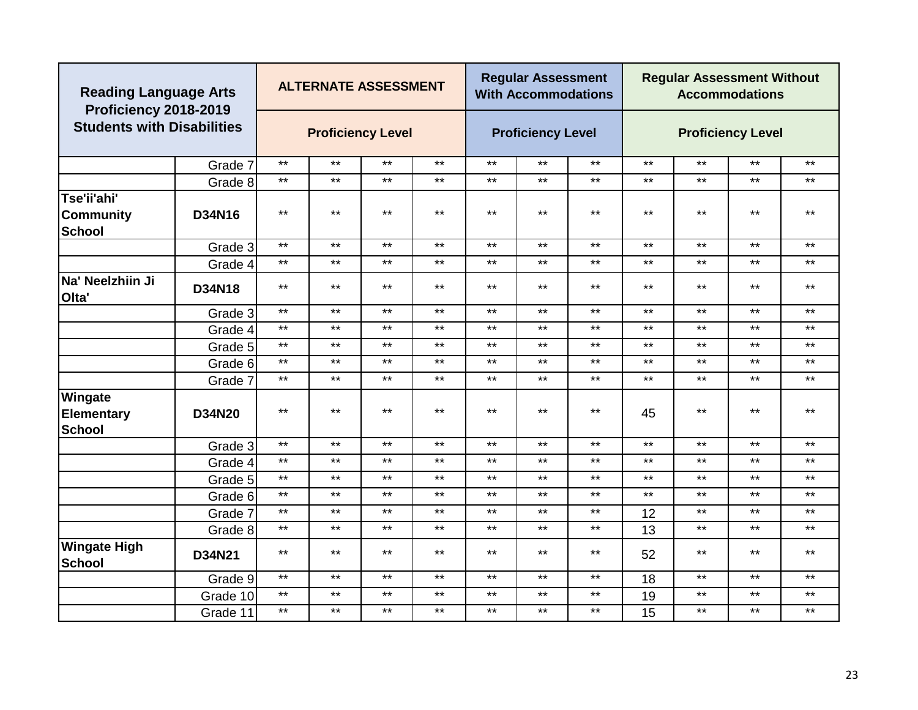| Reading Language Arts Proficiency 2018-2019 Students with Disabilities | | ALTERNATE ASSESSMENT | | | | Regular Assessment With Accommodations | | | Regular Assessment Without Accommodations | | | |
|---|---|---|---|---|---|---|---|---|---|---|---|---|
| | | Proficiency Level | | | | Proficiency Level | | | Proficiency Level | | | |
| | Grade 7 | ** | ** | ** | ** | ** | ** | ** | ** | ** | ** | ** |
| | Grade 8 | ** | ** | ** | ** | ** | ** | ** | ** | ** | ** | ** |
| **Tse'ii'ahi' Community School** | **D34N16** | ** | ** | ** | ** | ** | ** | ** | ** | ** | ** | ** |
| | Grade 3 | ** | ** | ** | ** | ** | ** | ** | ** | ** | ** | ** |
| | Grade 4 | ** | ** | ** | ** | ** | ** | ** | ** | ** | ** | ** |
| **Na' Neelzhiin Ji Olta'** | **D34N18** | ** | ** | ** | ** | ** | ** | ** | ** | ** | ** | ** |
| | Grade 3 | ** | ** | ** | ** | ** | ** | ** | ** | ** | ** | ** |
| | Grade 4 | ** | ** | ** | ** | ** | ** | ** | ** | ** | ** | ** |
| | Grade 5 | ** | ** | ** | ** | ** | ** | ** | ** | ** | ** | ** |
| | Grade 6 | ** | ** | ** | ** | ** | ** | ** | ** | ** | ** | ** |
| | Grade 7 | ** | ** | ** | ** | ** | ** | ** | ** | ** | ** | ** |
| **Wingate Elementary School** | **D34N20** | ** | ** | ** | ** | ** | ** | ** | 45 | ** | ** | ** |
| | Grade 3 | ** | ** | ** | ** | ** | ** | ** | ** | ** | ** | ** |
| | Grade 4 | ** | ** | ** | ** | ** | ** | ** | ** | ** | ** | ** |
| | Grade 5 | ** | ** | ** | ** | ** | ** | ** | ** | ** | ** | ** |
| | Grade 6 | ** | ** | ** | ** | ** | ** | ** | ** | ** | ** | ** |
| | Grade 7 | ** | ** | ** | ** | ** | ** | ** | 12 | ** | ** | ** |
| | Grade 8 | ** | ** | ** | ** | ** | ** | ** | 13 | ** | ** | ** |
| **Wingate High School** | **D34N21** | ** | ** | ** | ** | ** | ** | ** | 52 | ** | ** | ** |
| | Grade 9 | ** | ** | ** | ** | ** | ** | ** | 18 | ** | ** | ** |
| | Grade 10 | ** | ** | ** | ** | ** | ** | ** | 19 | ** | ** | ** |
| | Grade 11 | ** | ** | ** | ** | ** | ** | ** | 15 | ** | ** | ** |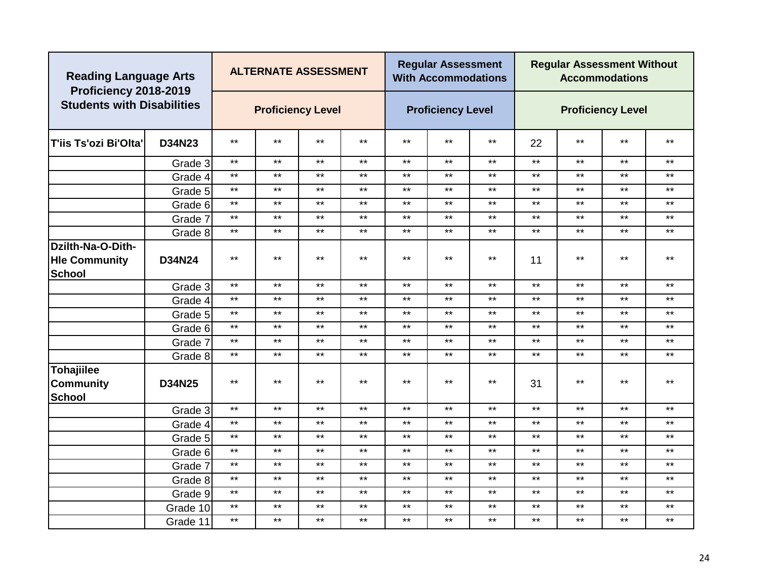| Reading Language Arts Proficiency 2018-2019 Students with Disabilities | | ALTERNATE ASSESSMENT | | | | Regular Assessment With Accommodations | | | Regular Assessment Without Accommodations | | | |
|---|---|---|---|---|---|---|---|---|---|---|---|---|
| | | Proficiency Level | | | | Proficiency Level | | | Proficiency Level | | | |
| **T'iis Ts'ozi Bi'Olta'** | **D34N23** | ** | ** | ** | ** | ** | ** | ** | 22 | ** | ** | ** |
| | Grade 3 | ** | ** | ** | ** | ** | ** | ** | ** | ** | ** | ** |
| | Grade 4 | ** | ** | ** | ** | ** | ** | ** | ** | ** | ** | ** |
| | Grade 5 | ** | ** | ** | ** | ** | ** | ** | ** | ** | ** | ** |
| | Grade 6 | ** | ** | ** | ** | ** | ** | ** | ** | ** | ** | ** |
| | Grade 7 | ** | ** | ** | ** | ** | ** | ** | ** | ** | ** | ** |
| | Grade 8 | ** | ** | ** | ** | ** | ** | ** | ** | ** | ** | ** |
| **Dzilth-Na-O-Dith-Hle Community School** | **D34N24** | ** | ** | ** | ** | ** | ** | ** | 11 | ** | ** | ** |
| | Grade 3 | ** | ** | ** | ** | ** | ** | ** | ** | ** | ** | ** |
| | Grade 4 | ** | ** | ** | ** | ** | ** | ** | ** | ** | ** | ** |
| | Grade 5 | ** | ** | ** | ** | ** | ** | ** | ** | ** | ** | ** |
| | Grade 6 | ** | ** | ** | ** | ** | ** | ** | ** | ** | ** | ** |
| | Grade 7 | ** | ** | ** | ** | ** | ** | ** | ** | ** | ** | ** |
| | Grade 8 | ** | ** | ** | ** | ** | ** | ** | ** | ** | ** | ** |
| **Tohajiilee Community School** | **D34N25** | ** | ** | ** | ** | ** | ** | ** | 31 | ** | ** | ** |
| | Grade 3 | ** | ** | ** | ** | ** | ** | ** | ** | ** | ** | ** |
| | Grade 4 | ** | ** | ** | ** | ** | ** | ** | ** | ** | ** | ** |
| | Grade 5 | ** | ** | ** | ** | ** | ** | ** | ** | ** | ** | ** |
| | Grade 6 | ** | ** | ** | ** | ** | ** | ** | ** | ** | ** | ** |
| | Grade 7 | ** | ** | ** | ** | ** | ** | ** | ** | ** | ** | ** |
| | Grade 8 | ** | ** | ** | ** | ** | ** | ** | ** | ** | ** | ** |
| | Grade 9 | ** | ** | ** | ** | ** | ** | ** | ** | ** | ** | ** |
| | Grade 10 | ** | ** | ** | ** | ** | ** | ** | ** | ** | ** | ** |
| | Grade 11 | ** | ** | ** | ** | ** | ** | ** | ** | ** | ** | ** |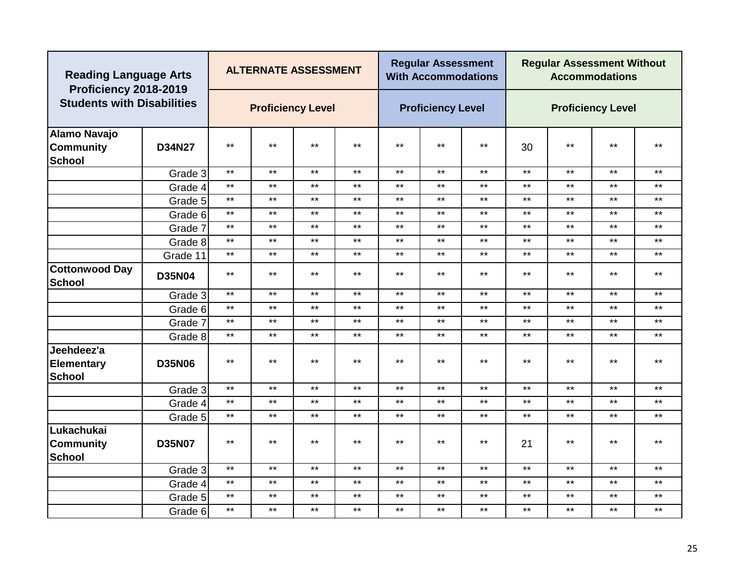| Reading Language Arts Proficiency 2018-2019 Students with Disabilities | | ALTERNATE ASSESSMENT | | | | Regular Assessment With Accommodations | | | Regular Assessment Without Accommodations | | | |
|---|---|---|---|---|---|---|---|---|---|---|---|---|
| | | Proficiency Level | | | | Proficiency Level | | | Proficiency Level | | | |
| **Alamo Navajo Community School** | **D34N27** | ** | ** | ** | ** | ** | ** | ** | 30 | ** | ** | ** |
| | Grade 3 | ** | ** | ** | ** | ** | ** | ** | ** | ** | ** | ** |
| | Grade 4 | ** | ** | ** | ** | ** | ** | ** | ** | ** | ** | ** |
| | Grade 5 | ** | ** | ** | ** | ** | ** | ** | ** | ** | ** | ** |
| | Grade 6 | ** | ** | ** | ** | ** | ** | ** | ** | ** | ** | ** |
| | Grade 7 | ** | ** | ** | ** | ** | ** | ** | ** | ** | ** | ** |
| | Grade 8 | ** | ** | ** | ** | ** | ** | ** | ** | ** | ** | ** |
| | Grade 11 | ** | ** | ** | ** | ** | ** | ** | ** | ** | ** | ** |
| **Cottonwood Day School** | **D35N04** | ** | ** | ** | ** | ** | ** | ** | ** | ** | ** | ** |
| | Grade 3 | ** | ** | ** | ** | ** | ** | ** | ** | ** | ** | ** |
| | Grade 6 | ** | ** | ** | ** | ** | ** | ** | ** | ** | ** | ** |
| | Grade 7 | ** | ** | ** | ** | ** | ** | ** | ** | ** | ** | ** |
| | Grade 8 | ** | ** | ** | ** | ** | ** | ** | ** | ** | ** | ** |
| **Jeehdeez'a Elementary School** | **D35N06** | ** | ** | ** | ** | ** | ** | ** | ** | ** | ** | ** |
| | Grade 3 | ** | ** | ** | ** | ** | ** | ** | ** | ** | ** | ** |
| | Grade 4 | ** | ** | ** | ** | ** | ** | ** | ** | ** | ** | ** |
| | Grade 5 | ** | ** | ** | ** | ** | ** | ** | ** | ** | ** | ** |
| **Lukachukai Community School** | **D35N07** | ** | ** | ** | ** | ** | ** | ** | 21 | ** | ** | ** |
| | Grade 3 | ** | ** | ** | ** | ** | ** | ** | ** | ** | ** | ** |
| | Grade 4 | ** | ** | ** | ** | ** | ** | ** | ** | ** | ** | ** |
| | Grade 5 | ** | ** | ** | ** | ** | ** | ** | ** | ** | ** | ** |
| | Grade 6 | ** | ** | ** | ** | ** | ** | ** | ** | ** | ** | ** |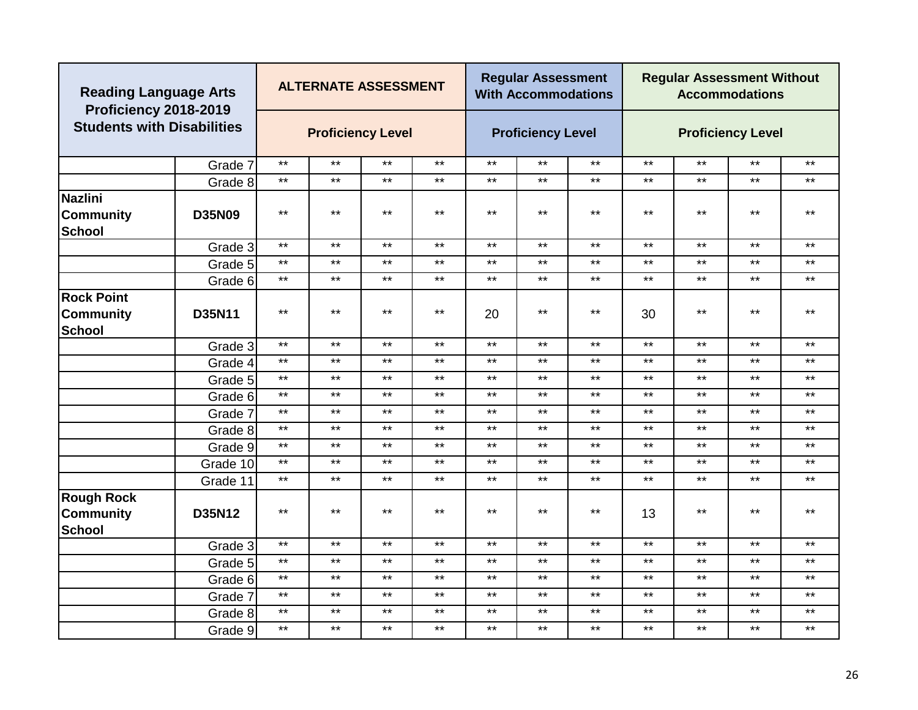| Reading Language Arts Proficiency 2018-2019 Students with Disabilities | | ALTERNATE ASSESSMENT | | | | Regular Assessment With Accommodations | | | Regular Assessment Without Accommodations | | | |
|---|---|---|---|---|---|---|---|---|---|---|---|---|
| | | Proficiency Level | | | | Proficiency Level | | | Proficiency Level | | | |
| | Grade 7 | ** | ** | ** | ** | ** | ** | ** | ** | ** | ** | ** |
| | Grade 8 | ** | ** | ** | ** | ** | ** | ** | ** | ** | ** | ** |
| **Nazlini Community School** | **D35N09** | ** | ** | ** | ** | ** | ** | ** | ** | ** | ** | ** |
| | Grade 3 | ** | ** | ** | ** | ** | ** | ** | ** | ** | ** | ** |
| | Grade 5 | ** | ** | ** | ** | ** | ** | ** | ** | ** | ** | ** |
| | Grade 6 | ** | ** | ** | ** | ** | ** | ** | ** | ** | ** | ** |
| **Rock Point Community School** | **D35N11** | ** | ** | ** | ** | 20 | ** | ** | 30 | ** | ** | ** |
| | Grade 3 | ** | ** | ** | ** | ** | ** | ** | ** | ** | ** | ** |
| | Grade 4 | ** | ** | ** | ** | ** | ** | ** | ** | ** | ** | ** |
| | Grade 5 | ** | ** | ** | ** | ** | ** | ** | ** | ** | ** | ** |
| | Grade 6 | ** | ** | ** | ** | ** | ** | ** | ** | ** | ** | ** |
| | Grade 7 | ** | ** | ** | ** | ** | ** | ** | ** | ** | ** | ** |
| | Grade 8 | ** | ** | ** | ** | ** | ** | ** | ** | ** | ** | ** |
| | Grade 9 | ** | ** | ** | ** | ** | ** | ** | ** | ** | ** | ** |
| | Grade 10 | ** | ** | ** | ** | ** | ** | ** | ** | ** | ** | ** |
| | Grade 11 | ** | ** | ** | ** | ** | ** | ** | ** | ** | ** | ** |
| **Rough Rock Community School** | **D35N12** | ** | ** | ** | ** | ** | ** | ** | 13 | ** | ** | ** |
| | Grade 3 | ** | ** | ** | ** | ** | ** | ** | ** | ** | ** | ** |
| | Grade 5 | ** | ** | ** | ** | ** | ** | ** | ** | ** | ** | ** |
| | Grade 6 | ** | ** | ** | ** | ** | ** | ** | ** | ** | ** | ** |
| | Grade 7 | ** | ** | ** | ** | ** | ** | ** | ** | ** | ** | ** |
| | Grade 8 | ** | ** | ** | ** | ** | ** | ** | ** | ** | ** | ** |
| | Grade 9 | ** | ** | ** | ** | ** | ** | ** | ** | ** | ** | ** |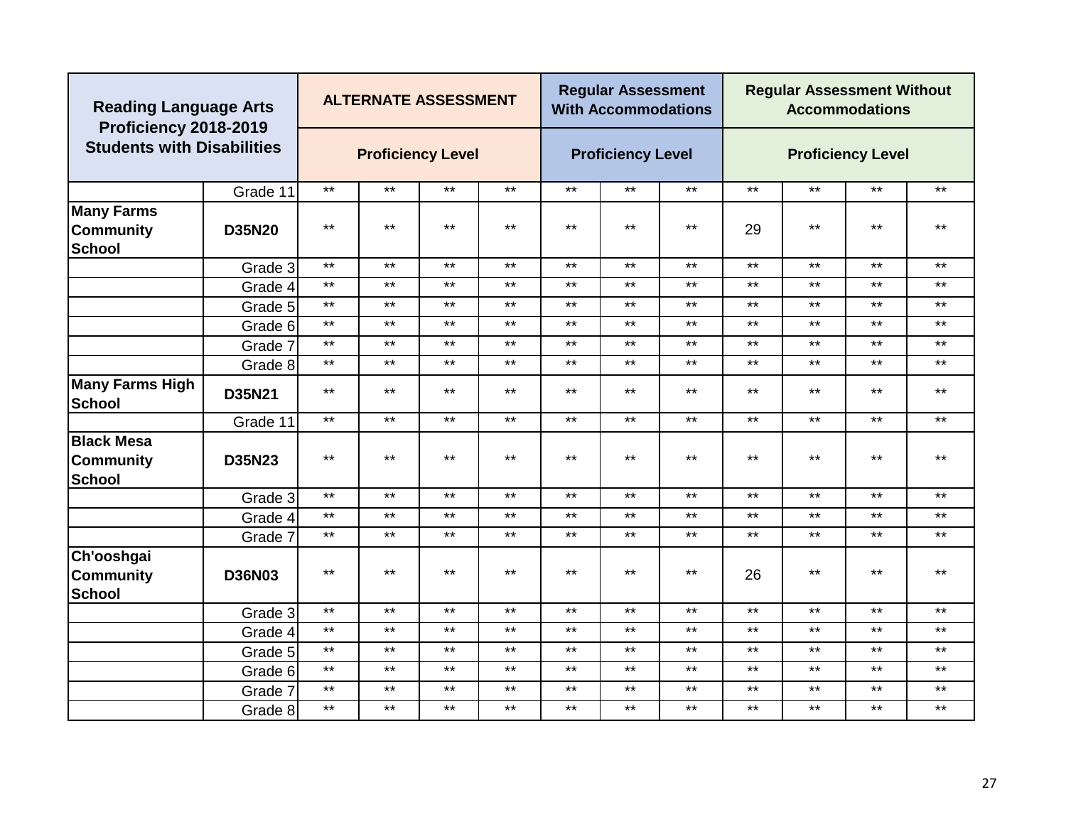| Reading Language Arts Proficiency 2018-2019 Students with Disabilities | | ALTERNATE ASSESSMENT | | | | Regular Assessment With Accommodations | | | Regular Assessment Without Accommodations | | | |
|---|---|---|---|---|---|---|---|---|---|---|---|---|
| | | Proficiency Level | | | | Proficiency Level | | | Proficiency Level | | | |
| | Grade 11 | ** | ** | ** | ** | ** | ** | ** | ** | ** | ** | ** |
| **Many Farms Community School** | **D35N20** | ** | ** | ** | ** | ** | ** | ** | 29 | ** | ** | ** |
| | Grade 3 | ** | ** | ** | ** | ** | ** | ** | ** | ** | ** | ** |
| | Grade 4 | ** | ** | ** | ** | ** | ** | ** | ** | ** | ** | ** |
| | Grade 5 | ** | ** | ** | ** | ** | ** | ** | ** | ** | ** | ** |
| | Grade 6 | ** | ** | ** | ** | ** | ** | ** | ** | ** | ** | ** |
| | Grade 7 | ** | ** | ** | ** | ** | ** | ** | ** | ** | ** | ** |
| | Grade 8 | ** | ** | ** | ** | ** | ** | ** | ** | ** | ** | ** |
| **Many Farms High School** | **D35N21** | ** | ** | ** | ** | ** | ** | ** | ** | ** | ** | ** |
| | Grade 11 | ** | ** | ** | ** | ** | ** | ** | ** | ** | ** | ** |
| **Black Mesa Community School** | **D35N23** | ** | ** | ** | ** | ** | ** | ** | ** | ** | ** | ** |
| | Grade 3 | ** | ** | ** | ** | ** | ** | ** | ** | ** | ** | ** |
| | Grade 4 | ** | ** | ** | ** | ** | ** | ** | ** | ** | ** | ** |
| | Grade 7 | ** | ** | ** | ** | ** | ** | ** | ** | ** | ** | ** |
| **Ch'ooshgai Community School** | **D36N03** | ** | ** | ** | ** | ** | ** | ** | 26 | ** | ** | ** |
| | Grade 3 | ** | ** | ** | ** | ** | ** | ** | ** | ** | ** | ** |
| | Grade 4 | ** | ** | ** | ** | ** | ** | ** | ** | ** | ** | ** |
| | Grade 5 | ** | ** | ** | ** | ** | ** | ** | ** | ** | ** | ** |
| | Grade 6 | ** | ** | ** | ** | ** | ** | ** | ** | ** | ** | ** |
| | Grade 7 | ** | ** | ** | ** | ** | ** | ** | ** | ** | ** | ** |
| | Grade 8 | ** | ** | ** | ** | ** | ** | ** | ** | ** | ** | ** |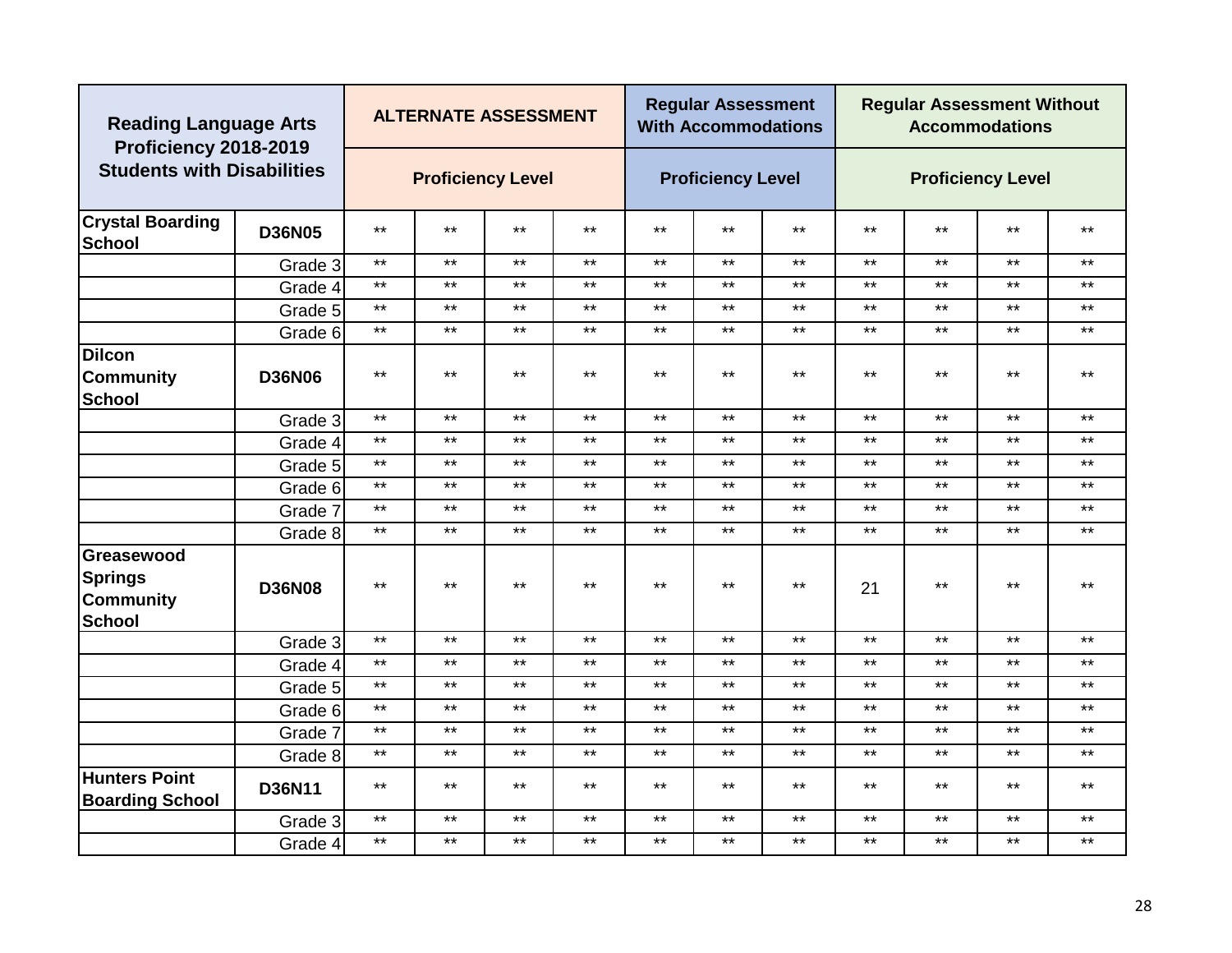| Reading Language Arts Proficiency 2018-2019 Students with Disabilities | | ALTERNATE ASSESSMENT | | | | Regular Assessment With Accommodations | | | Regular Assessment Without Accommodations | | | |
|---|---|---|---|---|---|---|---|---|---|---|---|---|
| | | Proficiency Level | | | | Proficiency Level | | | Proficiency Level | | | |
| **Crystal Boarding School** | **D36N05** | ** | ** | ** | ** | ** | ** | ** | ** | ** | ** | ** |
| | Grade 3 | ** | ** | ** | ** | ** | ** | ** | ** | ** | ** | ** |
| | Grade 4 | ** | ** | ** | ** | ** | ** | ** | ** | ** | ** | ** |
| | Grade 5 | ** | ** | ** | ** | ** | ** | ** | ** | ** | ** | ** |
| | Grade 6 | ** | ** | ** | ** | ** | ** | ** | ** | ** | ** | ** |
| **Dilcon Community School** | **D36N06** | ** | ** | ** | ** | ** | ** | ** | ** | ** | ** | ** |
| | Grade 3 | ** | ** | ** | ** | ** | ** | ** | ** | ** | ** | ** |
| | Grade 4 | ** | ** | ** | ** | ** | ** | ** | ** | ** | ** | ** |
| | Grade 5 | ** | ** | ** | ** | ** | ** | ** | ** | ** | ** | ** |
| | Grade 6 | ** | ** | ** | ** | ** | ** | ** | ** | ** | ** | ** |
| | Grade 7 | ** | ** | ** | ** | ** | ** | ** | ** | ** | ** | ** |
| | Grade 8 | ** | ** | ** | ** | ** | ** | ** | ** | ** | ** | ** |
| **Greasewood Springs Community School** | **D36N08** | ** | ** | ** | ** | ** | ** | ** | 21 | ** | ** | ** |
| | Grade 3 | ** | ** | ** | ** | ** | ** | ** | ** | ** | ** | ** |
| | Grade 4 | ** | ** | ** | ** | ** | ** | ** | ** | ** | ** | ** |
| | Grade 5 | ** | ** | ** | ** | ** | ** | ** | ** | ** | ** | ** |
| | Grade 6 | ** | ** | ** | ** | ** | ** | ** | ** | ** | ** | ** |
| | Grade 7 | ** | ** | ** | ** | ** | ** | ** | ** | ** | ** | ** |
| | Grade 8 | ** | ** | ** | ** | ** | ** | ** | ** | ** | ** | ** |
| **Hunters Point Boarding School** | **D36N11** | ** | ** | ** | ** | ** | ** | ** | ** | ** | ** | ** |
| | Grade 3 | ** | ** | ** | ** | ** | ** | ** | ** | ** | ** | ** |
| | Grade 4 | ** | ** | ** | ** | ** | ** | ** | ** | ** | ** | ** |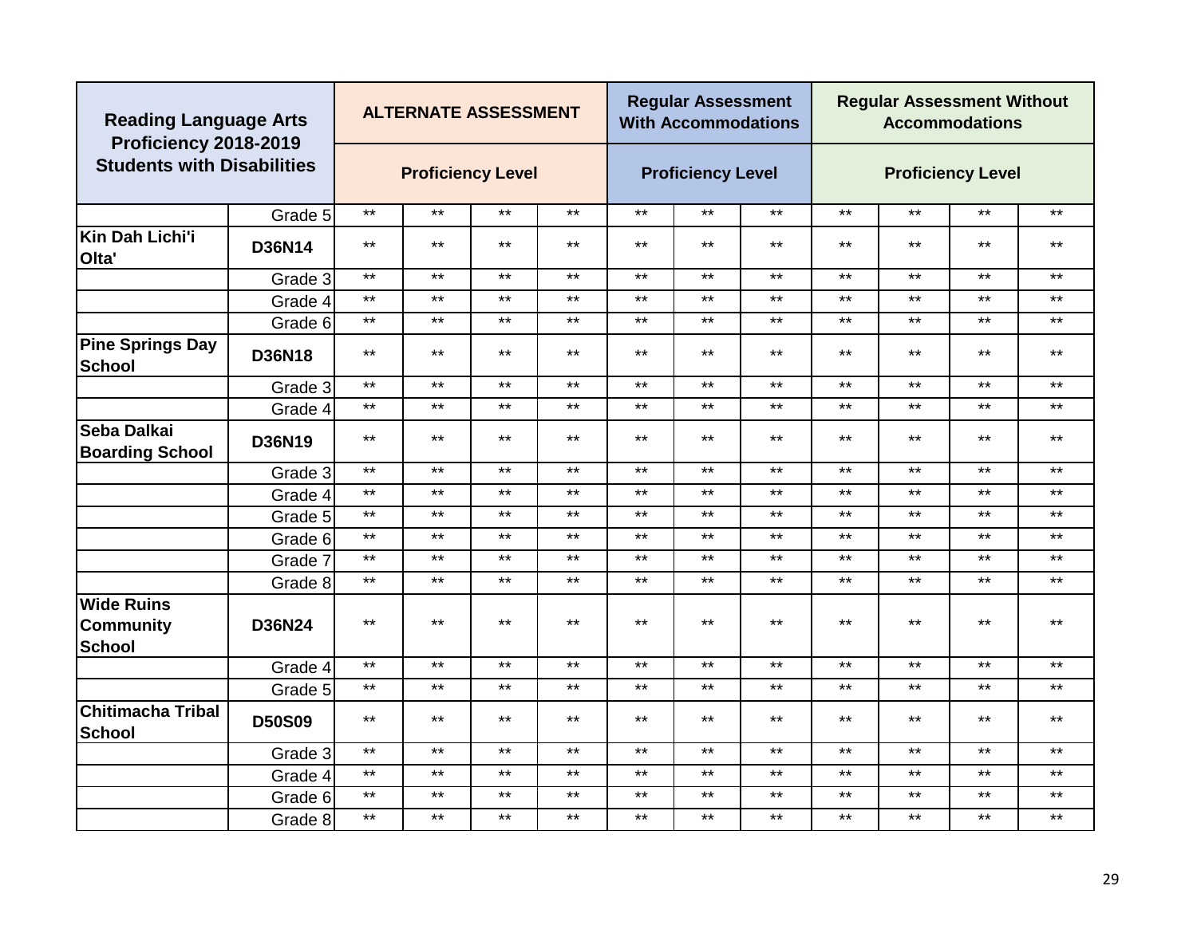| Reading Language Arts Proficiency 2018-2019 Students with Disabilities | | ALTERNATE ASSESSMENT | | | | Regular Assessment With Accommodations | | | Regular Assessment Without Accommodations | | | |
|---|---|---|---|---|---|---|---|---|---|---|---|---|
| | | Proficiency Level | | | | Proficiency Level | | | Proficiency Level | | | |
| | Grade 5 | ** | ** | ** | ** | ** | ** | ** | ** | ** | ** | ** |
| **Kin Dah Lichi'i Olta'** | **D36N14** | ** | ** | ** | ** | ** | ** | ** | ** | ** | ** | ** |
| | Grade 3 | ** | ** | ** | ** | ** | ** | ** | ** | ** | ** | ** |
| | Grade 4 | ** | ** | ** | ** | ** | ** | ** | ** | ** | ** | ** |
| | Grade 6 | ** | ** | ** | ** | ** | ** | ** | ** | ** | ** | ** |
| **Pine Springs Day School** | **D36N18** | ** | ** | ** | ** | ** | ** | ** | ** | ** | ** | ** |
| | Grade 3 | ** | ** | ** | ** | ** | ** | ** | ** | ** | ** | ** |
| | Grade 4 | ** | ** | ** | ** | ** | ** | ** | ** | ** | ** | ** |
| **Seba Dalkai Boarding School** | **D36N19** | ** | ** | ** | ** | ** | ** | ** | ** | ** | ** | ** |
| | Grade 3 | ** | ** | ** | ** | ** | ** | ** | ** | ** | ** | ** |
| | Grade 4 | ** | ** | ** | ** | ** | ** | ** | ** | ** | ** | ** |
| | Grade 5 | ** | ** | ** | ** | ** | ** | ** | ** | ** | ** | ** |
| | Grade 6 | ** | ** | ** | ** | ** | ** | ** | ** | ** | ** | ** |
| | Grade 7 | ** | ** | ** | ** | ** | ** | ** | ** | ** | ** | ** |
| | Grade 8 | ** | ** | ** | ** | ** | ** | ** | ** | ** | ** | ** |
| **Wide Ruins Community School** | **D36N24** | ** | ** | ** | ** | ** | ** | ** | ** | ** | ** | ** |
| | Grade 4 | ** | ** | ** | ** | ** | ** | ** | ** | ** | ** | ** |
| | Grade 5 | ** | ** | ** | ** | ** | ** | ** | ** | ** | ** | ** |
| **Chitimacha Tribal School** | **D50S09** | ** | ** | ** | ** | ** | ** | ** | ** | ** | ** | ** |
| | Grade 3 | ** | ** | ** | ** | ** | ** | ** | ** | ** | ** | ** |
| | Grade 4 | ** | ** | ** | ** | ** | ** | ** | ** | ** | ** | ** |
| | Grade 6 | ** | ** | ** | ** | ** | ** | ** | ** | ** | ** | ** |
| | Grade 8 | ** | ** | ** | ** | ** | ** | ** | ** | ** | ** | ** |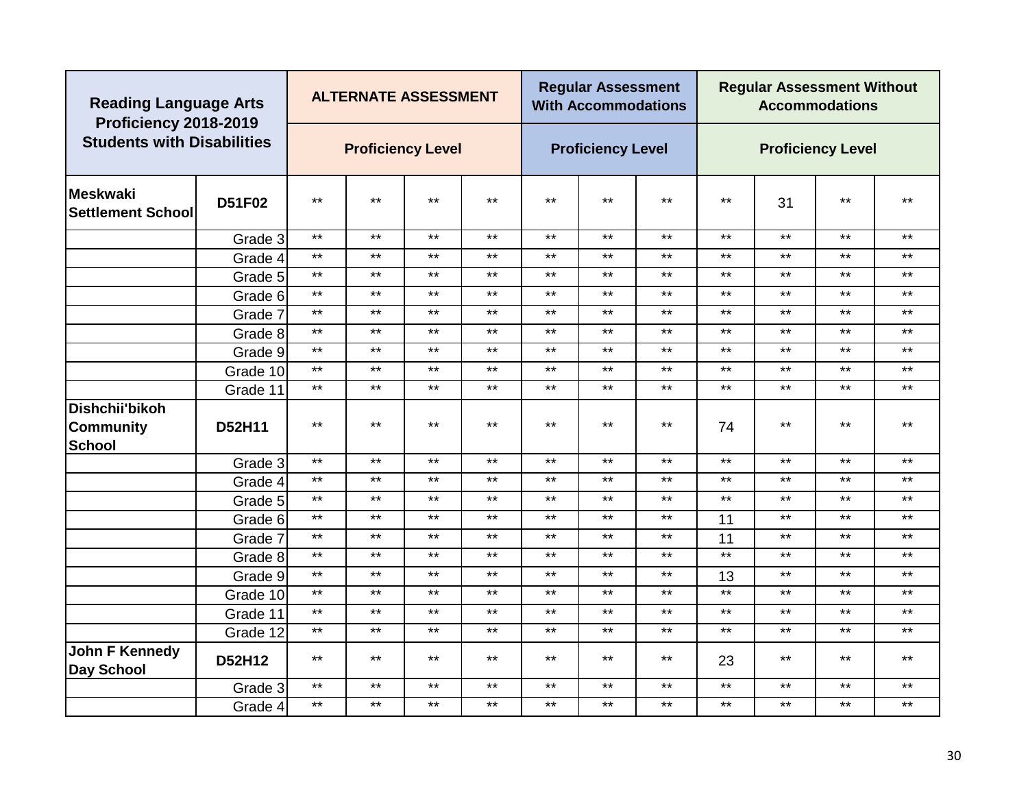| Reading Language Arts Proficiency 2018-2019 Students with Disabilities | | ALTERNATE ASSESSMENT | | | | Regular Assessment With Accommodations | | | Regular Assessment Without Accommodations | | | |
|---|---|---|---|---|---|---|---|---|---|---|---|---|
| | | Proficiency Level | | | | Proficiency Level | | | Proficiency Level | | | |
| **Meskwaki Settlement School** | **D51F02** | ** | ** | ** | ** | ** | ** | ** | ** | 31 | ** | ** |
| | Grade 3 | ** | ** | ** | ** | ** | ** | ** | ** | ** | ** | ** |
| | Grade 4 | ** | ** | ** | ** | ** | ** | ** | ** | ** | ** | ** |
| | Grade 5 | ** | ** | ** | ** | ** | ** | ** | ** | ** | ** | ** |
| | Grade 6 | ** | ** | ** | ** | ** | ** | ** | ** | ** | ** | ** |
| | Grade 7 | ** | ** | ** | ** | ** | ** | ** | ** | ** | ** | ** |
| | Grade 8 | ** | ** | ** | ** | ** | ** | ** | ** | ** | ** | ** |
| | Grade 9 | ** | ** | ** | ** | ** | ** | ** | ** | ** | ** | ** |
| | Grade 10 | ** | ** | ** | ** | ** | ** | ** | ** | ** | ** | ** |
| | Grade 11 | ** | ** | ** | ** | ** | ** | ** | ** | ** | ** | ** |
| **Dishchii'bikoh Community School** | **D52H11** | ** | ** | ** | ** | ** | ** | ** | 74 | ** | ** | ** |
| | Grade 3 | ** | ** | ** | ** | ** | ** | ** | ** | ** | ** | ** |
| | Grade 4 | ** | ** | ** | ** | ** | ** | ** | ** | ** | ** | ** |
| | Grade 5 | ** | ** | ** | ** | ** | ** | ** | ** | ** | ** | ** |
| | Grade 6 | ** | ** | ** | ** | ** | ** | ** | 11 | ** | ** | ** |
| | Grade 7 | ** | ** | ** | ** | ** | ** | ** | 11 | ** | ** | ** |
| | Grade 8 | ** | ** | ** | ** | ** | ** | ** | ** | ** | ** | ** |
| | Grade 9 | ** | ** | ** | ** | ** | ** | ** | 13 | ** | ** | ** |
| | Grade 10 | ** | ** | ** | ** | ** | ** | ** | ** | ** | ** | ** |
| | Grade 11 | ** | ** | ** | ** | ** | ** | ** | ** | ** | ** | ** |
| | Grade 12 | ** | ** | ** | ** | ** | ** | ** | ** | ** | ** | ** |
| **John F Kennedy Day School** | **D52H12** | ** | ** | ** | ** | ** | ** | ** | 23 | ** | ** | ** |
| | Grade 3 | ** | ** | ** | ** | ** | ** | ** | ** | ** | ** | ** |
| | Grade 4 | ** | ** | ** | ** | ** | ** | ** | ** | ** | ** | ** |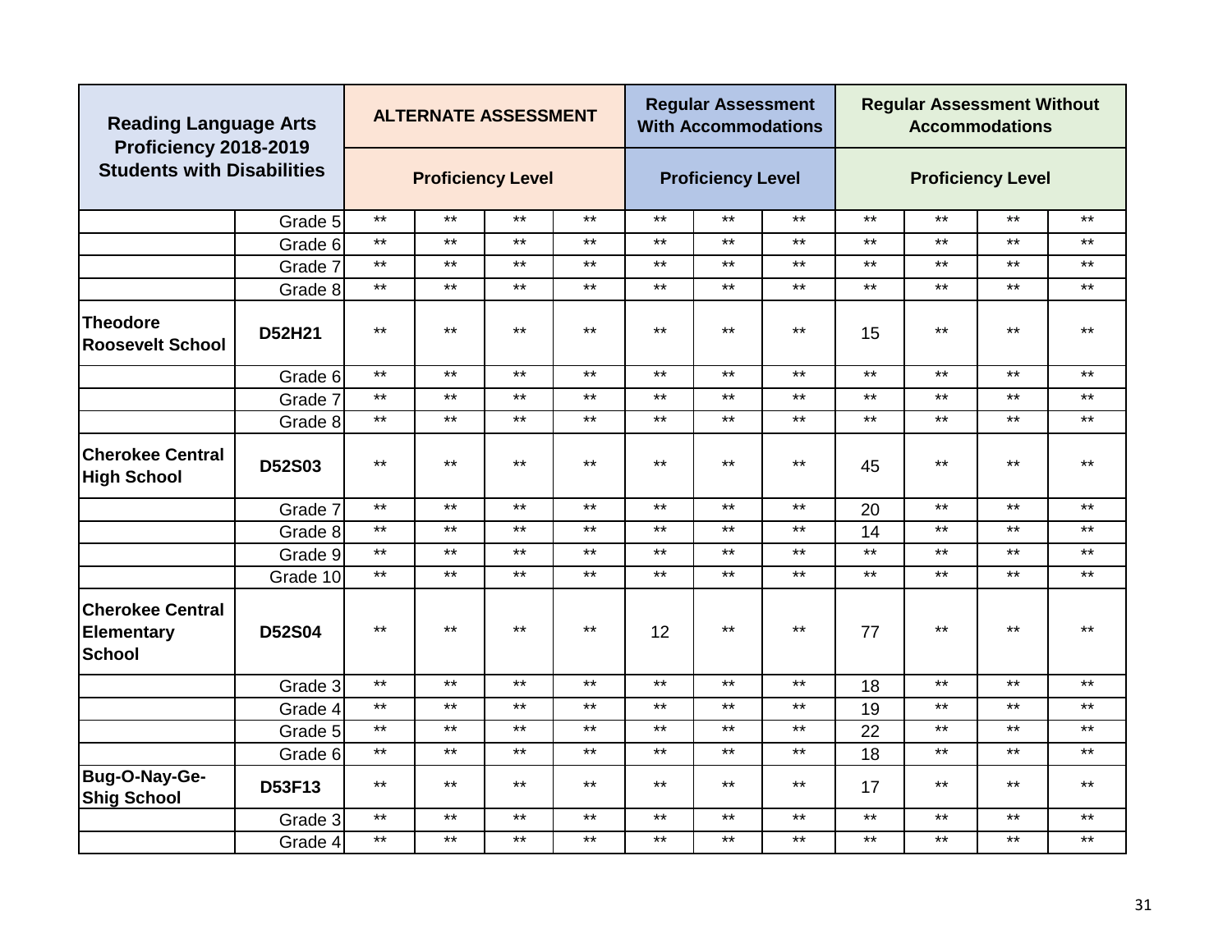| Reading Language Arts Proficiency 2018-2019 Students with Disabilities | | ALTERNATE ASSESSMENT | | | | Regular Assessment With Accommodations | | | Regular Assessment Without Accommodations | | | |
|---|---|---|---|---|---|---|---|---|---|---|---|---|
| | | Proficiency Level | | | | Proficiency Level | | | Proficiency Level | | | |
| | Grade 5 | ** | ** | ** | ** | ** | ** | ** | ** | ** | ** | ** |
| | Grade 6 | ** | ** | ** | ** | ** | ** | ** | ** | ** | ** | ** |
| | Grade 7 | ** | ** | ** | ** | ** | ** | ** | ** | ** | ** | ** |
| | Grade 8 | ** | ** | ** | ** | ** | ** | ** | ** | ** | ** | ** |
| **Theodore Roosevelt School** | **D52H21** | ** | ** | ** | ** | ** | ** | ** | 15 | ** | ** | ** |
| | Grade 6 | ** | ** | ** | ** | ** | ** | ** | ** | ** | ** | ** |
| | Grade 7 | ** | ** | ** | ** | ** | ** | ** | ** | ** | ** | ** |
| | Grade 8 | ** | ** | ** | ** | ** | ** | ** | ** | ** | ** | ** |
| **Cherokee Central High School** | **D52S03** | ** | ** | ** | ** | ** | ** | ** | 45 | ** | ** | ** |
| | Grade 7 | ** | ** | ** | ** | ** | ** | ** | 20 | ** | ** | ** |
| | Grade 8 | ** | ** | ** | ** | ** | ** | ** | 14 | ** | ** | ** |
| | Grade 9 | ** | ** | ** | ** | ** | ** | ** | ** | ** | ** | ** |
| | Grade 10 | ** | ** | ** | ** | ** | ** | ** | ** | ** | ** | ** |
| **Cherokee Central Elementary School** | **D52S04** | ** | ** | ** | ** | 12 | ** | ** | 77 | ** | ** | ** |
| | Grade 3 | ** | ** | ** | ** | ** | ** | ** | 18 | ** | ** | ** |
| | Grade 4 | ** | ** | ** | ** | ** | ** | ** | 19 | ** | ** | ** |
| | Grade 5 | ** | ** | ** | ** | ** | ** | ** | 22 | ** | ** | ** |
| | Grade 6 | ** | ** | ** | ** | ** | ** | ** | 18 | ** | ** | ** |
| **Bug-O-Nay-Ge-Shig School** | **D53F13** | ** | ** | ** | ** | ** | ** | ** | 17 | ** | ** | ** |
| | Grade 3 | ** | ** | ** | ** | ** | ** | ** | ** | ** | ** | ** |
| | Grade 4 | ** | ** | ** | ** | ** | ** | ** | ** | ** | ** | ** |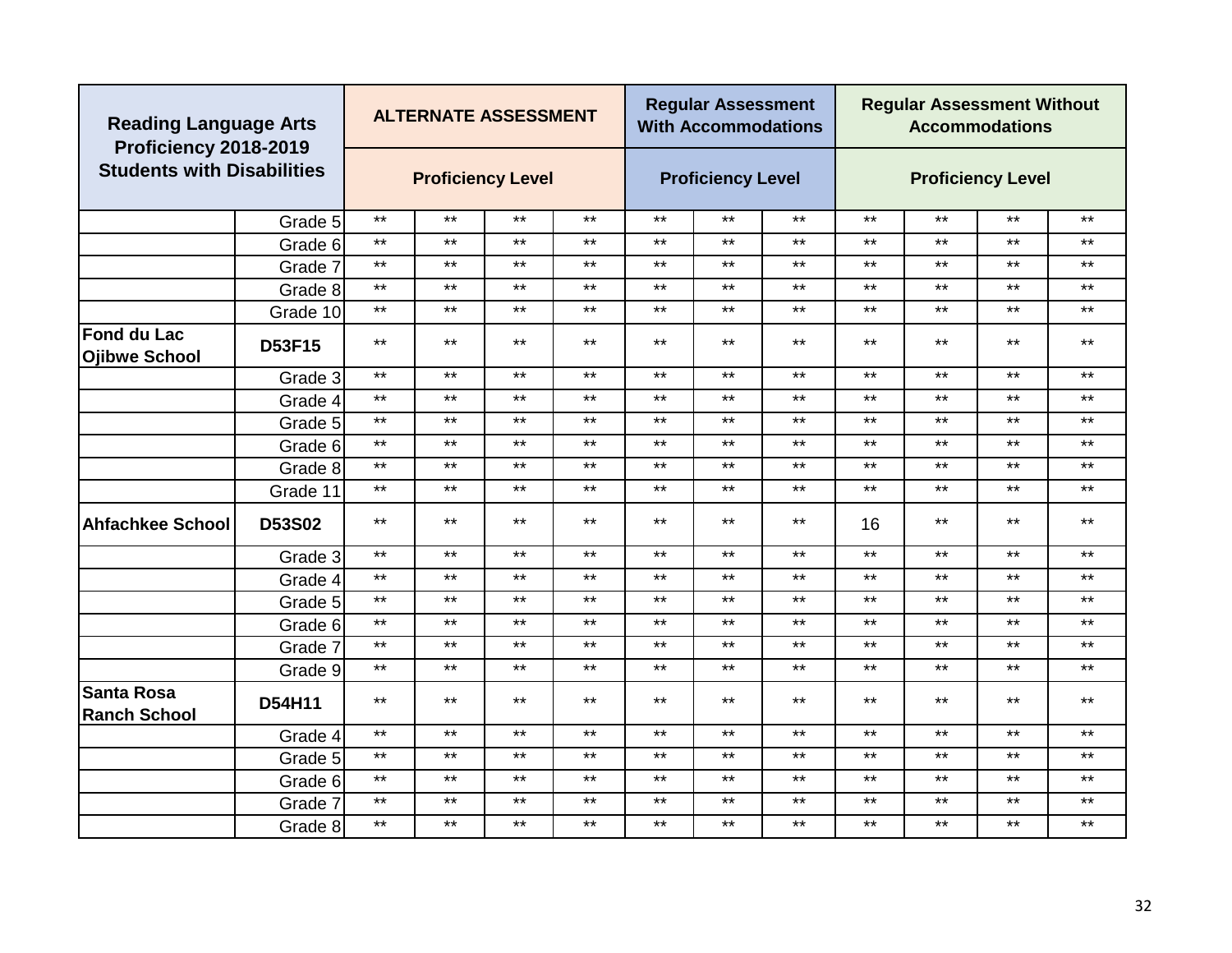| Reading Language Arts Proficiency 2018-2019 Students with Disabilities | | ALTERNATE ASSESSMENT | | | | Regular Assessment With Accommodations | | | Regular Assessment Without Accommodations | | | |
|---|---|---|---|---|---|---|---|---|---|---|---|---|
| | | Proficiency Level | | | | Proficiency Level | | | Proficiency Level | | | |
| | Grade 5 | ** | ** | ** | ** | ** | ** | ** | ** | ** | ** | ** |
| | Grade 6 | ** | ** | ** | ** | ** | ** | ** | ** | ** | ** | ** |
| | Grade 7 | ** | ** | ** | ** | ** | ** | ** | ** | ** | ** | ** |
| | Grade 8 | ** | ** | ** | ** | ** | ** | ** | ** | ** | ** | ** |
| | Grade 10 | ** | ** | ** | ** | ** | ** | ** | ** | ** | ** | ** |
| **Fond du Lac Ojibwe School** | **D53F15** | ** | ** | ** | ** | ** | ** | ** | ** | ** | ** | ** |
| | Grade 3 | ** | ** | ** | ** | ** | ** | ** | ** | ** | ** | ** |
| | Grade 4 | ** | ** | ** | ** | ** | ** | ** | ** | ** | ** | ** |
| | Grade 5 | ** | ** | ** | ** | ** | ** | ** | ** | ** | ** | ** |
| | Grade 6 | ** | ** | ** | ** | ** | ** | ** | ** | ** | ** | ** |
| | Grade 8 | ** | ** | ** | ** | ** | ** | ** | ** | ** | ** | ** |
| | Grade 11 | ** | ** | ** | ** | ** | ** | ** | ** | ** | ** | ** |
| **Ahfachkee School** | **D53S02** | ** | ** | ** | ** | ** | ** | ** | 16 | ** | ** | ** |
| | Grade 3 | ** | ** | ** | ** | ** | ** | ** | ** | ** | ** | ** |
| | Grade 4 | ** | ** | ** | ** | ** | ** | ** | ** | ** | ** | ** |
| | Grade 5 | ** | ** | ** | ** | ** | ** | ** | ** | ** | ** | ** |
| | Grade 6 | ** | ** | ** | ** | ** | ** | ** | ** | ** | ** | ** |
| | Grade 7 | ** | ** | ** | ** | ** | ** | ** | ** | ** | ** | ** |
| | Grade 9 | ** | ** | ** | ** | ** | ** | ** | ** | ** | ** | ** |
| **Santa Rosa Ranch School** | **D54H11** | ** | ** | ** | ** | ** | ** | ** | ** | ** | ** | ** |
| | Grade 4 | ** | ** | ** | ** | ** | ** | ** | ** | ** | ** | ** |
| | Grade 5 | ** | ** | ** | ** | ** | ** | ** | ** | ** | ** | ** |
| | Grade 6 | ** | ** | ** | ** | ** | ** | ** | ** | ** | ** | ** |
| | Grade 7 | ** | ** | ** | ** | ** | ** | ** | ** | ** | ** | ** |
| | Grade 8 | ** | ** | ** | ** | ** | ** | ** | ** | ** | ** | ** |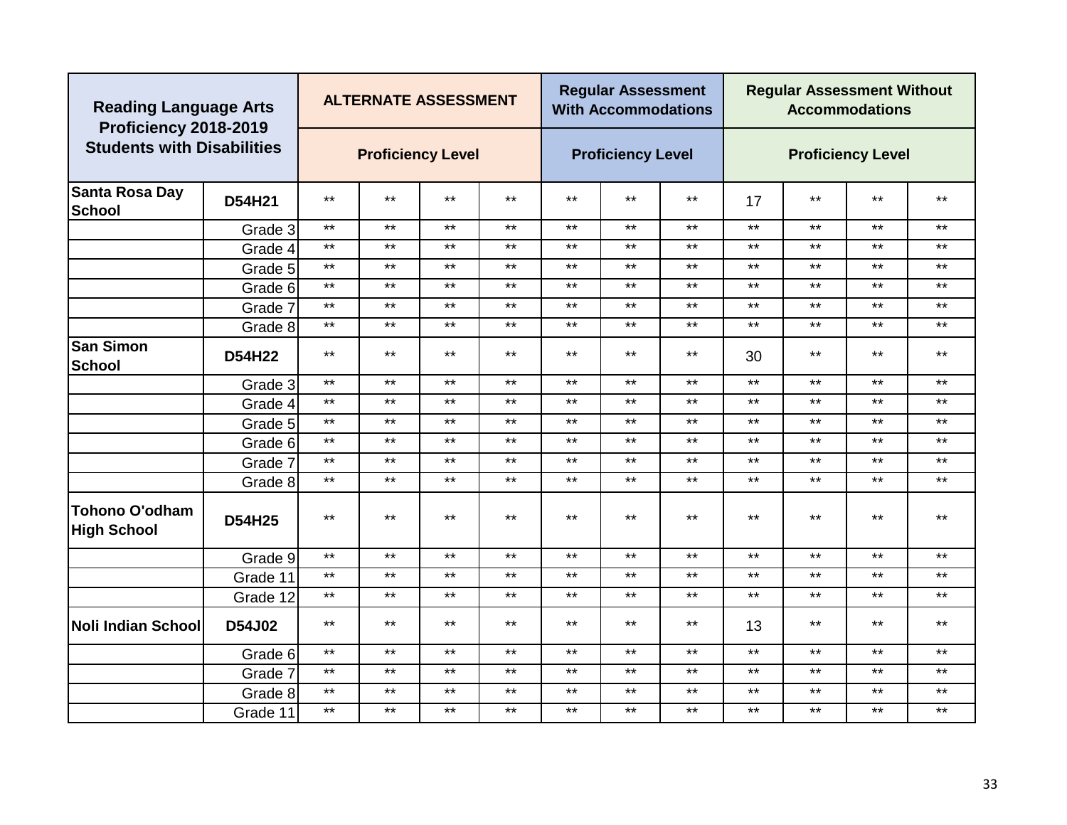| Reading Language Arts Proficiency 2018-2019 Students with Disabilities | | ALTERNATE ASSESSMENT | | | | Regular Assessment With Accommodations | | | Regular Assessment Without Accommodations | | | |
|---|---|---|---|---|---|---|---|---|---|---|---|---|
| | | Proficiency Level | | | | Proficiency Level | | | Proficiency Level | | | |
| **Santa Rosa Day School** | **D54H21** | ** | ** | ** | ** | ** | ** | ** | 17 | ** | ** | ** |
| | Grade 3 | ** | ** | ** | ** | ** | ** | ** | ** | ** | ** | ** |
| | Grade 4 | ** | ** | ** | ** | ** | ** | ** | ** | ** | ** | ** |
| | Grade 5 | ** | ** | ** | ** | ** | ** | ** | ** | ** | ** | ** |
| | Grade 6 | ** | ** | ** | ** | ** | ** | ** | ** | ** | ** | ** |
| | Grade 7 | ** | ** | ** | ** | ** | ** | ** | ** | ** | ** | ** |
| | Grade 8 | ** | ** | ** | ** | ** | ** | ** | ** | ** | ** | ** |
| **San Simon School** | **D54H22** | ** | ** | ** | ** | ** | ** | ** | 30 | ** | ** | ** |
| | Grade 3 | ** | ** | ** | ** | ** | ** | ** | ** | ** | ** | ** |
| | Grade 4 | ** | ** | ** | ** | ** | ** | ** | ** | ** | ** | ** |
| | Grade 5 | ** | ** | ** | ** | ** | ** | ** | ** | ** | ** | ** |
| | Grade 6 | ** | ** | ** | ** | ** | ** | ** | ** | ** | ** | ** |
| | Grade 7 | ** | ** | ** | ** | ** | ** | ** | ** | ** | ** | ** |
| | Grade 8 | ** | ** | ** | ** | ** | ** | ** | ** | ** | ** | ** |
| **Tohono O'odham High School** | **D54H25** | ** | ** | ** | ** | ** | ** | ** | ** | ** | ** | ** |
| | Grade 9 | ** | ** | ** | ** | ** | ** | ** | ** | ** | ** | ** |
| | Grade 11 | ** | ** | ** | ** | ** | ** | ** | ** | ** | ** | ** |
| | Grade 12 | ** | ** | ** | ** | ** | ** | ** | ** | ** | ** | ** |
| **Noli Indian School** | **D54J02** | ** | ** | ** | ** | ** | ** | ** | 13 | ** | ** | ** |
| | Grade 6 | ** | ** | ** | ** | ** | ** | ** | ** | ** | ** | ** |
| | Grade 7 | ** | ** | ** | ** | ** | ** | ** | ** | ** | ** | ** |
| | Grade 8 | ** | ** | ** | ** | ** | ** | ** | ** | ** | ** | ** |
| | Grade 11 | ** | ** | ** | ** | ** | ** | ** | ** | ** | ** | ** |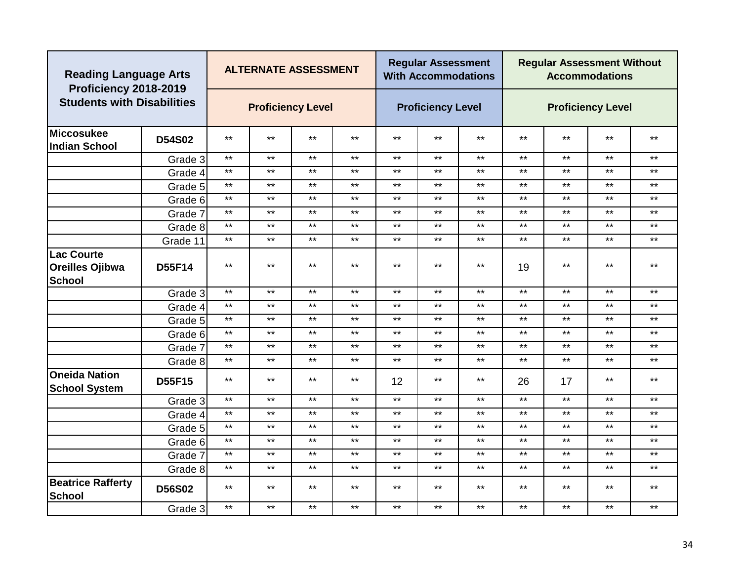| Reading Language Arts Proficiency 2018-2019 Students with Disabilities | | ALTERNATE ASSESSMENT | | | | Regular Assessment With Accommodations | | | Regular Assessment Without Accommodations | | | |
|---|---|---|---|---|---|---|---|---|---|---|---|---|
| | | Proficiency Level | | | | Proficiency Level | | | Proficiency Level | | | |
| **Miccosukee Indian School** | **D54S02** | ** | ** | ** | ** | ** | ** | ** | ** | ** | ** | ** |
| | Grade 3 | ** | ** | ** | ** | ** | ** | ** | ** | ** | ** | ** |
| | Grade 4 | ** | ** | ** | ** | ** | ** | ** | ** | ** | ** | ** |
| | Grade 5 | ** | ** | ** | ** | ** | ** | ** | ** | ** | ** | ** |
| | Grade 6 | ** | ** | ** | ** | ** | ** | ** | ** | ** | ** | ** |
| | Grade 7 | ** | ** | ** | ** | ** | ** | ** | ** | ** | ** | ** |
| | Grade 8 | ** | ** | ** | ** | ** | ** | ** | ** | ** | ** | ** |
| | Grade 11 | ** | ** | ** | ** | ** | ** | ** | ** | ** | ** | ** |
| **Lac Courte Oreilles Ojibwa School** | **D55F14** | ** | ** | ** | ** | ** | ** | ** | 19 | ** | ** | ** |
| | Grade 3 | ** | ** | ** | ** | ** | ** | ** | ** | ** | ** | ** |
| | Grade 4 | ** | ** | ** | ** | ** | ** | ** | ** | ** | ** | ** |
| | Grade 5 | ** | ** | ** | ** | ** | ** | ** | ** | ** | ** | ** |
| | Grade 6 | ** | ** | ** | ** | ** | ** | ** | ** | ** | ** | ** |
| | Grade 7 | ** | ** | ** | ** | ** | ** | ** | ** | ** | ** | ** |
| | Grade 8 | ** | ** | ** | ** | ** | ** | ** | ** | ** | ** | ** |
| **Oneida Nation School System** | **D55F15** | ** | ** | ** | ** | 12 | ** | ** | 26 | 17 | ** | ** |
| | Grade 3 | ** | ** | ** | ** | ** | ** | ** | ** | ** | ** | ** |
| | Grade 4 | ** | ** | ** | ** | ** | ** | ** | ** | ** | ** | ** |
| | Grade 5 | ** | ** | ** | ** | ** | ** | ** | ** | ** | ** | ** |
| | Grade 6 | ** | ** | ** | ** | ** | ** | ** | ** | ** | ** | ** |
| | Grade 7 | ** | ** | ** | ** | ** | ** | ** | ** | ** | ** | ** |
| | Grade 8 | ** | ** | ** | ** | ** | ** | ** | ** | ** | ** | ** |
| **Beatrice Rafferty School** | **D56S02** | ** | ** | ** | ** | ** | ** | ** | ** | ** | ** | ** |
| | Grade 3 | ** | ** | ** | ** | ** | ** | ** | ** | ** | ** | ** |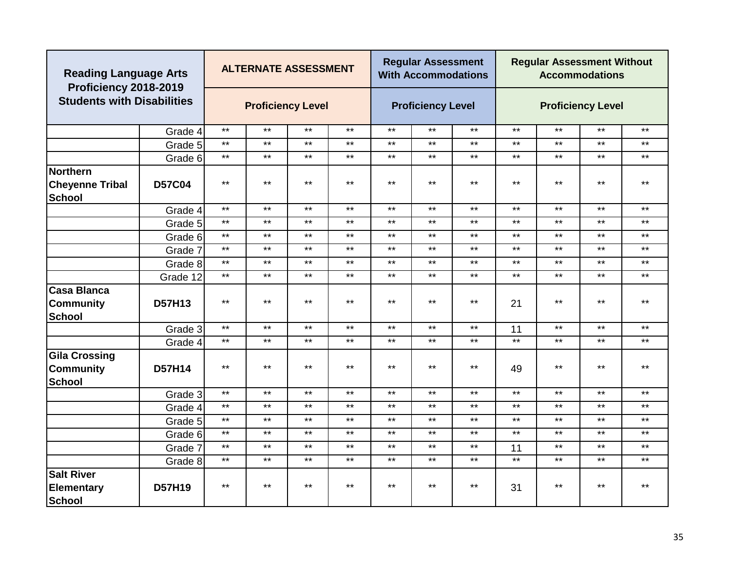| Reading Language Arts Proficiency 2018-2019 Students with Disabilities | | ALTERNATE ASSESSMENT | | | | Regular Assessment With Accommodations | | | Regular Assessment Without Accommodations | | | |
|---|---|---|---|---|---|---|---|---|---|---|---|---|
| | | Proficiency Level | | | | Proficiency Level | | | Proficiency Level | | | |
| | Grade 4 | ** | ** | ** | ** | ** | ** | ** | ** | ** | ** | ** |
| | Grade 5 | ** | ** | ** | ** | ** | ** | ** | ** | ** | ** | ** |
| | Grade 6 | ** | ** | ** | ** | ** | ** | ** | ** | ** | ** | ** |
| **Northern Cheyenne Tribal School** | **D57C04** | ** | ** | ** | ** | ** | ** | ** | ** | ** | ** | ** |
| | Grade 4 | ** | ** | ** | ** | ** | ** | ** | ** | ** | ** | ** |
| | Grade 5 | ** | ** | ** | ** | ** | ** | ** | ** | ** | ** | ** |
| | Grade 6 | ** | ** | ** | ** | ** | ** | ** | ** | ** | ** | ** |
| | Grade 7 | ** | ** | ** | ** | ** | ** | ** | ** | ** | ** | ** |
| | Grade 8 | ** | ** | ** | ** | ** | ** | ** | ** | ** | ** | ** |
| | Grade 12 | ** | ** | ** | ** | ** | ** | ** | ** | ** | ** | ** |
| **Casa Blanca Community School** | **D57H13** | ** | ** | ** | ** | ** | ** | ** | 21 | ** | ** | ** |
| | Grade 3 | ** | ** | ** | ** | ** | ** | ** | 11 | ** | ** | ** |
| | Grade 4 | ** | ** | ** | ** | ** | ** | ** | ** | ** | ** | ** |
| **Gila Crossing Community School** | **D57H14** | ** | ** | ** | ** | ** | ** | ** | 49 | ** | ** | ** |
| | Grade 3 | ** | ** | ** | ** | ** | ** | ** | ** | ** | ** | ** |
| | Grade 4 | ** | ** | ** | ** | ** | ** | ** | ** | ** | ** | ** |
| | Grade 5 | ** | ** | ** | ** | ** | ** | ** | ** | ** | ** | ** |
| | Grade 6 | ** | ** | ** | ** | ** | ** | ** | ** | ** | ** | ** |
| | Grade 7 | ** | ** | ** | ** | ** | ** | ** | 11 | ** | ** | ** |
| | Grade 8 | ** | ** | ** | ** | ** | ** | ** | ** | ** | ** | ** |
| **Salt River Elementary School** | **D57H19** | ** | ** | ** | ** | ** | ** | ** | 31 | ** | ** | ** |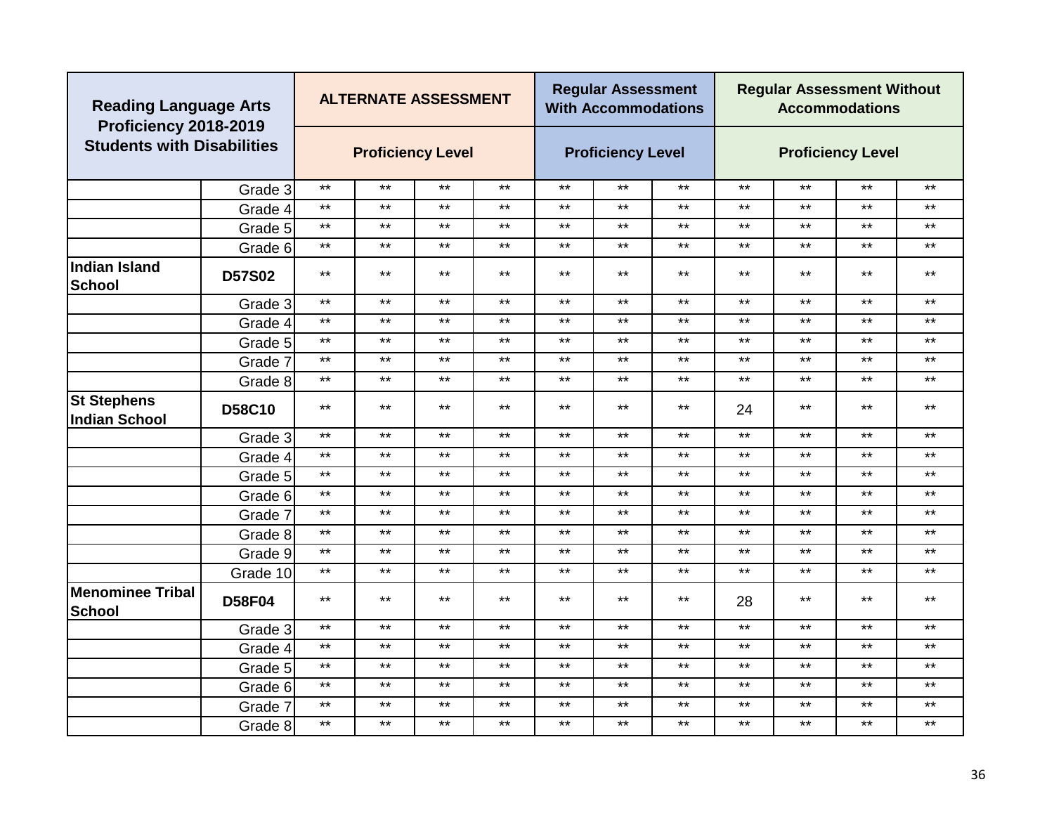| Reading Language Arts Proficiency 2018-2019 Students with Disabilities | | ALTERNATE ASSESSMENT | | | | Regular Assessment With Accommodations | | | Regular Assessment Without Accommodations | | | |
|---|---|---|---|---|---|---|---|---|---|---|---|---|
| | | Proficiency Level | | | | Proficiency Level | | | Proficiency Level | | | |
| | Grade 3 | ** | ** | ** | ** | ** | ** | ** | ** | ** | ** | ** |
| | Grade 4 | ** | ** | ** | ** | ** | ** | ** | ** | ** | ** | ** |
| | Grade 5 | ** | ** | ** | ** | ** | ** | ** | ** | ** | ** | ** |
| | Grade 6 | ** | ** | ** | ** | ** | ** | ** | ** | ** | ** | ** |
| **Indian Island School** | **D57S02** | ** | ** | ** | ** | ** | ** | ** | ** | ** | ** | ** |
| | Grade 3 | ** | ** | ** | ** | ** | ** | ** | ** | ** | ** | ** |
| | Grade 4 | ** | ** | ** | ** | ** | ** | ** | ** | ** | ** | ** |
| | Grade 5 | ** | ** | ** | ** | ** | ** | ** | ** | ** | ** | ** |
| | Grade 7 | ** | ** | ** | ** | ** | ** | ** | ** | ** | ** | ** |
| | Grade 8 | ** | ** | ** | ** | ** | ** | ** | ** | ** | ** | ** |
| **St Stephens Indian School** | **D58C10** | ** | ** | ** | ** | ** | ** | ** | 24 | ** | ** | ** |
| | Grade 3 | ** | ** | ** | ** | ** | ** | ** | ** | ** | ** | ** |
| | Grade 4 | ** | ** | ** | ** | ** | ** | ** | ** | ** | ** | ** |
| | Grade 5 | ** | ** | ** | ** | ** | ** | ** | ** | ** | ** | ** |
| | Grade 6 | ** | ** | ** | ** | ** | ** | ** | ** | ** | ** | ** |
| | Grade 7 | ** | ** | ** | ** | ** | ** | ** | ** | ** | ** | ** |
| | Grade 8 | ** | ** | ** | ** | ** | ** | ** | ** | ** | ** | ** |
| | Grade 9 | ** | ** | ** | ** | ** | ** | ** | ** | ** | ** | ** |
| | Grade 10 | ** | ** | ** | ** | ** | ** | ** | ** | ** | ** | ** |
| **Menominee Tribal School** | **D58F04** | ** | ** | ** | ** | ** | ** | ** | 28 | ** | ** | ** |
| | Grade 3 | ** | ** | ** | ** | ** | ** | ** | ** | ** | ** | ** |
| | Grade 4 | ** | ** | ** | ** | ** | ** | ** | ** | ** | ** | ** |
| | Grade 5 | ** | ** | ** | ** | ** | ** | ** | ** | ** | ** | ** |
| | Grade 6 | ** | ** | ** | ** | ** | ** | ** | ** | ** | ** | ** |
| | Grade 7 | ** | ** | ** | ** | ** | ** | ** | ** | ** | ** | ** |
| | Grade 8 | ** | ** | ** | ** | ** | ** | ** | ** | ** | ** | ** |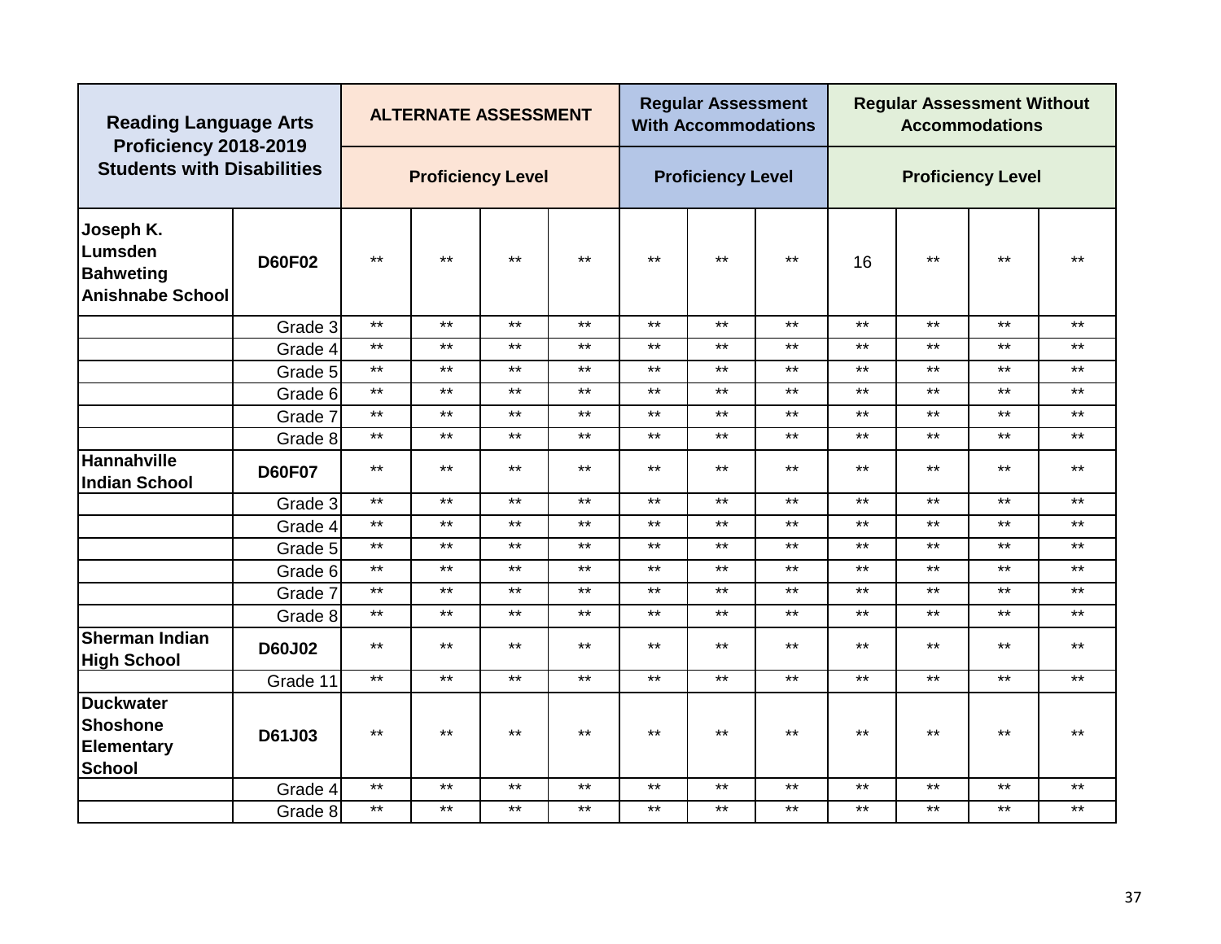| Reading Language Arts Proficiency 2018-2019 Students with Disabilities | | ALTERNATE ASSESSMENT | | | | Regular Assessment With Accommodations | | | Regular Assessment Without Accommodations | | | |
|---|---|---|---|---|---|---|---|---|---|---|---|---|
| | | Proficiency Level | | | | Proficiency Level | | | Proficiency Level | | | |
| **Joseph K. Lumsden Bahweting Anishnabe School** | **D60F02** | ** | ** | ** | ** | ** | ** | ** | 16 | ** | ** | ** |
| | Grade 3 | ** | ** | ** | ** | ** | ** | ** | ** | ** | ** | ** |
| | Grade 4 | ** | ** | ** | ** | ** | ** | ** | ** | ** | ** | ** |
| | Grade 5 | ** | ** | ** | ** | ** | ** | ** | ** | ** | ** | ** |
| | Grade 6 | ** | ** | ** | ** | ** | ** | ** | ** | ** | ** | ** |
| | Grade 7 | ** | ** | ** | ** | ** | ** | ** | ** | ** | ** | ** |
| | Grade 8 | ** | ** | ** | ** | ** | ** | ** | ** | ** | ** | ** |
| **Hannahville Indian School** | **D60F07** | ** | ** | ** | ** | ** | ** | ** | ** | ** | ** | ** |
| | Grade 3 | ** | ** | ** | ** | ** | ** | ** | ** | ** | ** | ** |
| | Grade 4 | ** | ** | ** | ** | ** | ** | ** | ** | ** | ** | ** |
| | Grade 5 | ** | ** | ** | ** | ** | ** | ** | ** | ** | ** | ** |
| | Grade 6 | ** | ** | ** | ** | ** | ** | ** | ** | ** | ** | ** |
| | Grade 7 | ** | ** | ** | ** | ** | ** | ** | ** | ** | ** | ** |
| | Grade 8 | ** | ** | ** | ** | ** | ** | ** | ** | ** | ** | ** |
| **Sherman Indian High School** | **D60J02** | ** | ** | ** | ** | ** | ** | ** | ** | ** | ** | ** |
| | Grade 11 | ** | ** | ** | ** | ** | ** | ** | ** | ** | ** | ** |
| **Duckwater Shoshone Elementary School** | **D61J03** | ** | ** | ** | ** | ** | ** | ** | ** | ** | ** | ** |
| | Grade 4 | ** | ** | ** | ** | ** | ** | ** | ** | ** | ** | ** |
| | Grade 8 | ** | ** | ** | ** | ** | ** | ** | ** | ** | ** | ** |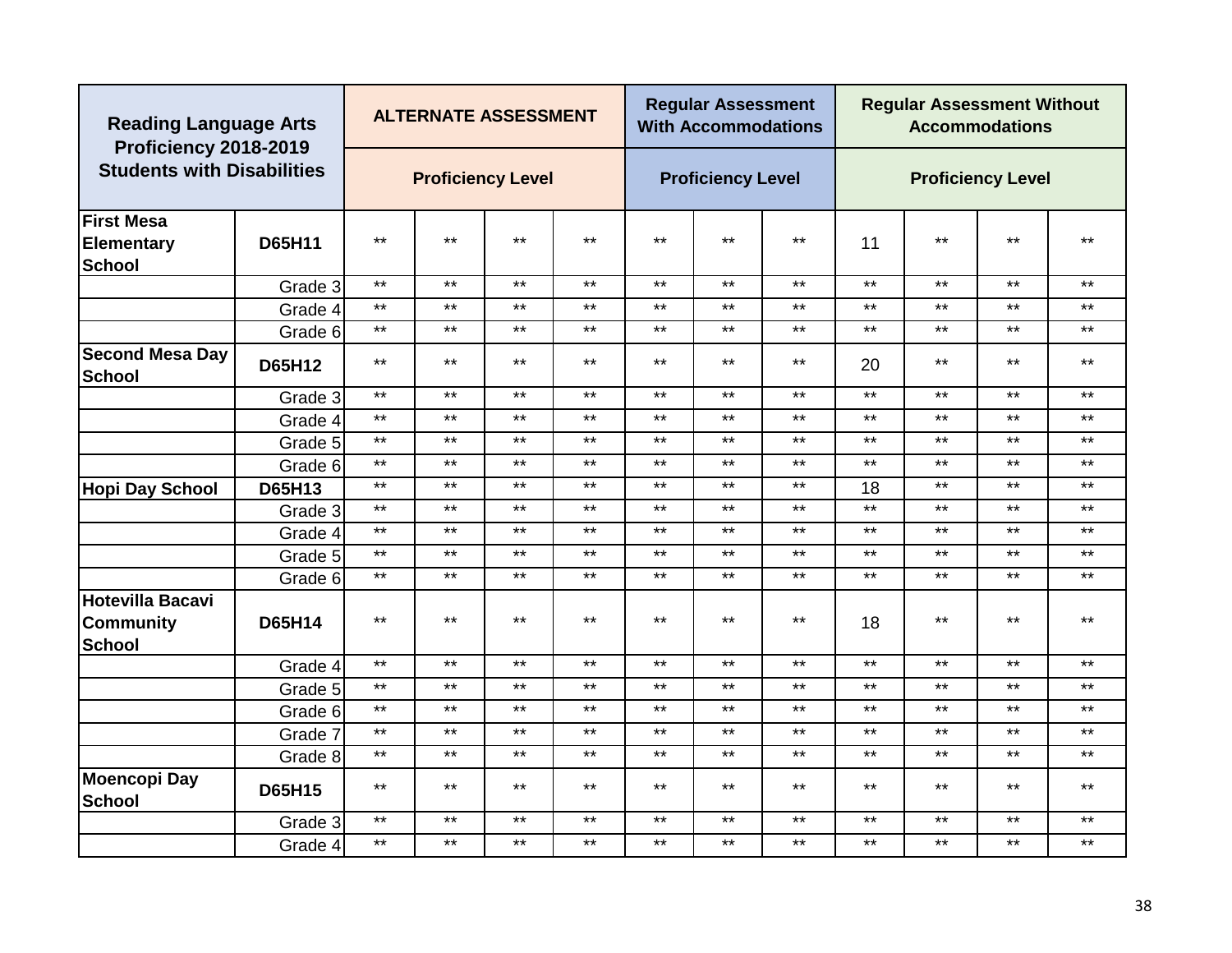| Reading Language Arts Proficiency 2018-2019 Students with Disabilities | | ALTERNATE ASSESSMENT | | | | Regular Assessment With Accommodations | | | Regular Assessment Without Accommodations | | | |
|---|---|---|---|---|---|---|---|---|---|---|---|---|
| | | Proficiency Level | | | | Proficiency Level | | | Proficiency Level | | | |
| **First Mesa Elementary School** | **D65H11** | ** | ** | ** | ** | ** | ** | ** | 11 | ** | ** | ** |
| | Grade 3 | ** | ** | ** | ** | ** | ** | ** | ** | ** | ** | ** |
| | Grade 4 | ** | ** | ** | ** | ** | ** | ** | ** | ** | ** | ** |
| | Grade 6 | ** | ** | ** | ** | ** | ** | ** | ** | ** | ** | ** |
| **Second Mesa Day School** | **D65H12** | ** | ** | ** | ** | ** | ** | ** | 20 | ** | ** | ** |
| | Grade 3 | ** | ** | ** | ** | ** | ** | ** | ** | ** | ** | ** |
| | Grade 4 | ** | ** | ** | ** | ** | ** | ** | ** | ** | ** | ** |
| | Grade 5 | ** | ** | ** | ** | ** | ** | ** | ** | ** | ** | ** |
| | Grade 6 | ** | ** | ** | ** | ** | ** | ** | ** | ** | ** | ** |
| **Hopi Day School** | **D65H13** | ** | ** | ** | ** | ** | ** | ** | 18 | ** | ** | ** |
| | Grade 3 | ** | ** | ** | ** | ** | ** | ** | ** | ** | ** | ** |
| | Grade 4 | ** | ** | ** | ** | ** | ** | ** | ** | ** | ** | ** |
| | Grade 5 | ** | ** | ** | ** | ** | ** | ** | ** | ** | ** | ** |
| | Grade 6 | ** | ** | ** | ** | ** | ** | ** | ** | ** | ** | ** |
| **Hotevilla Bacavi Community School** | **D65H14** | ** | ** | ** | ** | ** | ** | ** | 18 | ** | ** | ** |
| | Grade 4 | ** | ** | ** | ** | ** | ** | ** | ** | ** | ** | ** |
| | Grade 5 | ** | ** | ** | ** | ** | ** | ** | ** | ** | ** | ** |
| | Grade 6 | ** | ** | ** | ** | ** | ** | ** | ** | ** | ** | ** |
| | Grade 7 | ** | ** | ** | ** | ** | ** | ** | ** | ** | ** | ** |
| | Grade 8 | ** | ** | ** | ** | ** | ** | ** | ** | ** | ** | ** |
| **Moencopi Day School** | **D65H15** | ** | ** | ** | ** | ** | ** | ** | ** | ** | ** | ** |
| | Grade 3 | ** | ** | ** | ** | ** | ** | ** | ** | ** | ** | ** |
| | Grade 4 | ** | ** | ** | ** | ** | ** | ** | ** | ** | ** | ** |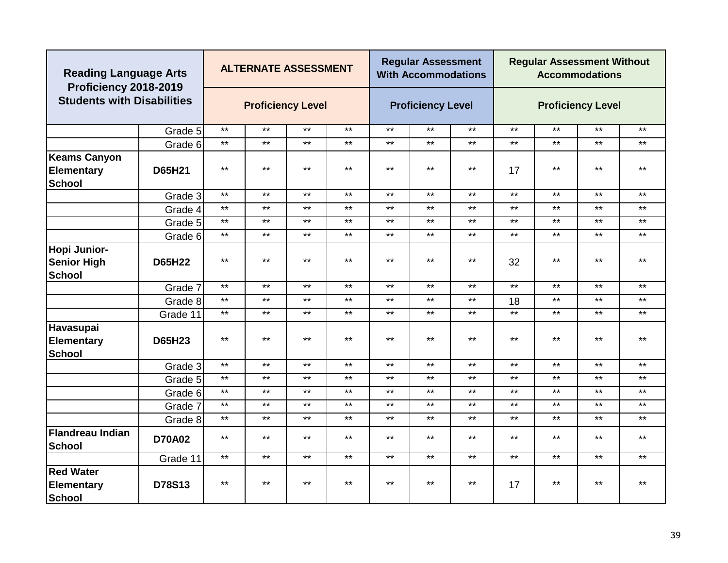| Reading Language Arts Proficiency 2018-2019 Students with Disabilities | | ALTERNATE ASSESSMENT | | | | Regular Assessment With Accommodations | | | Regular Assessment Without Accommodations | | | |
|---|---|---|---|---|---|---|---|---|---|---|---|---|
| | | Proficiency Level | | | | Proficiency Level | | | Proficiency Level | | | |
| | Grade 5 | ** | ** | ** | ** | ** | ** | ** | ** | ** | ** | ** |
| | Grade 6 | ** | ** | ** | ** | ** | ** | ** | ** | ** | ** | ** |
| **Keams Canyon Elementary School** | **D65H21** | ** | ** | ** | ** | ** | ** | ** | 17 | ** | ** | ** |
| | Grade 3 | ** | ** | ** | ** | ** | ** | ** | ** | ** | ** | ** |
| | Grade 4 | ** | ** | ** | ** | ** | ** | ** | ** | ** | ** | ** |
| | Grade 5 | ** | ** | ** | ** | ** | ** | ** | ** | ** | ** | ** |
| | Grade 6 | ** | ** | ** | ** | ** | ** | ** | ** | ** | ** | ** |
| **Hopi Junior-Senior High School** | **D65H22** | ** | ** | ** | ** | ** | ** | ** | 32 | ** | ** | ** |
| | Grade 7 | ** | ** | ** | ** | ** | ** | ** | ** | ** | ** | ** |
| | Grade 8 | ** | ** | ** | ** | ** | ** | ** | 18 | ** | ** | ** |
| | Grade 11 | ** | ** | ** | ** | ** | ** | ** | ** | ** | ** | ** |
| **Havasupai Elementary School** | **D65H23** | ** | ** | ** | ** | ** | ** | ** | ** | ** | ** | ** |
| | Grade 3 | ** | ** | ** | ** | ** | ** | ** | ** | ** | ** | ** |
| | Grade 5 | ** | ** | ** | ** | ** | ** | ** | ** | ** | ** | ** |
| | Grade 6 | ** | ** | ** | ** | ** | ** | ** | ** | ** | ** | ** |
| | Grade 7 | ** | ** | ** | ** | ** | ** | ** | ** | ** | ** | ** |
| | Grade 8 | ** | ** | ** | ** | ** | ** | ** | ** | ** | ** | ** |
| **Flandreau Indian School** | **D70A02** | ** | ** | ** | ** | ** | ** | ** | ** | ** | ** | ** |
| | Grade 11 | ** | ** | ** | ** | ** | ** | ** | ** | ** | ** | ** |
| **Red Water Elementary School** | **D78S13** | ** | ** | ** | ** | ** | ** | ** | 17 | ** | ** | ** |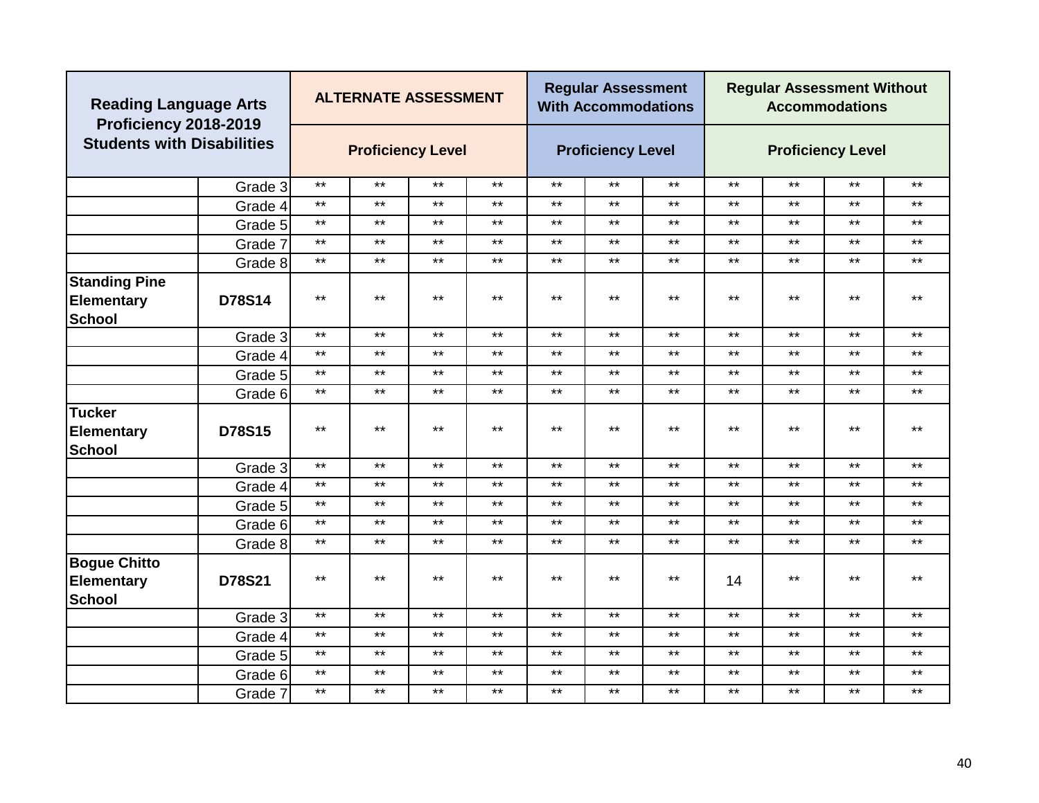| Reading Language Arts Proficiency 2018-2019 Students with Disabilities | | ALTERNATE ASSESSMENT | | | | Regular Assessment With Accommodations | | | Regular Assessment Without Accommodations | | | |
|---|---|---|---|---|---|---|---|---|---|---|---|---|
| | | Proficiency Level | | | | Proficiency Level | | | Proficiency Level | | | |
| | Grade 3 | ** | ** | ** | ** | ** | ** | ** | ** | ** | ** | ** |
| | Grade 4 | ** | ** | ** | ** | ** | ** | ** | ** | ** | ** | ** |
| | Grade 5 | ** | ** | ** | ** | ** | ** | ** | ** | ** | ** | ** |
| | Grade 7 | ** | ** | ** | ** | ** | ** | ** | ** | ** | ** | ** |
| | Grade 8 | ** | ** | ** | ** | ** | ** | ** | ** | ** | ** | ** |
| **Standing Pine Elementary School** | **D78S14** | ** | ** | ** | ** | ** | ** | ** | ** | ** | ** | ** |
| | Grade 3 | ** | ** | ** | ** | ** | ** | ** | ** | ** | ** | ** |
| | Grade 4 | ** | ** | ** | ** | ** | ** | ** | ** | ** | ** | ** |
| | Grade 5 | ** | ** | ** | ** | ** | ** | ** | ** | ** | ** | ** |
| | Grade 6 | ** | ** | ** | ** | ** | ** | ** | ** | ** | ** | ** |
| **Tucker Elementary School** | **D78S15** | ** | ** | ** | ** | ** | ** | ** | ** | ** | ** | ** |
| | Grade 3 | ** | ** | ** | ** | ** | ** | ** | ** | ** | ** | ** |
| | Grade 4 | ** | ** | ** | ** | ** | ** | ** | ** | ** | ** | ** |
| | Grade 5 | ** | ** | ** | ** | ** | ** | ** | ** | ** | ** | ** |
| | Grade 6 | ** | ** | ** | ** | ** | ** | ** | ** | ** | ** | ** |
| | Grade 8 | ** | ** | ** | ** | ** | ** | ** | ** | ** | ** | ** |
| **Bogue Chitto Elementary School** | **D78S21** | ** | ** | ** | ** | ** | ** | ** | 14 | ** | ** | ** |
| | Grade 3 | ** | ** | ** | ** | ** | ** | ** | ** | ** | ** | ** |
| | Grade 4 | ** | ** | ** | ** | ** | ** | ** | ** | ** | ** | ** |
| | Grade 5 | ** | ** | ** | ** | ** | ** | ** | ** | ** | ** | ** |
| | Grade 6 | ** | ** | ** | ** | ** | ** | ** | ** | ** | ** | ** |
| | Grade 7 | ** | ** | ** | ** | ** | ** | ** | ** | ** | ** | ** |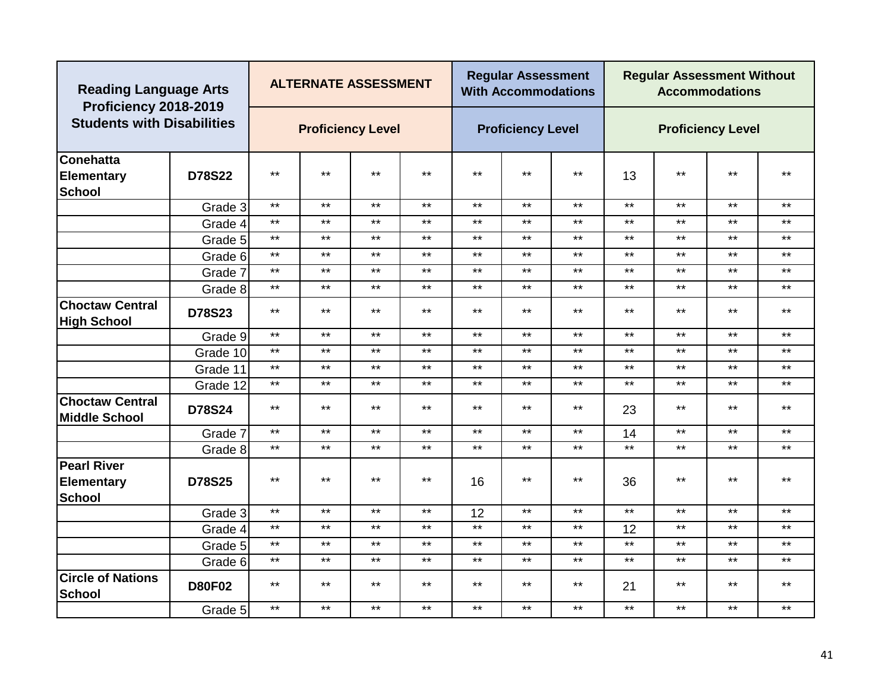| Reading Language Arts Proficiency 2018-2019 Students with Disabilities | | ALTERNATE ASSESSMENT | | | | Regular Assessment With Accommodations | | | Regular Assessment Without Accommodations | | | |
|---|---|---|---|---|---|---|---|---|---|---|---|---|
| | | Proficiency Level | | | | Proficiency Level | | | Proficiency Level | | | |
| Conehatta Elementary School | D78S22 | ** | ** | ** | ** | ** | ** | ** | 13 | ** | ** | ** |
| | Grade 3 | ** | ** | ** | ** | ** | ** | ** | ** | ** | ** | ** |
| | Grade 4 | ** | ** | ** | ** | ** | ** | ** | ** | ** | ** | ** |
| | Grade 5 | ** | ** | ** | ** | ** | ** | ** | ** | ** | ** | ** |
| | Grade 6 | ** | ** | ** | ** | ** | ** | ** | ** | ** | ** | ** |
| | Grade 7 | ** | ** | ** | ** | ** | ** | ** | ** | ** | ** | ** |
| | Grade 8 | ** | ** | ** | ** | ** | ** | ** | ** | ** | ** | ** |
| Choctaw Central High School | D78S23 | ** | ** | ** | ** | ** | ** | ** | ** | ** | ** | ** |
| | Grade 9 | ** | ** | ** | ** | ** | ** | ** | ** | ** | ** | ** |
| | Grade 10 | ** | ** | ** | ** | ** | ** | ** | ** | ** | ** | ** |
| | Grade 11 | ** | ** | ** | ** | ** | ** | ** | ** | ** | ** | ** |
| | Grade 12 | ** | ** | ** | ** | ** | ** | ** | ** | ** | ** | ** |
| Choctaw Central Middle School | D78S24 | ** | ** | ** | ** | ** | ** | ** | 23 | ** | ** | ** |
| | Grade 7 | ** | ** | ** | ** | ** | ** | ** | 14 | ** | ** | ** |
| | Grade 8 | ** | ** | ** | ** | ** | ** | ** | ** | ** | ** | ** |
| Pearl River Elementary School | D78S25 | ** | ** | ** | ** | 16 | ** | ** | 36 | ** | ** | ** |
| | Grade 3 | ** | ** | ** | ** | 12 | ** | ** | ** | ** | ** | ** |
| | Grade 4 | ** | ** | ** | ** | ** | ** | ** | 12 | ** | ** | ** |
| | Grade 5 | ** | ** | ** | ** | ** | ** | ** | ** | ** | ** | ** |
| | Grade 6 | ** | ** | ** | ** | ** | ** | ** | ** | ** | ** | ** |
| Circle of Nations School | D80F02 | ** | ** | ** | ** | ** | ** | ** | 21 | ** | ** | ** |
| | Grade 5 | ** | ** | ** | ** | ** | ** | ** | ** | ** | ** | ** |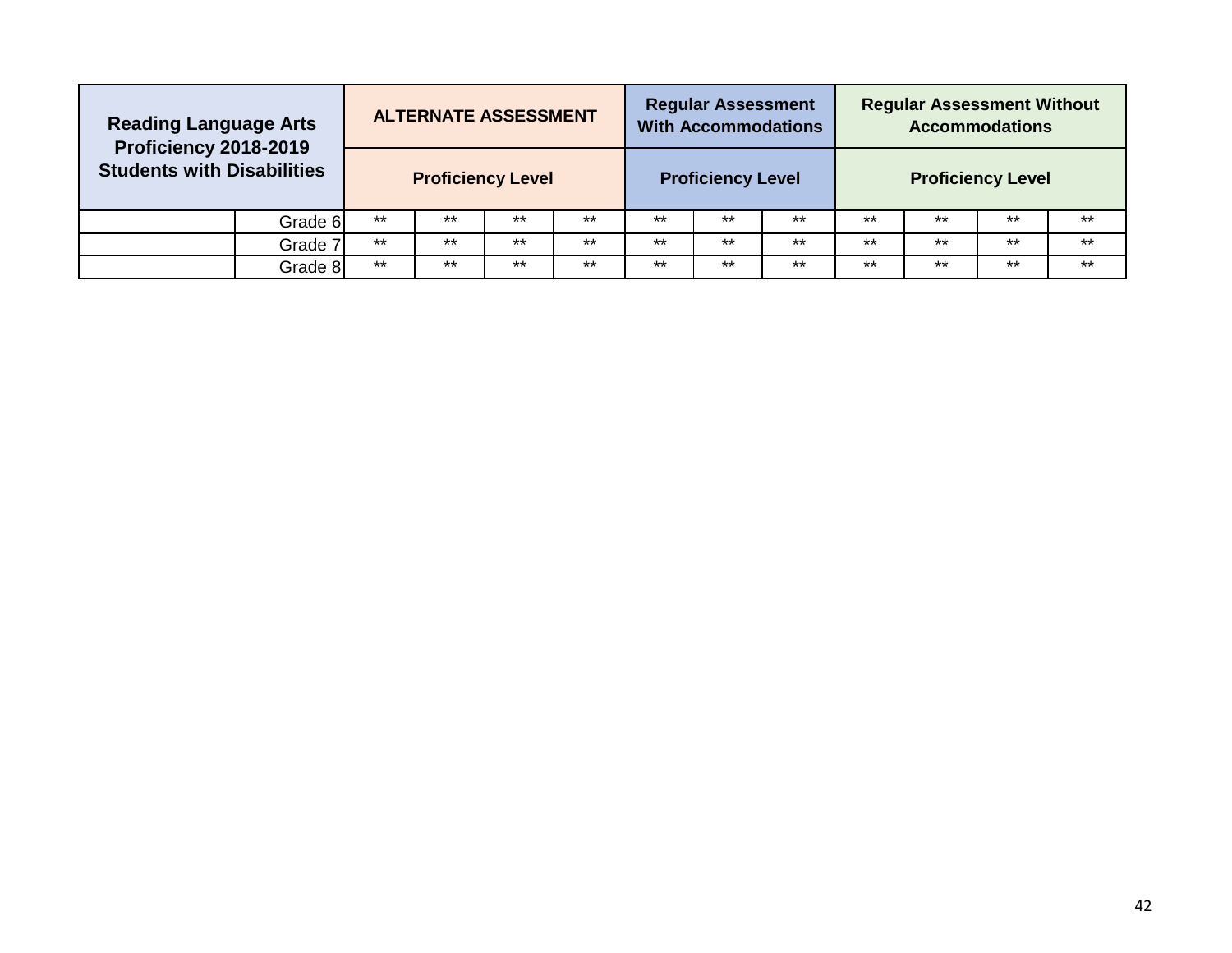| Reading Language Arts Proficiency 2018-2019 Students with Disabilities | | ALTERNATE ASSESSMENT | | | | Regular Assessment With Accommodations | | | Regular Assessment Without Accommodations | | | |
|---|---|---|---|---|---|---|---|---|---|---|---|---|
| | | Proficiency Level | | | | Proficiency Level | | | Proficiency Level | | | |
| | Grade 6 | ** | ** | ** | ** | ** | ** | ** | ** | ** | ** | ** |
| | Grade 7 | ** | ** | ** | ** | ** | ** | ** | ** | ** | ** | ** |
| | Grade 8 | ** | ** | ** | ** | ** | ** | ** | ** | ** | ** | ** |